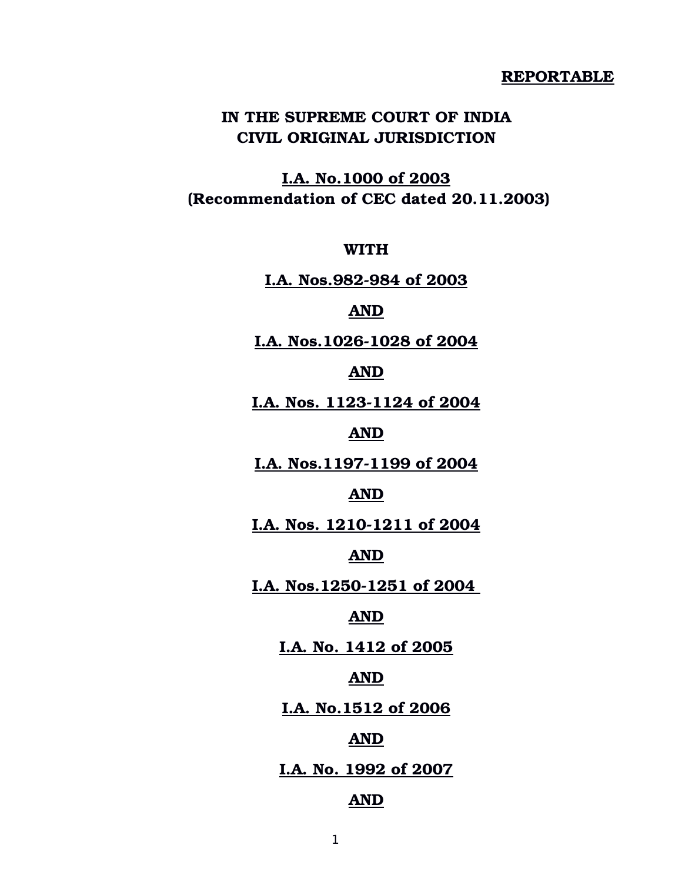**REPORTABLE**

**IN THE SUPREME COURT OF INDIA**
**CIVIL ORIGINAL JURISDICTION**

**I.A. No.1000 of 2003**
**(Recommendation of CEC dated 20.11.2003)**

**WITH**

**I.A. Nos.982-984 of 2003**

**AND**

**I.A. Nos.1026-1028 of 2004**

**AND**

**I.A. Nos. 1123-1124 of 2004**

**AND**

**I.A. Nos.1197-1199 of 2004**

**AND**

**I.A. Nos. 1210-1211 of 2004**

**AND**

**I.A. Nos.1250-1251 of 2004**

**AND**

**I.A. No. 1412 of 2005**

**AND**

**I.A. No.1512 of 2006**

**AND**

**I.A. No. 1992 of 2007**

**AND**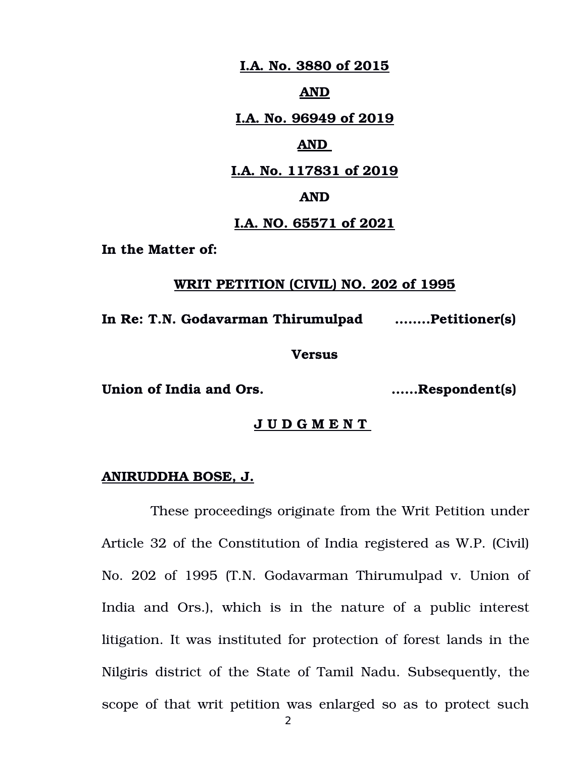**I.A. No. 3880 of 2015**

**AND**

**I.A. No. 96949 of 2019**

**AND**

**I.A. No. 117831 of 2019**

**AND**

**I.A. NO. 65571 of 2021**

**In the Matter of:**

**WRIT PETITION (CIVIL) NO. 202 of 1995**

**In Re: T.N. Godavarman Thirumulpad ........Petitioner(s)**

**Versus**

**Union of India and Ors. ......Respondent(s)**

**J U D G M E N T**

**ANIRUDDHA BOSE, J.**

These proceedings originate from the Writ Petition under Article 32 of the Constitution of India registered as W.P. (Civil) No. 202 of 1995 (T.N. Godavarman Thirumulpad v. Union of India and Ors.), which is in the nature of a public interest litigation. It was instituted for protection of forest lands in the Nilgiris district of the State of Tamil Nadu. Subsequently, the scope of that writ petition was enlarged so as to protect such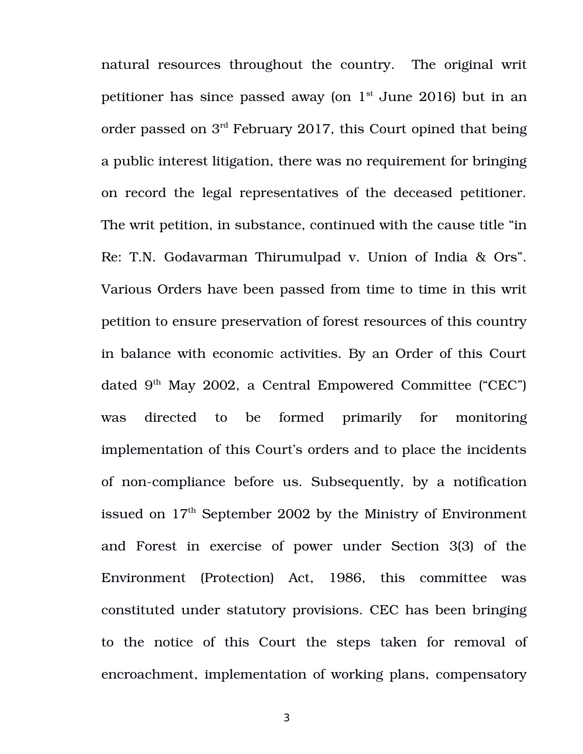natural resources throughout the country. The original writ petitioner has since passed away (on 1st June 2016) but in an order passed on 3rd February 2017, this Court opined that being a public interest litigation, there was no requirement for bringing on record the legal representatives of the deceased petitioner. The writ petition, in substance, continued with the cause title "in Re: T.N. Godavarman Thirumulpad v. Union of India & Ors". Various Orders have been passed from time to time in this writ petition to ensure preservation of forest resources of this country in balance with economic activities. By an Order of this Court dated 9th May 2002, a Central Empowered Committee ("CEC") was directed to be formed primarily for monitoring implementation of this Court's orders and to place the incidents of non-compliance before us. Subsequently, by a notification issued on 17th September 2002 by the Ministry of Environment and Forest in exercise of power under Section 3(3) of the Environment (Protection) Act, 1986, this committee was constituted under statutory provisions. CEC has been bringing to the notice of this Court the steps taken for removal of encroachment, implementation of working plans, compensatory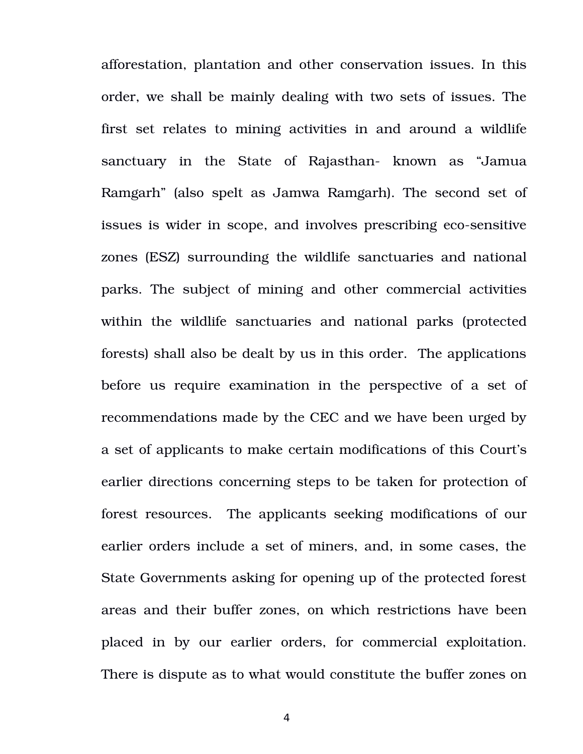afforestation, plantation and other conservation issues. In this order, we shall be mainly dealing with two sets of issues. The first set relates to mining activities in and around a wildlife sanctuary in the State of Rajasthan- known as "Jamua Ramgarh" (also spelt as Jamwa Ramgarh). The second set of issues is wider in scope, and involves prescribing eco-sensitive zones (ESZ) surrounding the wildlife sanctuaries and national parks. The subject of mining and other commercial activities within the wildlife sanctuaries and national parks (protected forests) shall also be dealt by us in this order. The applications before us require examination in the perspective of a set of recommendations made by the CEC and we have been urged by a set of applicants to make certain modifications of this Court's earlier directions concerning steps to be taken for protection of forest resources. The applicants seeking modifications of our earlier orders include a set of miners, and, in some cases, the State Governments asking for opening up of the protected forest areas and their buffer zones, on which restrictions have been placed in by our earlier orders, for commercial exploitation. There is dispute as to what would constitute the buffer zones on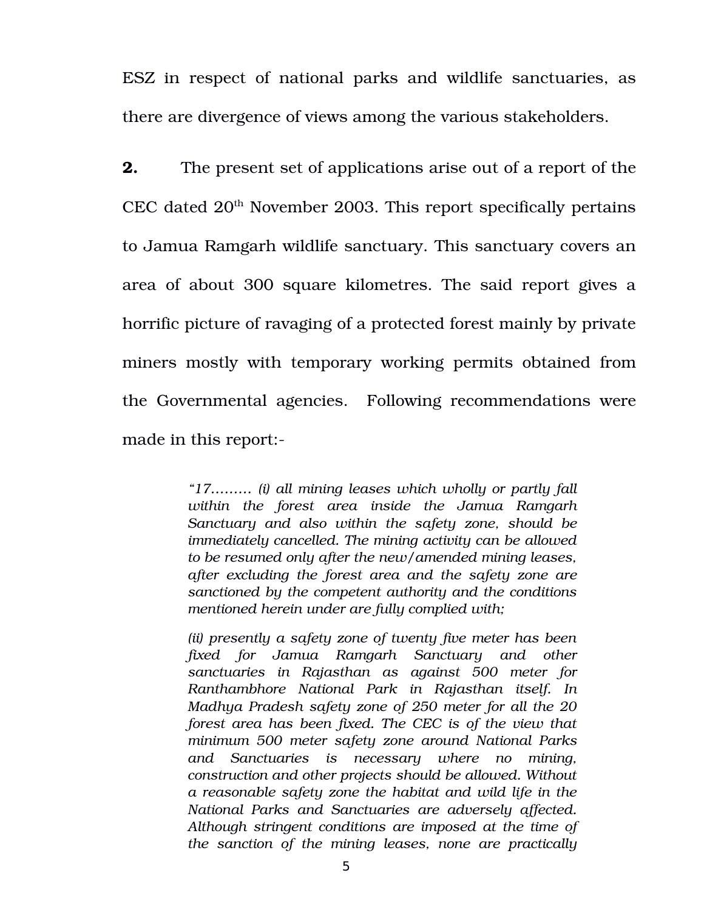ESZ in respect of national parks and wildlife sanctuaries, as there are divergence of views among the various stakeholders.

**2.** The present set of applications arise out of a report of the CEC dated 20th November 2003. This report specifically pertains to Jamua Ramgarh wildlife sanctuary. This sanctuary covers an area of about 300 square kilometres. The said report gives a horrific picture of ravaging of a protected forest mainly by private miners mostly with temporary working permits obtained from the Governmental agencies. Following recommendations were made in this report:-

> *"17……… (i) all mining leases which wholly or partly fall within the forest area inside the Jamua Ramgarh Sanctuary and also within the safety zone, should be immediately cancelled. The mining activity can be allowed to be resumed only after the new/amended mining leases, after excluding the forest area and the safety zone are sanctioned by the competent authority and the conditions mentioned herein under are fully complied with;*
>
> *(ii) presently a safety zone of twenty five meter has been fixed for Jamua Ramgarh Sanctuary and other sanctuaries in Rajasthan as against 500 meter for Ranthambhore National Park in Rajasthan itself. In Madhya Pradesh safety zone of 250 meter for all the 20 forest area has been fixed. The CEC is of the view that minimum 500 meter safety zone around National Parks and Sanctuaries is necessary where no mining, construction and other projects should be allowed. Without a reasonable safety zone the habitat and wild life in the National Parks and Sanctuaries are adversely affected. Although stringent conditions are imposed at the time of the sanction of the mining leases, none are practically*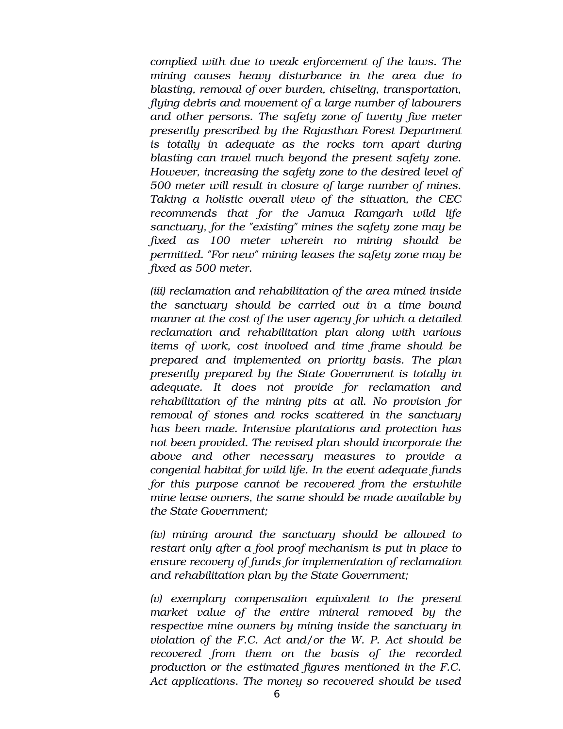*complied with due to weak enforcement of the laws. The mining causes heavy disturbance in the area due to blasting, removal of over burden, chiseling, transportation, flying debris and movement of a large number of labourers and other persons. The safety zone of twenty five meter presently prescribed by the Rajasthan Forest Department is totally in adequate as the rocks torn apart during blasting can travel much beyond the present safety zone. However, increasing the safety zone to the desired level of 500 meter will result in closure of large number of mines. Taking a holistic overall view of the situation, the CEC recommends that for the Jamua Ramgarh wild life sanctuary, for the "existing" mines the safety zone may be fixed as 100 meter wherein no mining should be permitted. "For new" mining leases the safety zone may be fixed as 500 meter.*

*(iii) reclamation and rehabilitation of the area mined inside the sanctuary should be carried out in a time bound manner at the cost of the user agency for which a detailed reclamation and rehabilitation plan along with various items of work, cost involved and time frame should be prepared and implemented on priority basis. The plan presently prepared by the State Government is totally in adequate. It does not provide for reclamation and rehabilitation of the mining pits at all. No provision for removal of stones and rocks scattered in the sanctuary has been made. Intensive plantations and protection has not been provided. The revised plan should incorporate the above and other necessary measures to provide a congenial habitat for wild life. In the event adequate funds for this purpose cannot be recovered from the erstwhile mine lease owners, the same should be made available by the State Government;*

*(iv) mining around the sanctuary should be allowed to restart only after a fool proof mechanism is put in place to ensure recovery of funds for implementation of reclamation and rehabilitation plan by the State Government;*

*(v) exemplary compensation equivalent to the present market value of the entire mineral removed by the respective mine owners by mining inside the sanctuary in violation of the F.C. Act and/or the W. P. Act should be recovered from them on the basis of the recorded production or the estimated figures mentioned in the F.C. Act applications. The money so recovered should be used*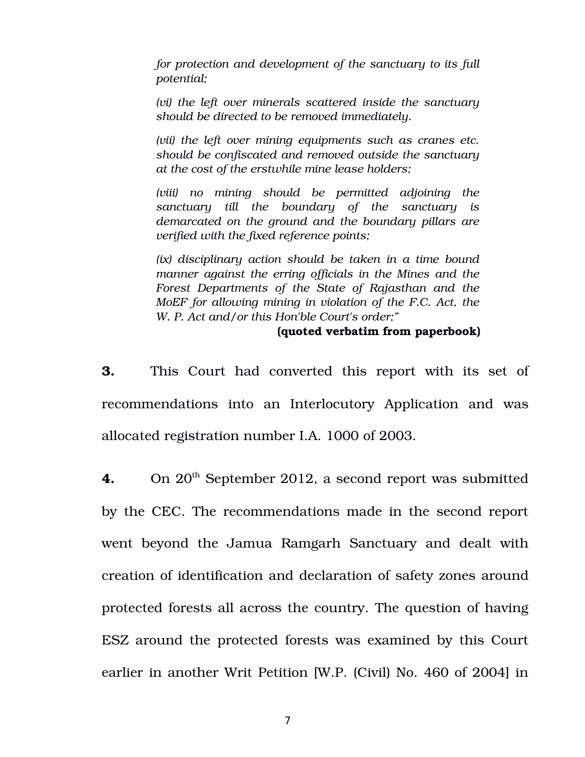> *for protection and development of the sanctuary to its full potential;*
>
> *(vi) the left over minerals scattered inside the sanctuary should be directed to be removed immediately.*
>
> *(vii) the left over mining equipments such as cranes etc. should be confiscated and removed outside the sanctuary at the cost of the erstwhile mine lease holders;*
>
> *(viii) no mining should be permitted adjoining the sanctuary till the boundary of the sanctuary is demarcated on the ground and the boundary pillars are verified with the fixed reference points;*
>
> *(ix) disciplinary action should be taken in a time bound manner against the erring officials in the Mines and the Forest Departments of the State of Rajasthan and the MoEF for allowing mining in violation of the F.C. Act, the W. P. Act and/or this Hon'ble Court's order;"*
>
> **(quoted verbatim from paperbook)**

**3.** This Court had converted this report with its set of recommendations into an Interlocutory Application and was allocated registration number I.A. 1000 of 2003.

**4.** On 20th September 2012, a second report was submitted by the CEC. The recommendations made in the second report went beyond the Jamua Ramgarh Sanctuary and dealt with creation of identification and declaration of safety zones around protected forests all across the country. The question of having ESZ around the protected forests was examined by this Court earlier in another Writ Petition [W.P. (Civil) No. 460 of 2004] in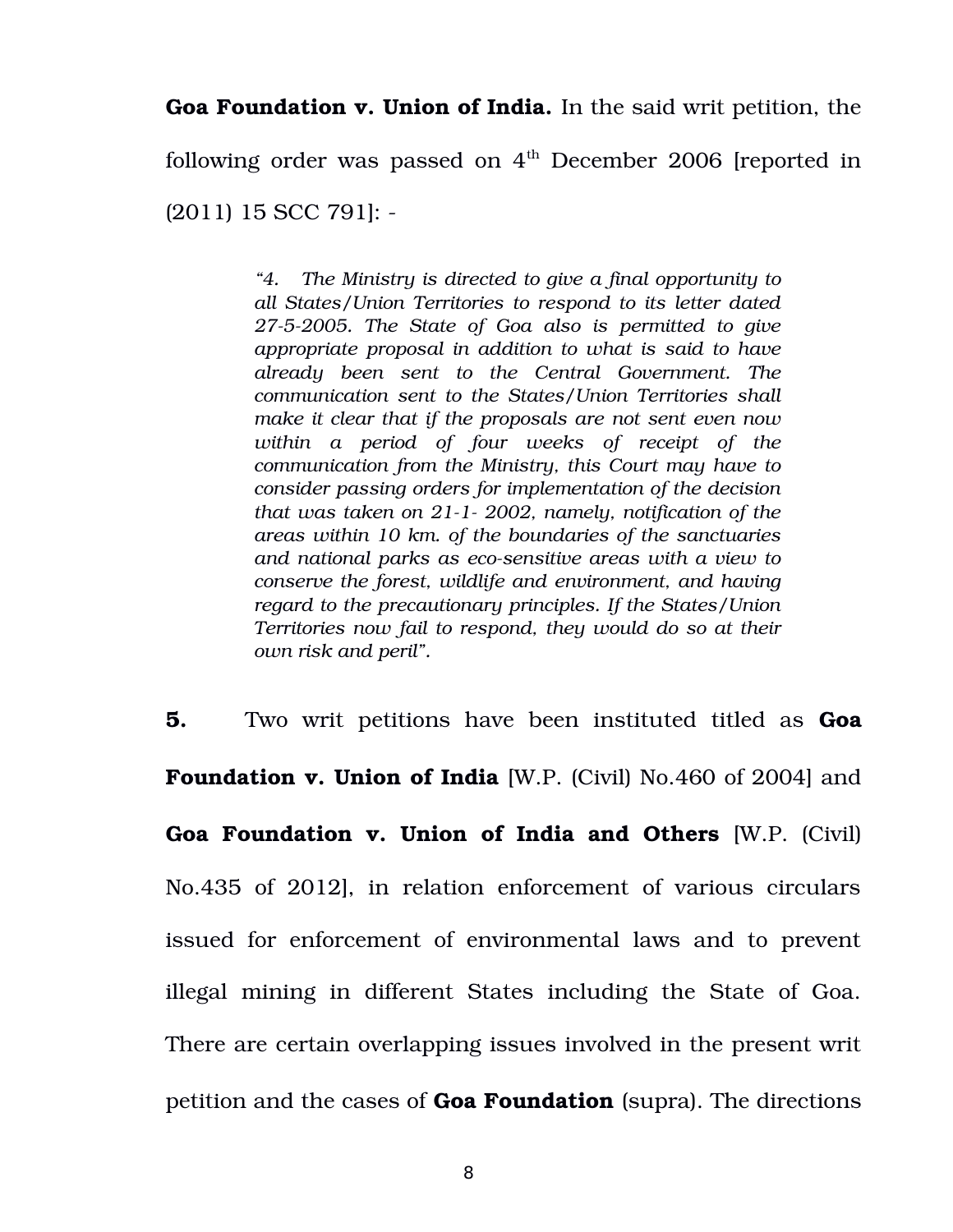**Goa Foundation v. Union of India.** In the said writ petition, the following order was passed on 4th December 2006 [reported in (2011) 15 SCC 791]: -

> *"4. The Ministry is directed to give a final opportunity to all States/Union Territories to respond to its letter dated 27-5-2005. The State of Goa also is permitted to give appropriate proposal in addition to what is said to have already been sent to the Central Government. The communication sent to the States/Union Territories shall make it clear that if the proposals are not sent even now within a period of four weeks of receipt of the communication from the Ministry, this Court may have to consider passing orders for implementation of the decision that was taken on 21-1- 2002, namely, notification of the areas within 10 km. of the boundaries of the sanctuaries and national parks as eco-sensitive areas with a view to conserve the forest, wildlife and environment, and having regard to the precautionary principles. If the States/Union Territories now fail to respond, they would do so at their own risk and peril".*

**5.** Two writ petitions have been instituted titled as **Goa Foundation v. Union of India** [W.P. (Civil) No.460 of 2004] and **Goa Foundation v. Union of India and Others** [W.P. (Civil) No.435 of 2012], in relation enforcement of various circulars issued for enforcement of environmental laws and to prevent illegal mining in different States including the State of Goa. There are certain overlapping issues involved in the present writ petition and the cases of **Goa Foundation** (supra). The directions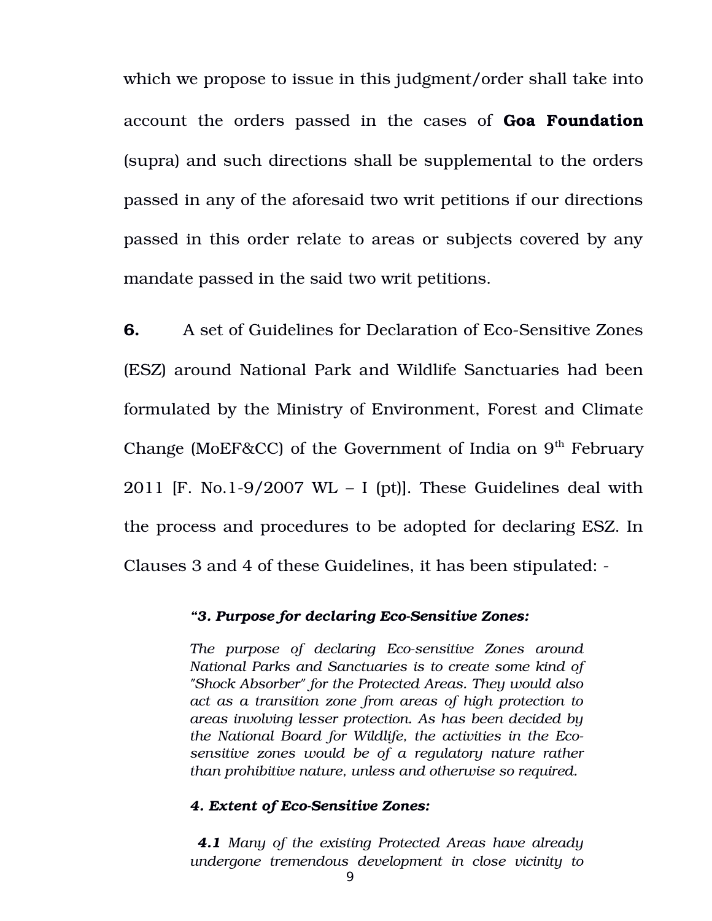which we propose to issue in this judgment/order shall take into account the orders passed in the cases of **Goa Foundation** (supra) and such directions shall be supplemental to the orders passed in any of the aforesaid two writ petitions if our directions passed in this order relate to areas or subjects covered by any mandate passed in the said two writ petitions.

**6.** A set of Guidelines for Declaration of Eco-Sensitive Zones (ESZ) around National Park and Wildlife Sanctuaries had been formulated by the Ministry of Environment, Forest and Climate Change (MoEF&CC) of the Government of India on 9th February 2011 [F. No.1-9/2007 WL – I (pt)]. These Guidelines deal with the process and procedures to be adopted for declaring ESZ. In Clauses 3 and 4 of these Guidelines, it has been stipulated: -

> ***"3. Purpose for declaring Eco-Sensitive Zones:***
>
> *The purpose of declaring Eco-sensitive Zones around National Parks and Sanctuaries is to create some kind of "Shock Absorber" for the Protected Areas. They would also act as a transition zone from areas of high protection to areas involving lesser protection. As has been decided by the National Board for Wildlife, the activities in the Eco-sensitive zones would be of a regulatory nature rather than prohibitive nature, unless and otherwise so required.*
>
> ***4. Extent of Eco-Sensitive Zones:***
>
> ***4.1*** *Many of the existing Protected Areas have already undergone tremendous development in close vicinity to*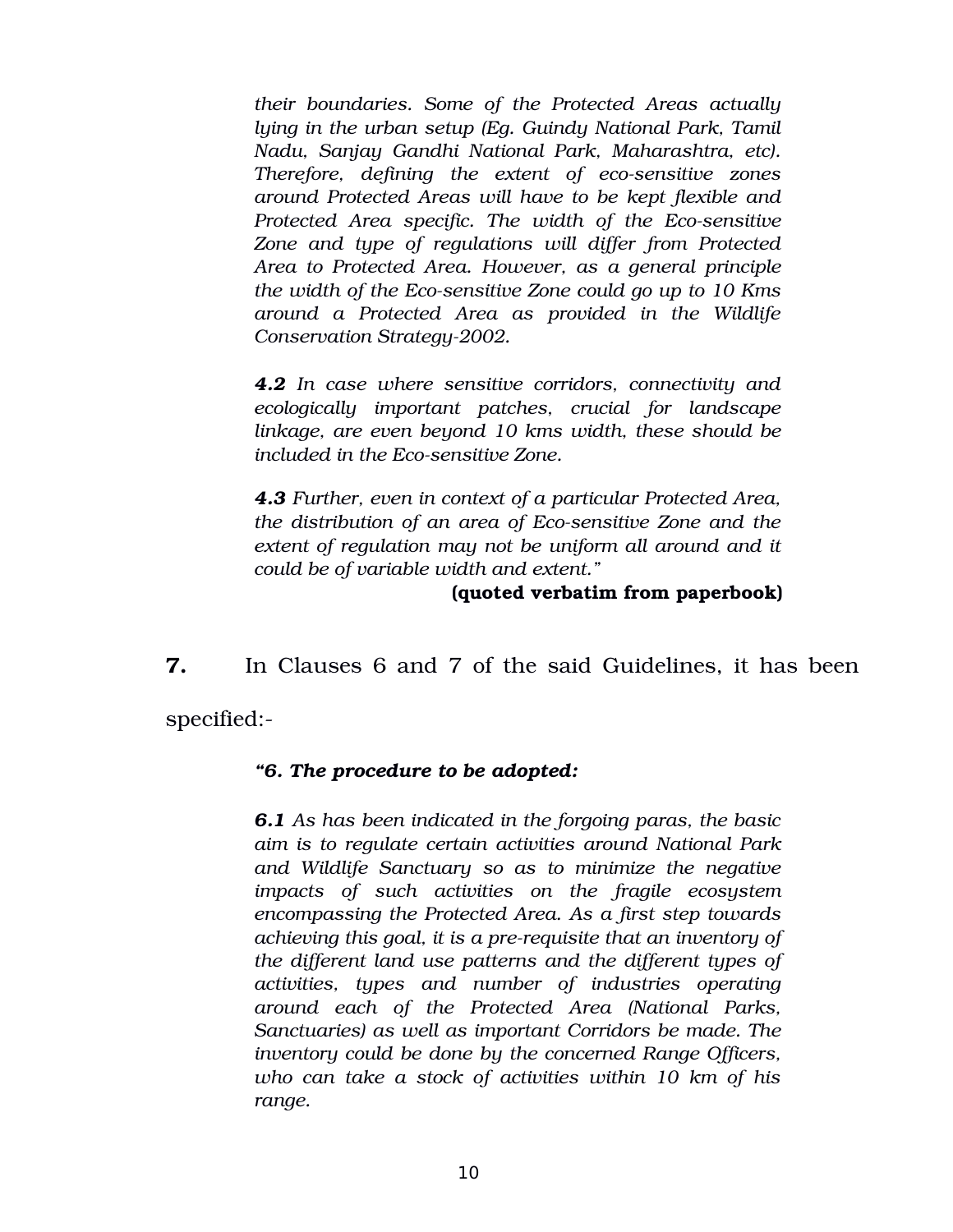*their boundaries. Some of the Protected Areas actually lying in the urban setup (Eg. Guindy National Park, Tamil Nadu, Sanjay Gandhi National Park, Maharashtra, etc). Therefore, defining the extent of eco-sensitive zones around Protected Areas will have to be kept flexible and Protected Area specific. The width of the Eco-sensitive Zone and type of regulations will differ from Protected Area to Protected Area. However, as a general principle the width of the Eco-sensitive Zone could go up to 10 Kms around a Protected Area as provided in the Wildlife Conservation Strategy-2002.*

***4.2** In case where sensitive corridors, connectivity and ecologically important patches, crucial for landscape linkage, are even beyond 10 kms width, these should be included in the Eco-sensitive Zone.*

***4.3** Further, even in context of a particular Protected Area, the distribution of an area of Eco-sensitive Zone and the extent of regulation may not be uniform all around and it could be of variable width and extent."*

**(quoted verbatim from paperbook)**

**7.** In Clauses 6 and 7 of the said Guidelines, it has been specified:-

***"6. The procedure to be adopted:***

***6.1** As has been indicated in the forgoing paras, the basic aim is to regulate certain activities around National Park and Wildlife Sanctuary so as to minimize the negative impacts of such activities on the fragile ecosystem encompassing the Protected Area. As a first step towards achieving this goal, it is a pre-requisite that an inventory of the different land use patterns and the different types of activities, types and number of industries operating around each of the Protected Area (National Parks, Sanctuaries) as well as important Corridors be made. The inventory could be done by the concerned Range Officers, who can take a stock of activities within 10 km of his range.*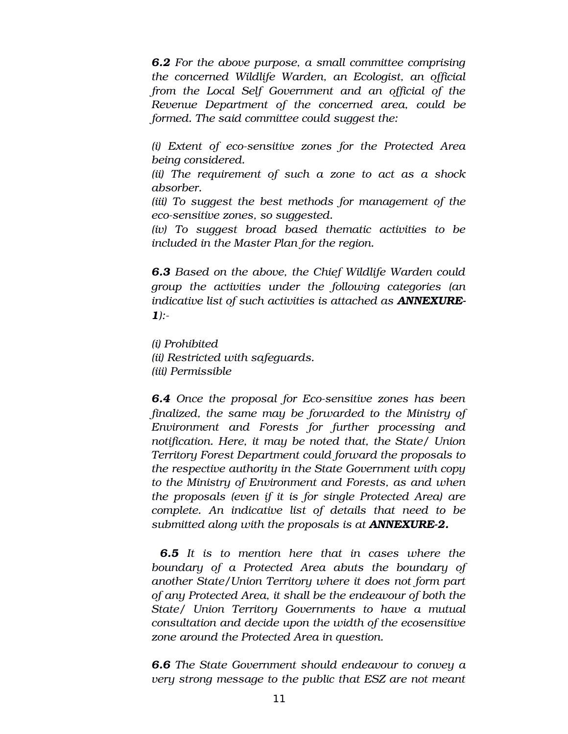***6.2** For the above purpose, a small committee comprising the concerned Wildlife Warden, an Ecologist, an official from the Local Self Government and an official of the Revenue Department of the concerned area, could be formed. The said committee could suggest the:*

*(i) Extent of eco-sensitive zones for the Protected Area being considered.*
*(ii) The requirement of such a zone to act as a shock absorber.*
*(iii) To suggest the best methods for management of the eco-sensitive zones, so suggested.*
*(iv) To suggest broad based thematic activities to be included in the Master Plan for the region.*

***6.3** Based on the above, the Chief Wildlife Warden could group the activities under the following categories (an indicative list of such activities is attached as **ANNEXURE-1**):-*

*(i) Prohibited*
*(ii) Restricted with safeguards.*
*(iii) Permissible*

***6.4** Once the proposal for Eco-sensitive zones has been finalized, the same may be forwarded to the Ministry of Environment and Forests for further processing and notification. Here, it may be noted that, the State/ Union Territory Forest Department could forward the proposals to the respective authority in the State Government with copy to the Ministry of Environment and Forests, as and when the proposals (even if it is for single Protected Area) are complete. An indicative list of details that need to be submitted along with the proposals is at **ANNEXURE-2.***

***6.5** It is to mention here that in cases where the boundary of a Protected Area abuts the boundary of another State/Union Territory where it does not form part of any Protected Area, it shall be the endeavour of both the State/ Union Territory Governments to have a mutual consultation and decide upon the width of the ecosensitive zone around the Protected Area in question.*

***6.6** The State Government should endeavour to convey a very strong message to the public that ESZ are not meant*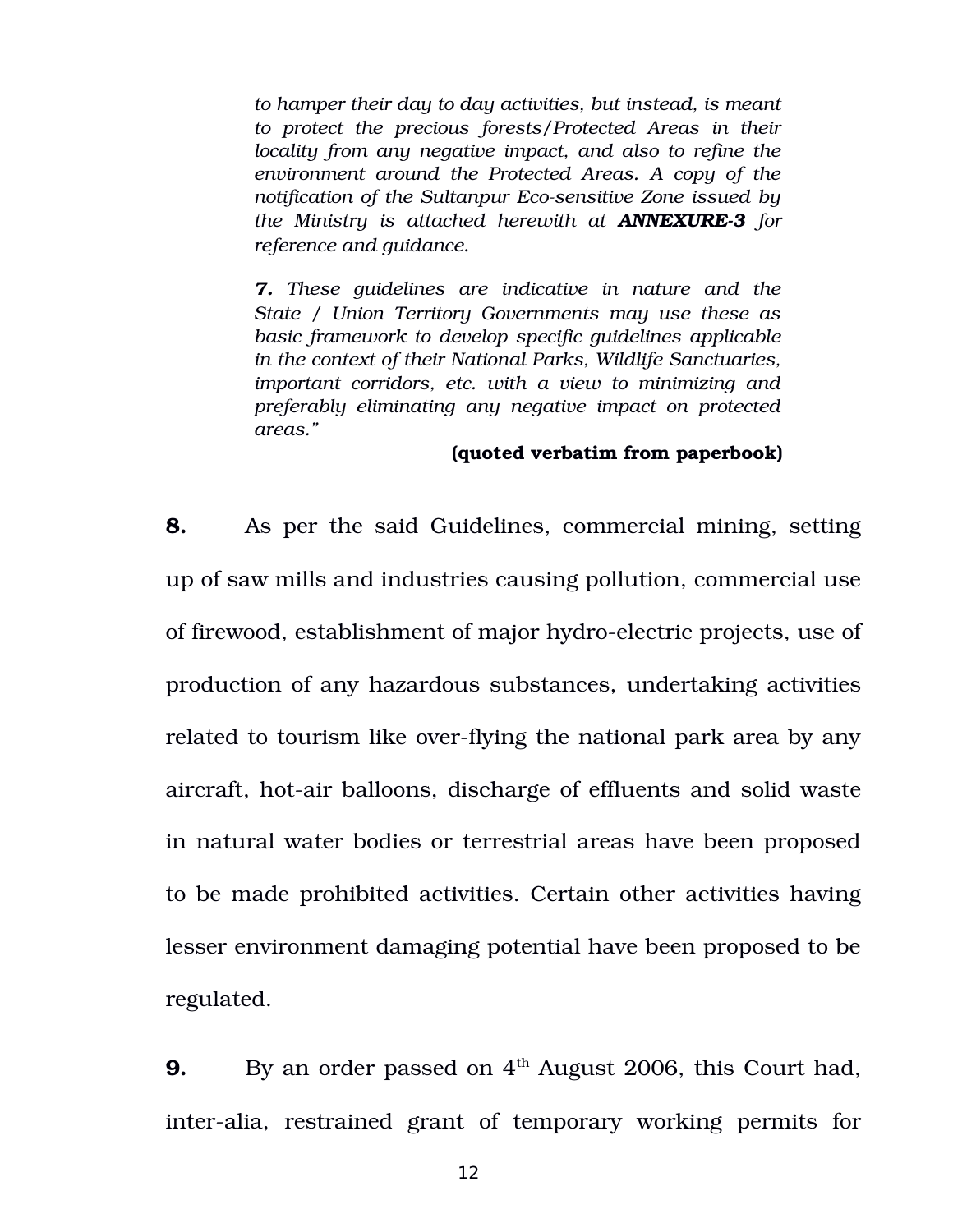> *to hamper their day to day activities, but instead, is meant to protect the precious forests/Protected Areas in their locality from any negative impact, and also to refine the environment around the Protected Areas. A copy of the notification of the Sultanpur Eco-sensitive Zone issued by the Ministry is attached herewith at* ***ANNEXURE-3*** *for reference and guidance.*
>
> ***7.*** *These guidelines are indicative in nature and the State / Union Territory Governments may use these as basic framework to develop specific guidelines applicable in the context of their National Parks, Wildlife Sanctuaries, important corridors, etc. with a view to minimizing and preferably eliminating any negative impact on protected areas."*
>
> **(quoted verbatim from paperbook)**

**8.** As per the said Guidelines, commercial mining, setting up of saw mills and industries causing pollution, commercial use of firewood, establishment of major hydro-electric projects, use of production of any hazardous substances, undertaking activities related to tourism like over-flying the national park area by any aircraft, hot-air balloons, discharge of effluents and solid waste in natural water bodies or terrestrial areas have been proposed to be made prohibited activities. Certain other activities having lesser environment damaging potential have been proposed to be regulated.

**9.** By an order passed on 4th August 2006, this Court had, inter-alia, restrained grant of temporary working permits for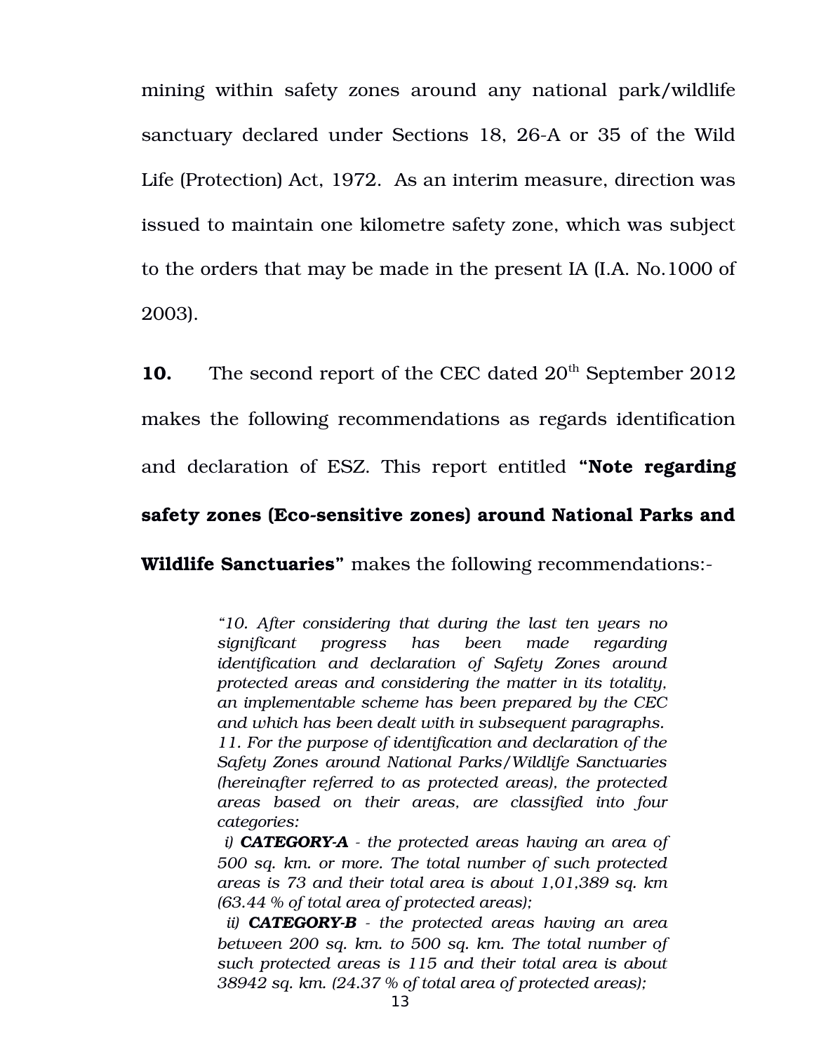mining within safety zones around any national park/wildlife sanctuary declared under Sections 18, 26-A or 35 of the Wild Life (Protection) Act, 1972. As an interim measure, direction was issued to maintain one kilometre safety zone, which was subject to the orders that may be made in the present IA (I.A. No.1000 of 2003).

**10.** The second report of the CEC dated 20th September 2012 makes the following recommendations as regards identification and declaration of ESZ. This report entitled **"Note regarding safety zones (Eco-sensitive zones) around National Parks and Wildlife Sanctuaries"** makes the following recommendations:-

> *"10. After considering that during the last ten years no significant progress has been made regarding identification and declaration of Safety Zones around protected areas and considering the matter in its totality, an implementable scheme has been prepared by the CEC and which has been dealt with in subsequent paragraphs.*
> *11. For the purpose of identification and declaration of the Safety Zones around National Parks/Wildlife Sanctuaries (hereinafter referred to as protected areas), the protected areas based on their areas, are classified into four categories:*
> *i) **CATEGORY-A** - the protected areas having an area of 500 sq. km. or more. The total number of such protected areas is 73 and their total area is about 1,01,389 sq. km (63.44 % of total area of protected areas);*
> *ii) **CATEGORY-B** - the protected areas having an area between 200 sq. km. to 500 sq. km. The total number of such protected areas is 115 and their total area is about 38942 sq. km. (24.37 % of total area of protected areas);*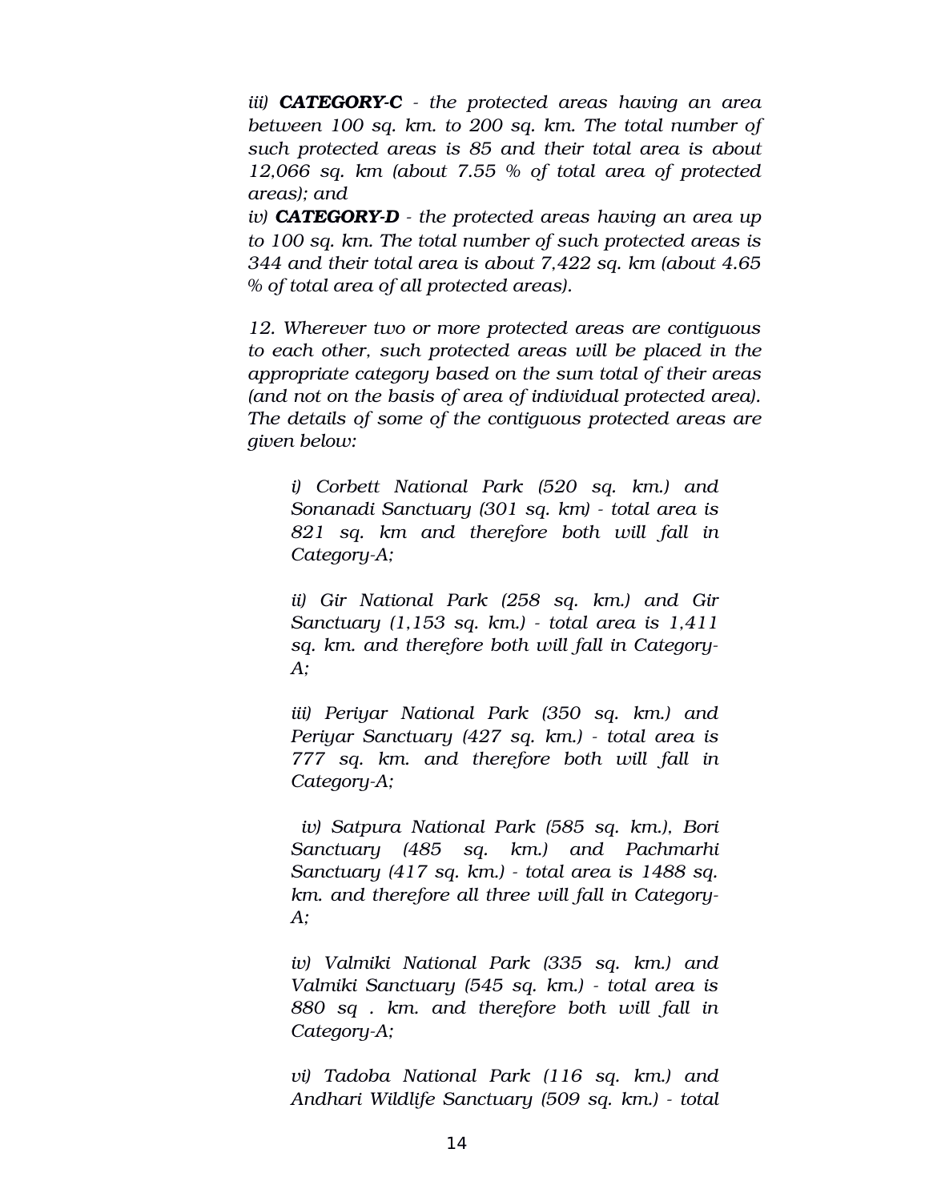*iii) **CATEGORY-C** - the protected areas having an area between 100 sq. km. to 200 sq. km. The total number of such protected areas is 85 and their total area is about 12,066 sq. km (about 7.55 % of total area of protected areas); and*

*iv) **CATEGORY-D** - the protected areas having an area up to 100 sq. km. The total number of such protected areas is 344 and their total area is about 7,422 sq. km (about 4.65 % of total area of all protected areas).*

*12. Wherever two or more protected areas are contiguous to each other, such protected areas will be placed in the appropriate category based on the sum total of their areas (and not on the basis of area of individual protected area). The details of some of the contiguous protected areas are given below:*

> *i) Corbett National Park (520 sq. km.) and Sonanadi Sanctuary (301 sq. km) - total area is 821 sq. km and therefore both will fall in Category-A;*
>
> *ii) Gir National Park (258 sq. km.) and Gir Sanctuary (1,153 sq. km.) - total area is 1,411 sq. km. and therefore both will fall in Category-A;*
>
> *iii) Periyar National Park (350 sq. km.) and Periyar Sanctuary (427 sq. km.) - total area is 777 sq. km. and therefore both will fall in Category-A;*
>
> *iv) Satpura National Park (585 sq. km.), Bori Sanctuary (485 sq. km.) and Pachmarhi Sanctuary (417 sq. km.) - total area is 1488 sq. km. and therefore all three will fall in Category-A;*
>
> *iv) Valmiki National Park (335 sq. km.) and Valmiki Sanctuary (545 sq. km.) - total area is 880 sq . km. and therefore both will fall in Category-A;*
>
> *vi) Tadoba National Park (116 sq. km.) and Andhari Wildlife Sanctuary (509 sq. km.) - total*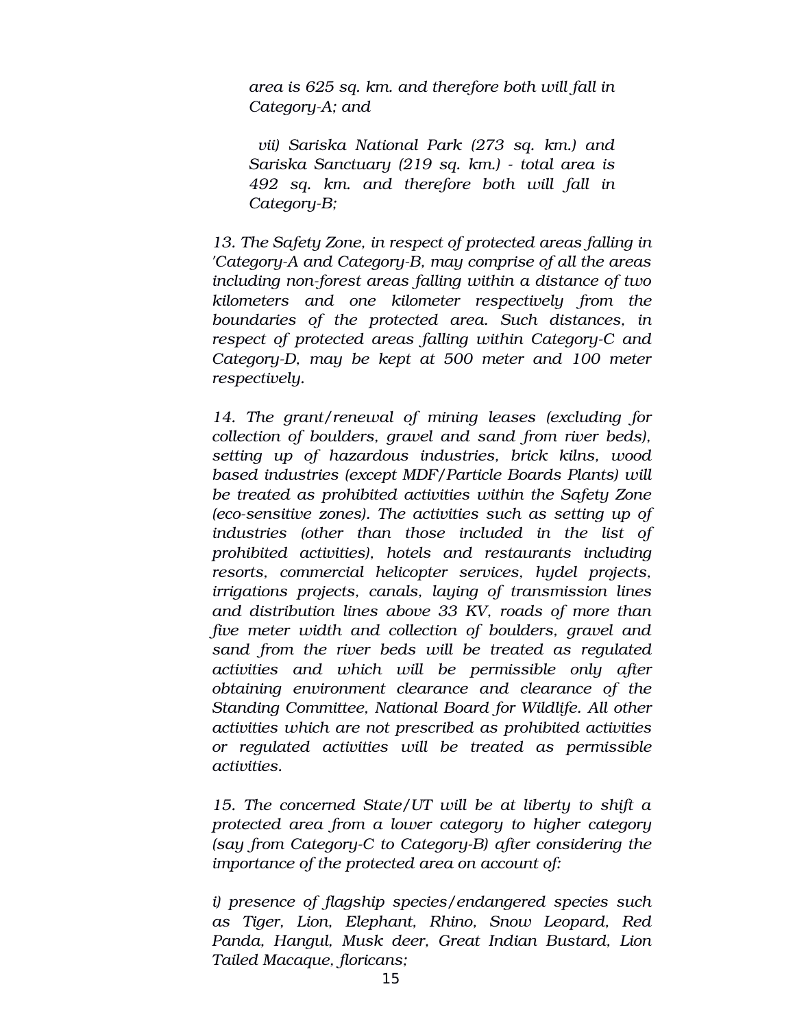*area is 625 sq. km. and therefore both will fall in Category-A; and*

*vii) Sariska National Park (273 sq. km.) and Sariska Sanctuary (219 sq. km.) - total area is 492 sq. km. and therefore both will fall in Category-B;*

*13. The Safety Zone, in respect of protected areas falling in 'Category-A and Category-B, may comprise of all the areas including non-forest areas falling within a distance of two kilometers and one kilometer respectively from the boundaries of the protected area. Such distances, in respect of protected areas falling within Category-C and Category-D, may be kept at 500 meter and 100 meter respectively.*

*14. The grant/renewal of mining leases (excluding for collection of boulders, gravel and sand from river beds), setting up of hazardous industries, brick kilns, wood based industries (except MDF/Particle Boards Plants) will be treated as prohibited activities within the Safety Zone (eco-sensitive zones). The activities such as setting up of industries (other than those included in the list of prohibited activities), hotels and restaurants including resorts, commercial helicopter services, hydel projects, irrigations projects, canals, laying of transmission lines and distribution lines above 33 KV, roads of more than five meter width and collection of boulders, gravel and sand from the river beds will be treated as regulated activities and which will be permissible only after obtaining environment clearance and clearance of the Standing Committee, National Board for Wildlife. All other activities which are not prescribed as prohibited activities or regulated activities will be treated as permissible activities.*

*15. The concerned State/UT will be at liberty to shift a protected area from a lower category to higher category (say from Category-C to Category-B) after considering the importance of the protected area on account of:*

*i) presence of flagship species/endangered species such as Tiger, Lion, Elephant, Rhino, Snow Leopard, Red Panda, Hangul, Musk deer, Great Indian Bustard, Lion Tailed Macaque, floricans;*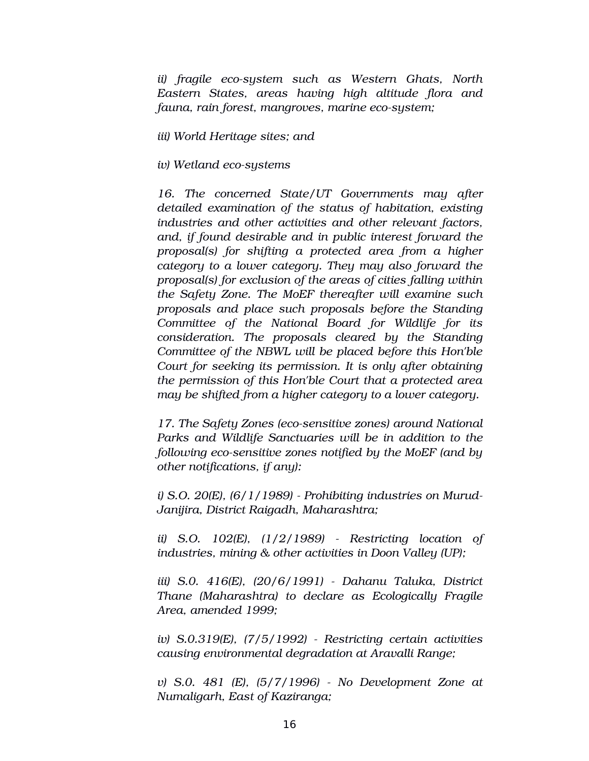*ii) fragile eco-system such as Western Ghats, North Eastern States, areas having high altitude flora and fauna, rain forest, mangroves, marine eco-system;*

*iii) World Heritage sites; and*

*iv) Wetland eco-systems*

*16. The concerned State/UT Governments may after detailed examination of the status of habitation, existing industries and other activities and other relevant factors, and, if found desirable and in public interest forward the proposal(s) for shifting a protected area from a higher category to a lower category. They may also forward the proposal(s) for exclusion of the areas of cities falling within the Safety Zone. The MoEF thereafter will examine such proposals and place such proposals before the Standing Committee of the National Board for Wildlife for its consideration. The proposals cleared by the Standing Committee of the NBWL will be placed before this Hon'ble Court for seeking its permission. It is only after obtaining the permission of this Hon'ble Court that a protected area may be shifted from a higher category to a lower category.*

*17. The Safety Zones (eco-sensitive zones) around National Parks and Wildlife Sanctuaries will be in addition to the following eco-sensitive zones notified by the MoEF (and by other notifications, if any):*

*i) S.O. 20(E), (6/1/1989) - Prohibiting industries on Murud-Janijira, District Raigadh, Maharashtra;*

*ii) S.O. 102(E), (1/2/1989) - Restricting location of industries, mining & other activities in Doon Valley (UP);*

*iii) S.0. 416(E), (20/6/1991) - Dahanu Taluka, District Thane (Maharashtra) to declare as Ecologically Fragile Area, amended 1999;*

*iv) S.0.319(E), (7/5/1992) - Restricting certain activities causing environmental degradation at Aravalli Range;*

*v) S.0. 481 (E), (5/7/1996) - No Development Zone at Numaligarh, East of Kaziranga;*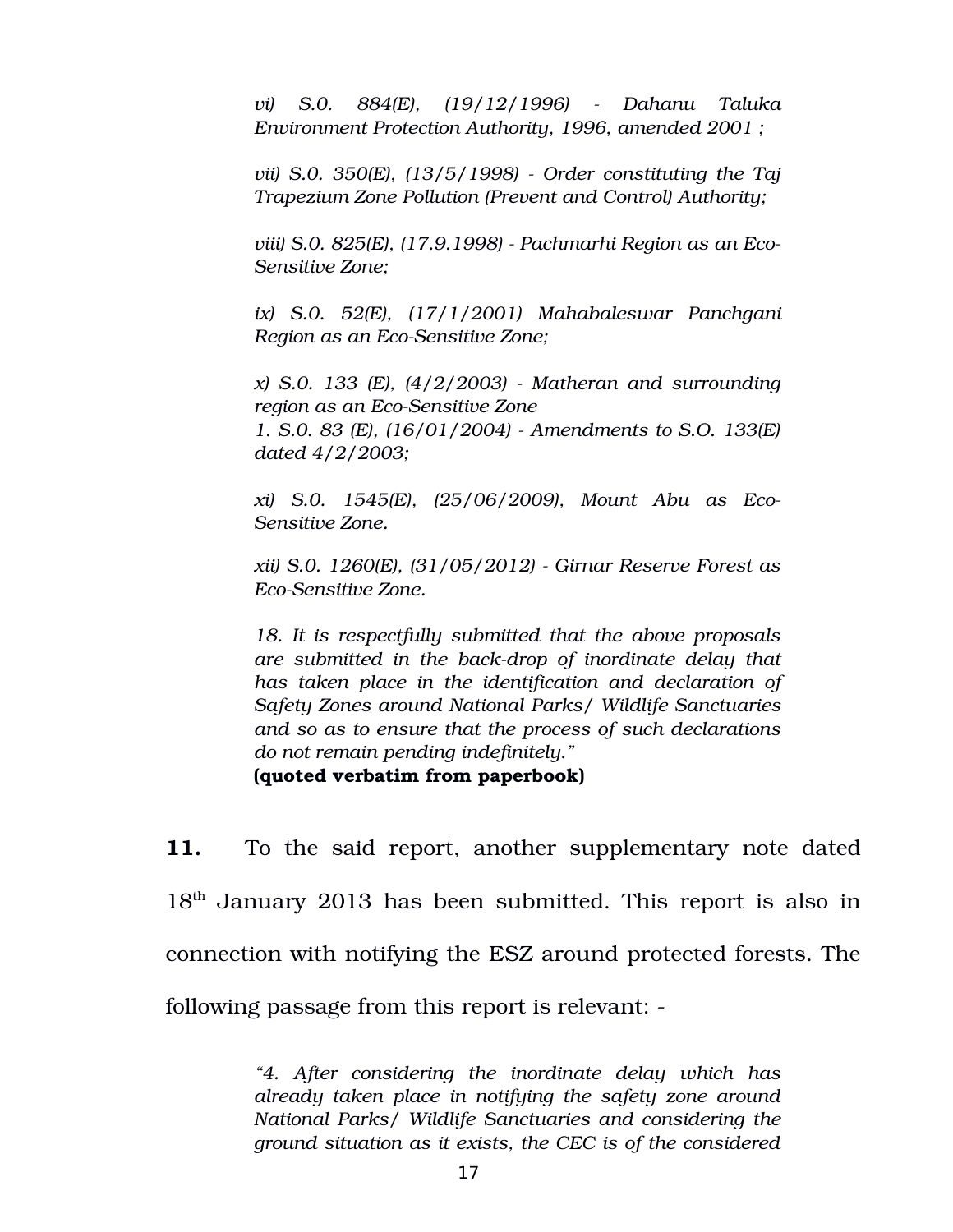*vi) S.0. 884(E), (19/12/1996) - Dahanu Taluka Environment Protection Authority, 1996, amended 2001 ;*

*vii) S.0. 350(E), (13/5/1998) - Order constituting the Taj Trapezium Zone Pollution (Prevent and Control) Authority;*

*viii) S.0. 825(E), (17.9.1998) - Pachmarhi Region as an Eco-Sensitive Zone;*

*ix) S.0. 52(E), (17/1/2001) Mahabaleswar Panchgani Region as an Eco-Sensitive Zone;*

*x) S.0. 133 (E), (4/2/2003) - Matheran and surrounding region as an Eco-Sensitive Zone*
*1. S.0. 83 (E), (16/01/2004) - Amendments to S.O. 133(E) dated 4/2/2003;*

*xi) S.0. 1545(E), (25/06/2009), Mount Abu as Eco-Sensitive Zone.*

*xii) S.0. 1260(E), (31/05/2012) - Girnar Reserve Forest as Eco-Sensitive Zone.*

*18. It is respectfully submitted that the above proposals are submitted in the back-drop of inordinate delay that has taken place in the identification and declaration of Safety Zones around National Parks/ Wildlife Sanctuaries and so as to ensure that the process of such declarations do not remain pending indefinitely."*
**(quoted verbatim from paperbook)**

**11.** To the said report, another supplementary note dated 18th January 2013 has been submitted. This report is also in connection with notifying the ESZ around protected forests. The following passage from this report is relevant: -

*"4. After considering the inordinate delay which has already taken place in notifying the safety zone around National Parks/ Wildlife Sanctuaries and considering the ground situation as it exists, the CEC is of the considered*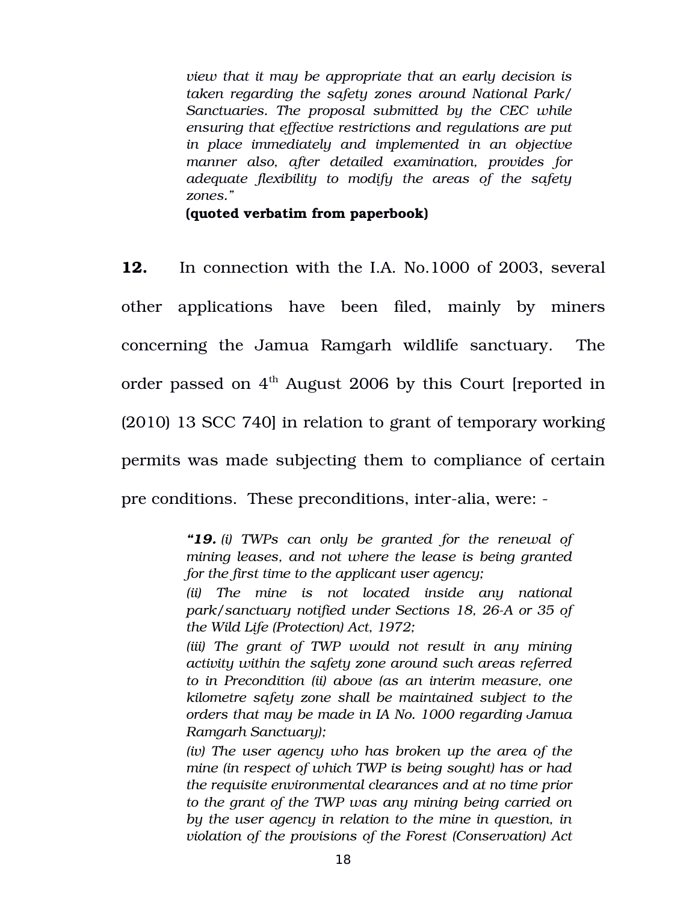*view that it may be appropriate that an early decision is taken regarding the safety zones around National Park/ Sanctuaries. The proposal submitted by the CEC while ensuring that effective restrictions and regulations are put in place immediately and implemented in an objective manner also, after detailed examination, provides for adequate flexibility to modify the areas of the safety zones."*

**(quoted verbatim from paperbook)**

**12.** In connection with the I.A. No.1000 of 2003, several other applications have been filed, mainly by miners concerning the Jamua Ramgarh wildlife sanctuary. The order passed on 4th August 2006 by this Court [reported in (2010) 13 SCC 740] in relation to grant of temporary working permits was made subjecting them to compliance of certain pre conditions. These preconditions, inter-alia, were: -

> ***"19.*** *(i) TWPs can only be granted for the renewal of mining leases, and not where the lease is being granted for the first time to the applicant user agency;*
>
> *(ii) The mine is not located inside any national park/sanctuary notified under Sections 18, 26-A or 35 of the Wild Life (Protection) Act, 1972;*
>
> *(iii) The grant of TWP would not result in any mining activity within the safety zone around such areas referred to in Precondition (ii) above (as an interim measure, one kilometre safety zone shall be maintained subject to the orders that may be made in IA No. 1000 regarding Jamua Ramgarh Sanctuary);*
>
> *(iv) The user agency who has broken up the area of the mine (in respect of which TWP is being sought) has or had the requisite environmental clearances and at no time prior to the grant of the TWP was any mining being carried on by the user agency in relation to the mine in question, in violation of the provisions of the Forest (Conservation) Act*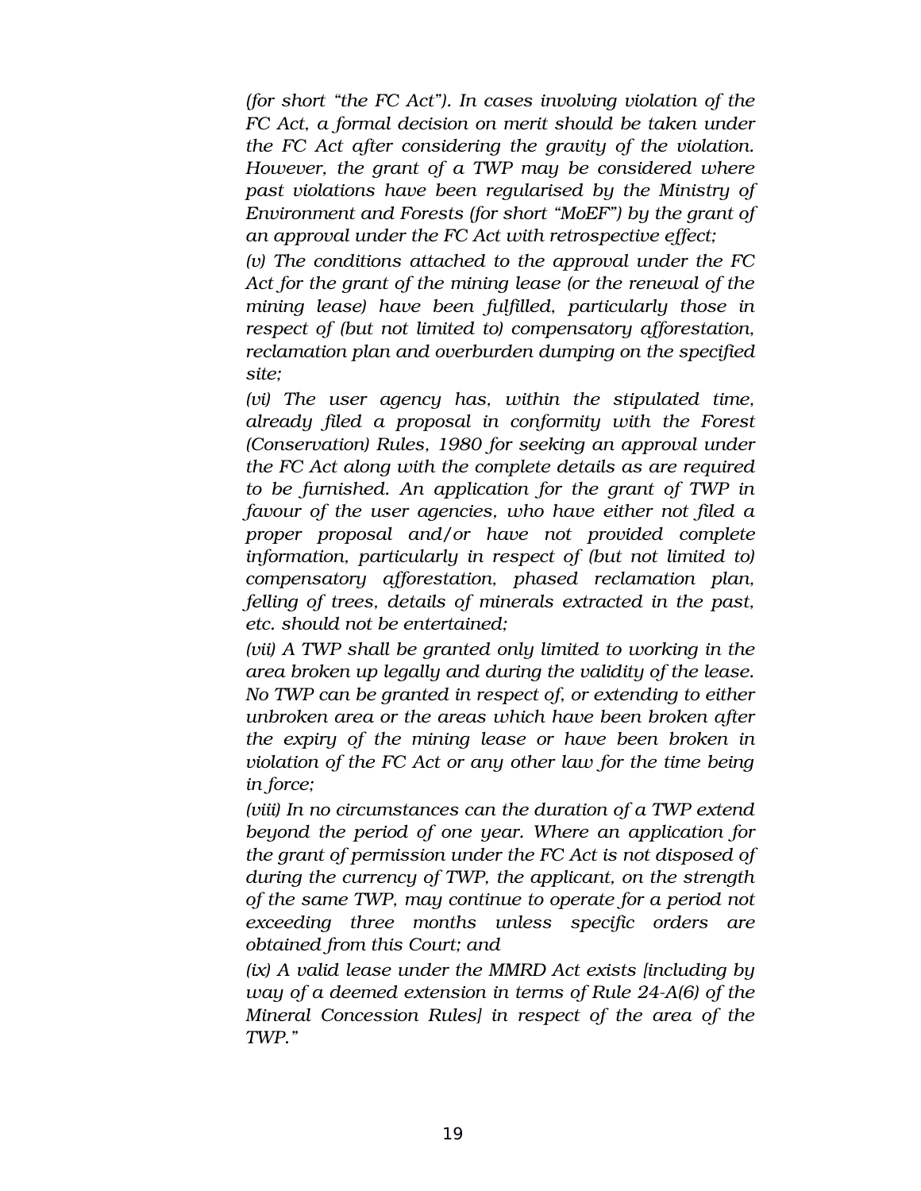*(for short “the FC Act”). In cases involving violation of the FC Act, a formal decision on merit should be taken under the FC Act after considering the gravity of the violation. However, the grant of a TWP may be considered where past violations have been regularised by the Ministry of Environment and Forests (for short “MoEF”) by the grant of an approval under the FC Act with retrospective effect;*

*(v) The conditions attached to the approval under the FC Act for the grant of the mining lease (or the renewal of the mining lease) have been fulfilled, particularly those in respect of (but not limited to) compensatory afforestation, reclamation plan and overburden dumping on the specified site;*

*(vi) The user agency has, within the stipulated time, already filed a proposal in conformity with the Forest (Conservation) Rules, 1980 for seeking an approval under the FC Act along with the complete details as are required to be furnished. An application for the grant of TWP in favour of the user agencies, who have either not filed a proper proposal and/or have not provided complete information, particularly in respect of (but not limited to) compensatory afforestation, phased reclamation plan, felling of trees, details of minerals extracted in the past, etc. should not be entertained;*

*(vii) A TWP shall be granted only limited to working in the area broken up legally and during the validity of the lease. No TWP can be granted in respect of, or extending to either unbroken area or the areas which have been broken after the expiry of the mining lease or have been broken in violation of the FC Act or any other law for the time being in force;*

*(viii) In no circumstances can the duration of a TWP extend beyond the period of one year. Where an application for the grant of permission under the FC Act is not disposed of during the currency of TWP, the applicant, on the strength of the same TWP, may continue to operate for a period not exceeding three months unless specific orders are obtained from this Court; and*

*(ix) A valid lease under the MMRD Act exists [including by way of a deemed extension in terms of Rule 24-A(6) of the Mineral Concession Rules] in respect of the area of the TWP.”*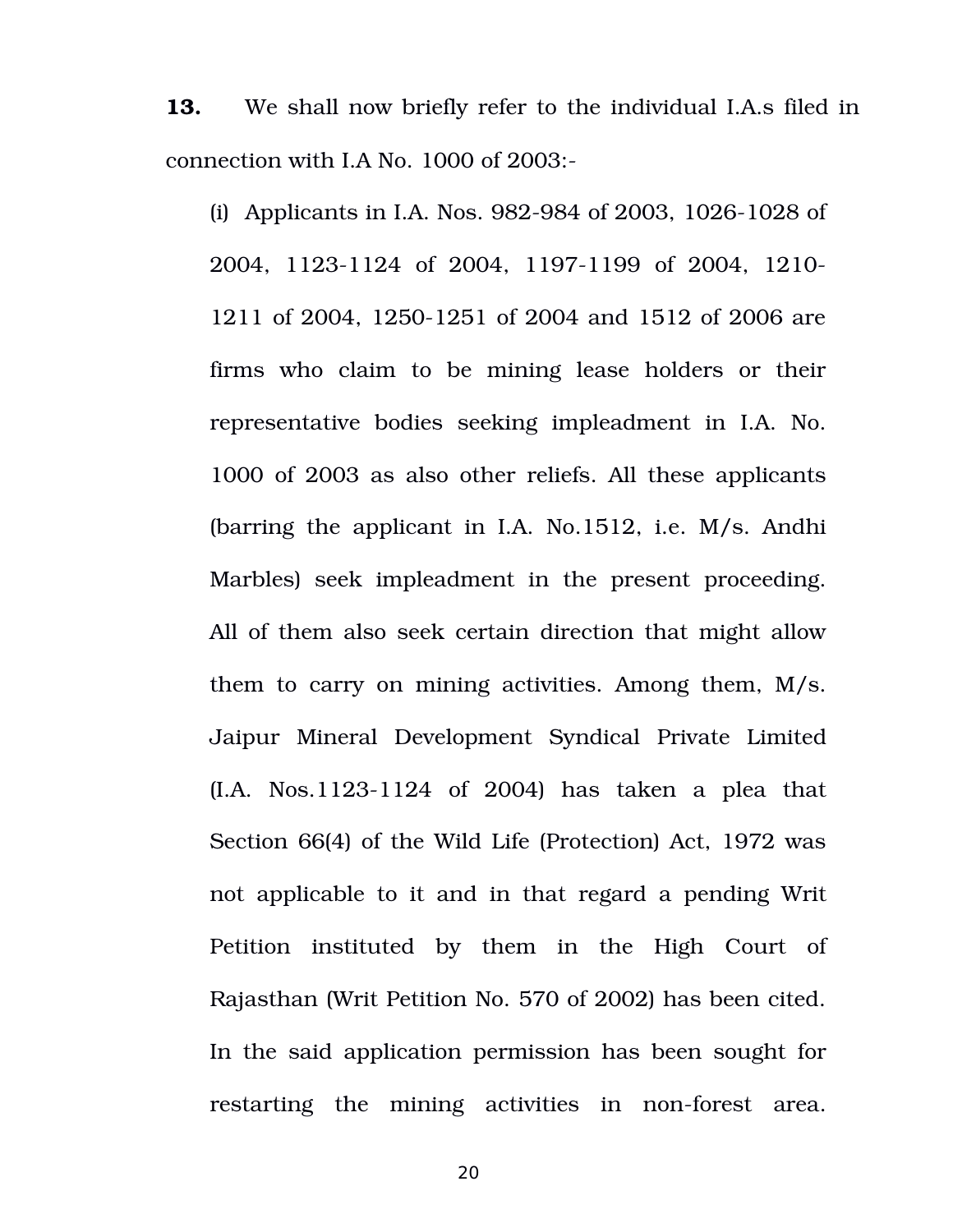**13.** We shall now briefly refer to the individual I.A.s filed in connection with I.A No. 1000 of 2003:-

(i) Applicants in I.A. Nos. 982-984 of 2003, 1026-1028 of 2004, 1123-1124 of 2004, 1197-1199 of 2004, 1210-1211 of 2004, 1250-1251 of 2004 and 1512 of 2006 are firms who claim to be mining lease holders or their representative bodies seeking impleadment in I.A. No. 1000 of 2003 as also other reliefs. All these applicants (barring the applicant in I.A. No.1512, i.e. M/s. Andhi Marbles) seek impleadment in the present proceeding. All of them also seek certain direction that might allow them to carry on mining activities. Among them, M/s. Jaipur Mineral Development Syndical Private Limited (I.A. Nos.1123-1124 of 2004) has taken a plea that Section 66(4) of the Wild Life (Protection) Act, 1972 was not applicable to it and in that regard a pending Writ Petition instituted by them in the High Court of Rajasthan (Writ Petition No. 570 of 2002) has been cited. In the said application permission has been sought for restarting the mining activities in non-forest area.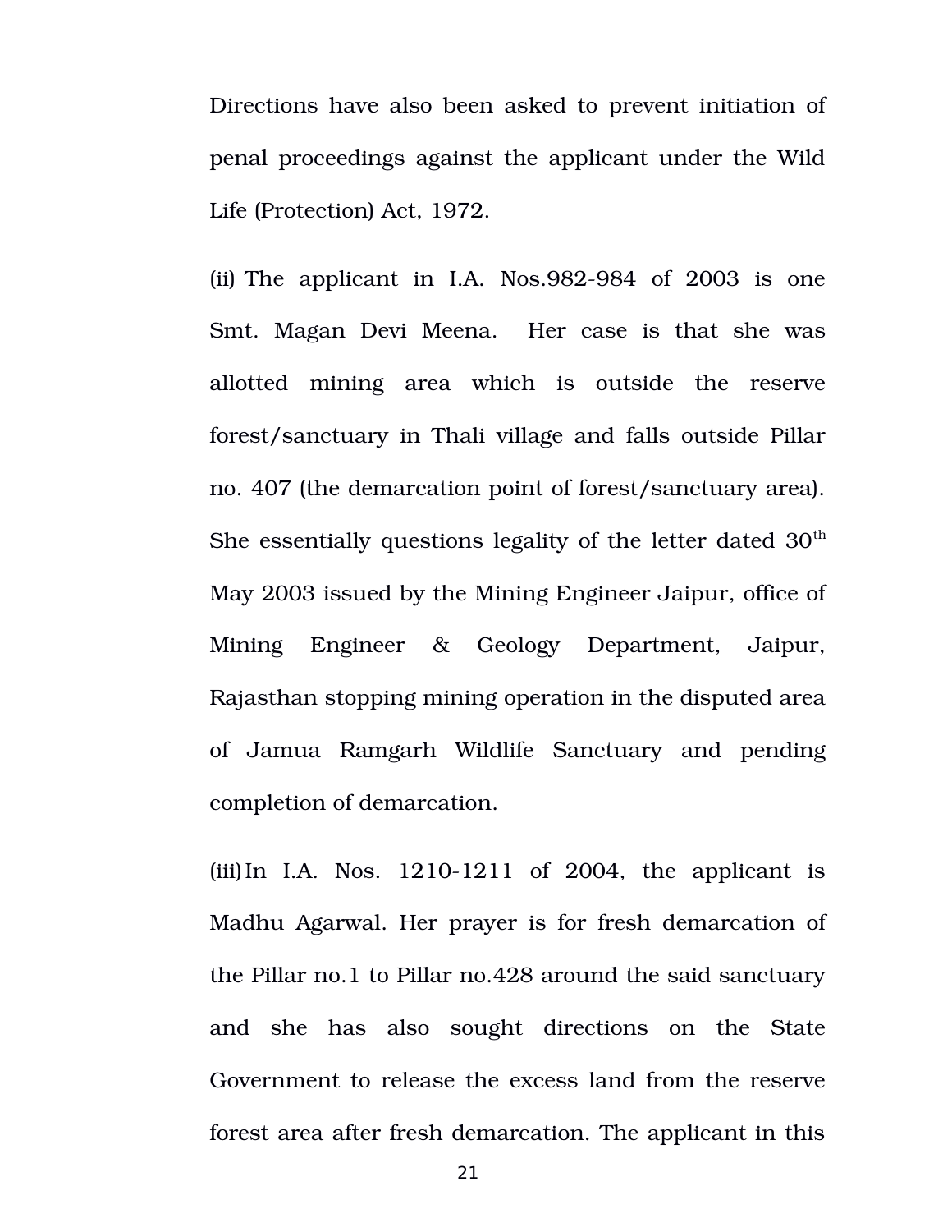Directions have also been asked to prevent initiation of penal proceedings against the applicant under the Wild Life (Protection) Act, 1972.

(ii) The applicant in I.A. Nos.982-984 of 2003 is one Smt. Magan Devi Meena. Her case is that she was allotted mining area which is outside the reserve forest/sanctuary in Thali village and falls outside Pillar no. 407 (the demarcation point of forest/sanctuary area). She essentially questions legality of the letter dated 30th May 2003 issued by the Mining Engineer Jaipur, office of Mining Engineer & Geology Department, Jaipur, Rajasthan stopping mining operation in the disputed area of Jamua Ramgarh Wildlife Sanctuary and pending completion of demarcation.

(iii) In I.A. Nos. 1210-1211 of 2004, the applicant is Madhu Agarwal. Her prayer is for fresh demarcation of the Pillar no.1 to Pillar no.428 around the said sanctuary and she has also sought directions on the State Government to release the excess land from the reserve forest area after fresh demarcation. The applicant in this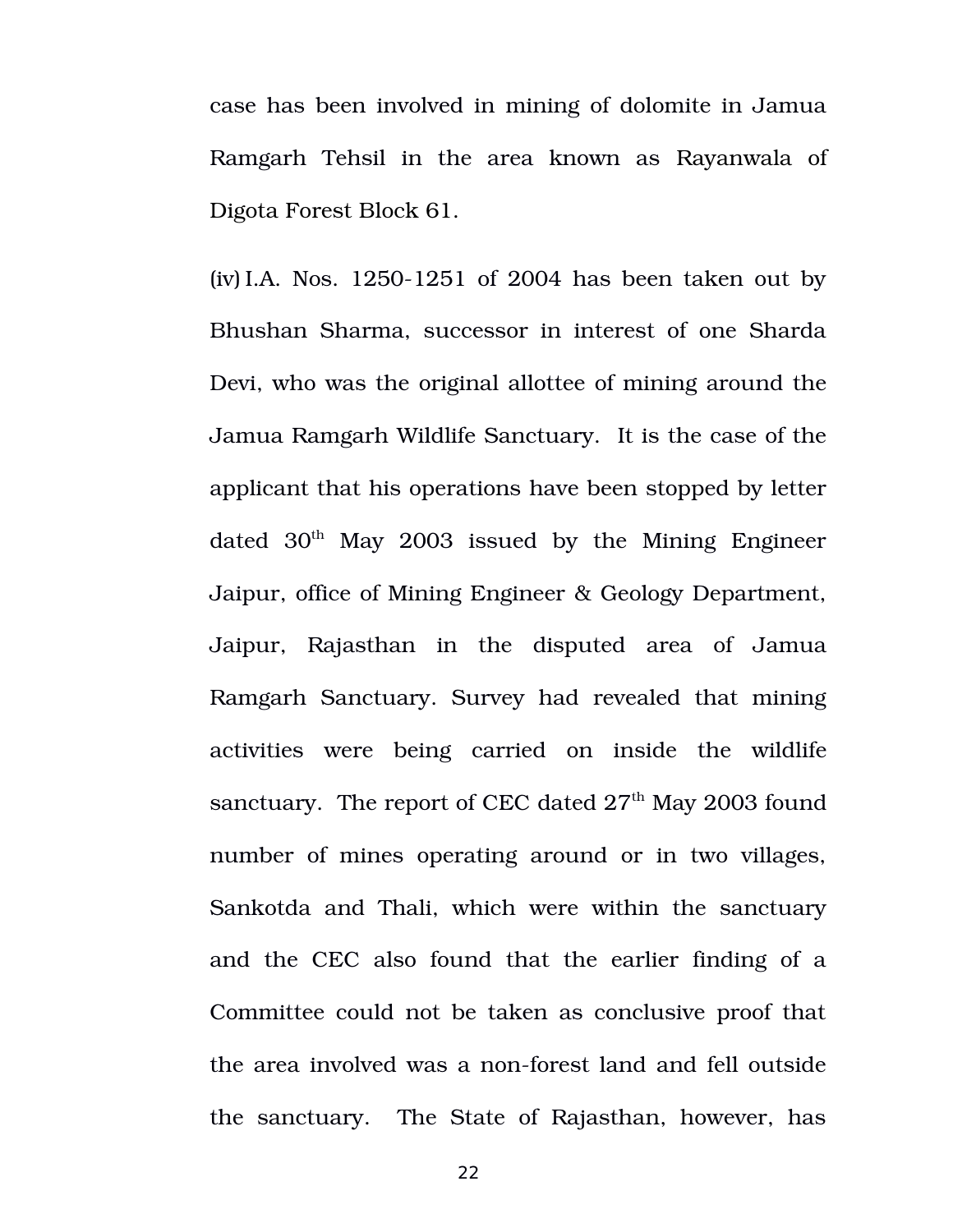case has been involved in mining of dolomite in Jamua Ramgarh Tehsil in the area known as Rayanwala of Digota Forest Block 61.

(iv) I.A. Nos. 1250-1251 of 2004 has been taken out by Bhushan Sharma, successor in interest of one Sharda Devi, who was the original allottee of mining around the Jamua Ramgarh Wildlife Sanctuary. It is the case of the applicant that his operations have been stopped by letter dated 30th May 2003 issued by the Mining Engineer Jaipur, office of Mining Engineer & Geology Department, Jaipur, Rajasthan in the disputed area of Jamua Ramgarh Sanctuary. Survey had revealed that mining activities were being carried on inside the wildlife sanctuary. The report of CEC dated 27th May 2003 found number of mines operating around or in two villages, Sankotda and Thali, which were within the sanctuary and the CEC also found that the earlier finding of a Committee could not be taken as conclusive proof that the area involved was a non-forest land and fell outside the sanctuary. The State of Rajasthan, however, has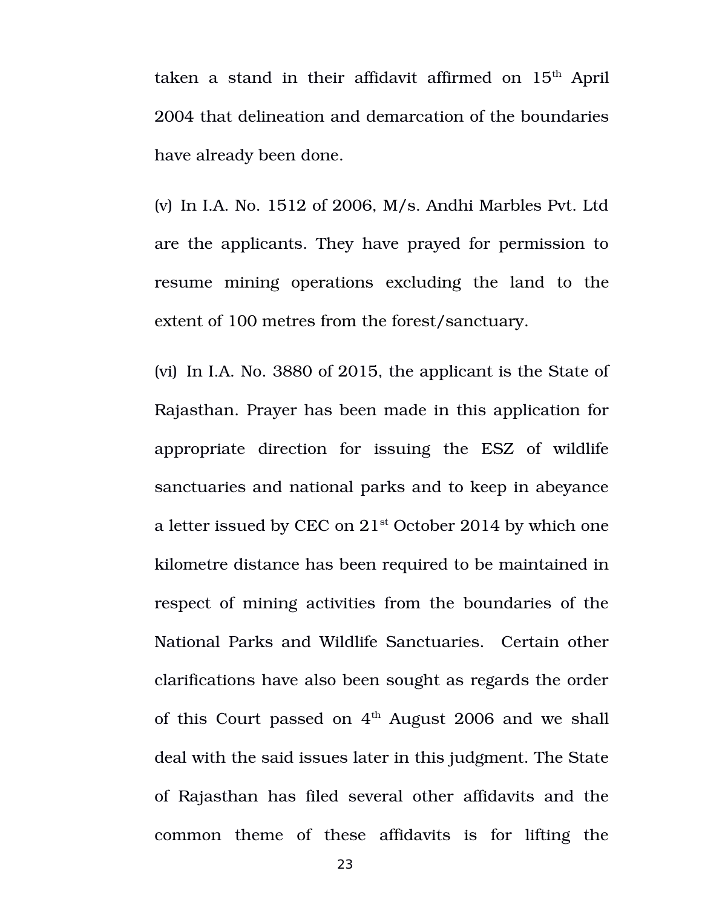taken a stand in their affidavit affirmed on 15th April 2004 that delineation and demarcation of the boundaries have already been done.

(v) In I.A. No. 1512 of 2006, M/s. Andhi Marbles Pvt. Ltd are the applicants. They have prayed for permission to resume mining operations excluding the land to the extent of 100 metres from the forest/sanctuary.

(vi) In I.A. No. 3880 of 2015, the applicant is the State of Rajasthan. Prayer has been made in this application for appropriate direction for issuing the ESZ of wildlife sanctuaries and national parks and to keep in abeyance a letter issued by CEC on 21st October 2014 by which one kilometre distance has been required to be maintained in respect of mining activities from the boundaries of the National Parks and Wildlife Sanctuaries. Certain other clarifications have also been sought as regards the order of this Court passed on 4th August 2006 and we shall deal with the said issues later in this judgment. The State of Rajasthan has filed several other affidavits and the common theme of these affidavits is for lifting the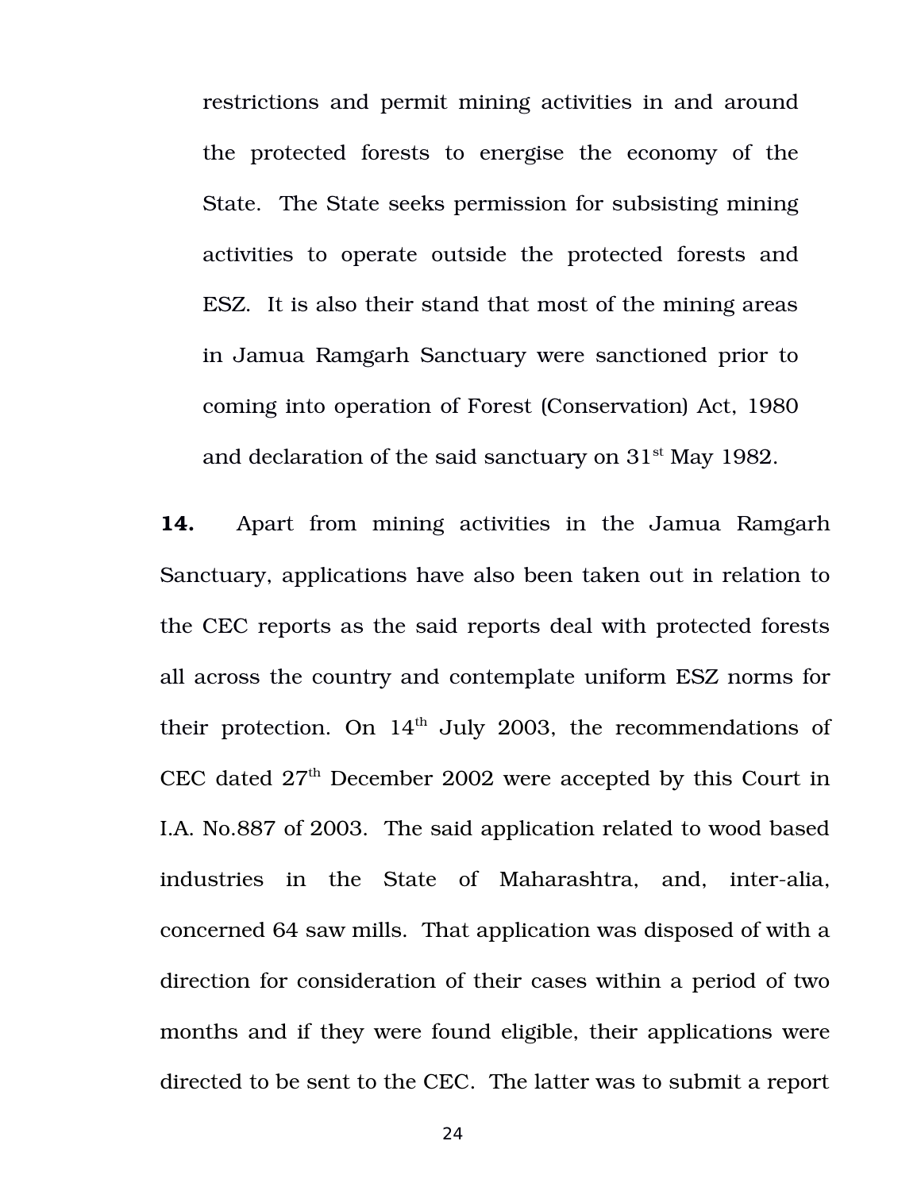restrictions and permit mining activities in and around the protected forests to energise the economy of the State. The State seeks permission for subsisting mining activities to operate outside the protected forests and ESZ. It is also their stand that most of the mining areas in Jamua Ramgarh Sanctuary were sanctioned prior to coming into operation of Forest (Conservation) Act, 1980 and declaration of the said sanctuary on 31st May 1982.

**14.** Apart from mining activities in the Jamua Ramgarh Sanctuary, applications have also been taken out in relation to the CEC reports as the said reports deal with protected forests all across the country and contemplate uniform ESZ norms for their protection. On 14th July 2003, the recommendations of CEC dated 27th December 2002 were accepted by this Court in I.A. No.887 of 2003. The said application related to wood based industries in the State of Maharashtra, and, inter-alia, concerned 64 saw mills. That application was disposed of with a direction for consideration of their cases within a period of two months and if they were found eligible, their applications were directed to be sent to the CEC. The latter was to submit a report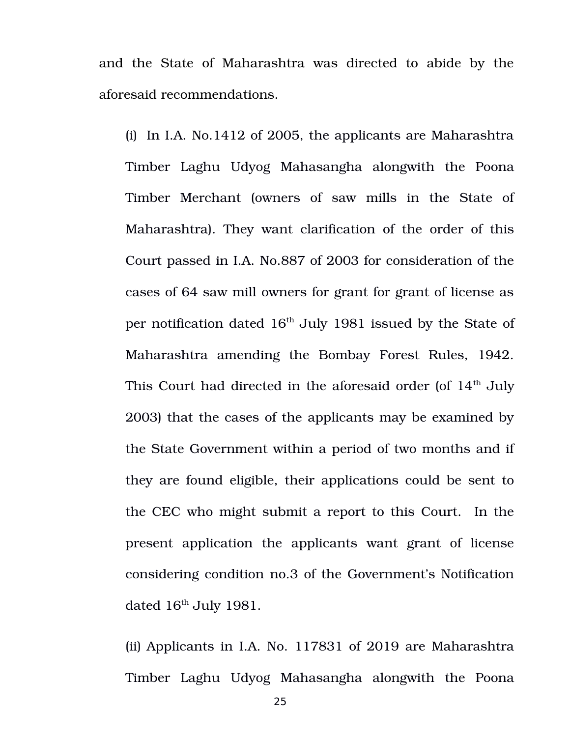and the State of Maharashtra was directed to abide by the aforesaid recommendations.

(i) In I.A. No.1412 of 2005, the applicants are Maharashtra Timber Laghu Udyog Mahasangha alongwith the Poona Timber Merchant (owners of saw mills in the State of Maharashtra). They want clarification of the order of this Court passed in I.A. No.887 of 2003 for consideration of the cases of 64 saw mill owners for grant for grant of license as per notification dated 16th July 1981 issued by the State of Maharashtra amending the Bombay Forest Rules, 1942. This Court had directed in the aforesaid order (of 14th July 2003) that the cases of the applicants may be examined by the State Government within a period of two months and if they are found eligible, their applications could be sent to the CEC who might submit a report to this Court. In the present application the applicants want grant of license considering condition no.3 of the Government's Notification dated 16th July 1981.

(ii) Applicants in I.A. No. 117831 of 2019 are Maharashtra Timber Laghu Udyog Mahasangha alongwith the Poona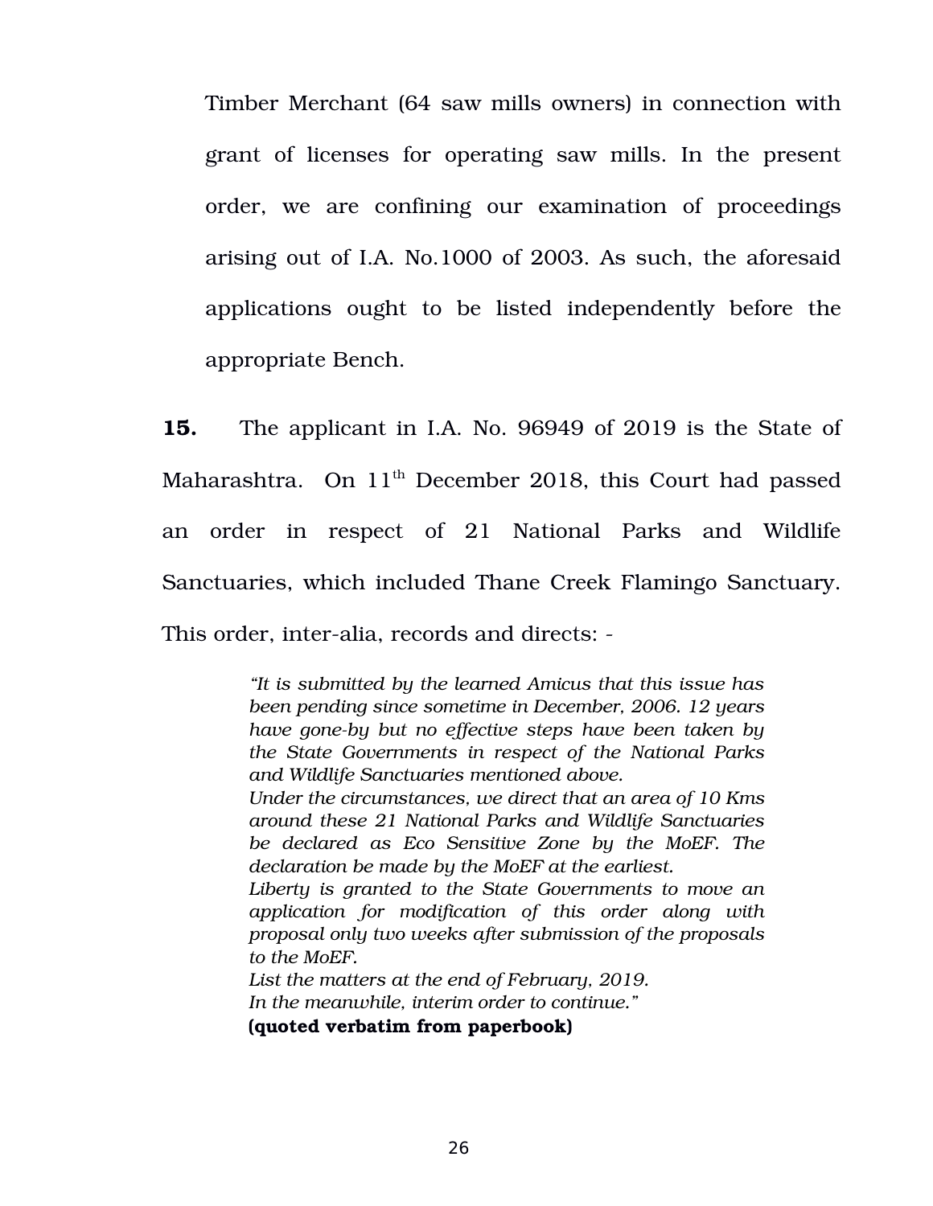Timber Merchant (64 saw mills owners) in connection with grant of licenses for operating saw mills. In the present order, we are confining our examination of proceedings arising out of I.A. No.1000 of 2003. As such, the aforesaid applications ought to be listed independently before the appropriate Bench.

**15.** The applicant in I.A. No. 96949 of 2019 is the State of Maharashtra. On 11th December 2018, this Court had passed an order in respect of 21 National Parks and Wildlife Sanctuaries, which included Thane Creek Flamingo Sanctuary. This order, inter-alia, records and directs: -

> *"It is submitted by the learned Amicus that this issue has been pending since sometime in December, 2006. 12 years have gone-by but no effective steps have been taken by the State Governments in respect of the National Parks and Wildlife Sanctuaries mentioned above.*
>
> *Under the circumstances, we direct that an area of 10 Kms around these 21 National Parks and Wildlife Sanctuaries be declared as Eco Sensitive Zone by the MoEF. The declaration be made by the MoEF at the earliest.*
>
> *Liberty is granted to the State Governments to move an application for modification of this order along with proposal only two weeks after submission of the proposals to the MoEF.*
>
> *List the matters at the end of February, 2019.*
>
> *In the meanwhile, interim order to continue."*
>
> **(quoted verbatim from paperbook)**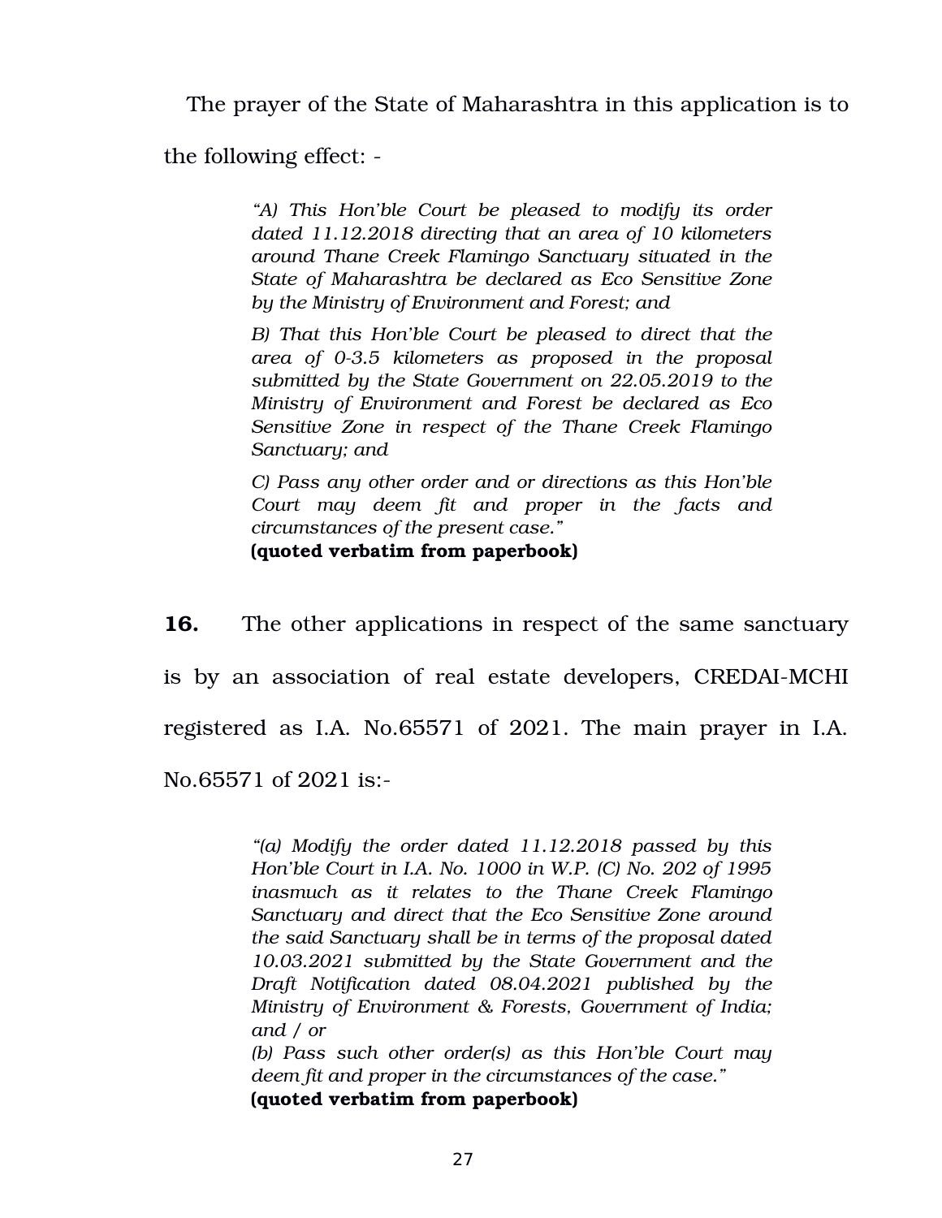The prayer of the State of Maharashtra in this application is to the following effect: -

> *"A) This Hon'ble Court be pleased to modify its order dated 11.12.2018 directing that an area of 10 kilometers around Thane Creek Flamingo Sanctuary situated in the State of Maharashtra be declared as Eco Sensitive Zone by the Ministry of Environment and Forest; and*
>
> *B) That this Hon'ble Court be pleased to direct that the area of 0-3.5 kilometers as proposed in the proposal submitted by the State Government on 22.05.2019 to the Ministry of Environment and Forest be declared as Eco Sensitive Zone in respect of the Thane Creek Flamingo Sanctuary; and*
>
> *C) Pass any other order and or directions as this Hon'ble Court may deem fit and proper in the facts and circumstances of the present case."*
>
> **(quoted verbatim from paperbook)**

**16.** The other applications in respect of the same sanctuary is by an association of real estate developers, CREDAI-MCHI registered as I.A. No.65571 of 2021. The main prayer in I.A. No.65571 of 2021 is:-

> *"(a) Modify the order dated 11.12.2018 passed by this Hon'ble Court in I.A. No. 1000 in W.P. (C) No. 202 of 1995 inasmuch as it relates to the Thane Creek Flamingo Sanctuary and direct that the Eco Sensitive Zone around the said Sanctuary shall be in terms of the proposal dated 10.03.2021 submitted by the State Government and the Draft Notification dated 08.04.2021 published by the Ministry of Environment & Forests, Government of India; and / or*
>
> *(b) Pass such other order(s) as this Hon'ble Court may deem fit and proper in the circumstances of the case."*
>
> **(quoted verbatim from paperbook)**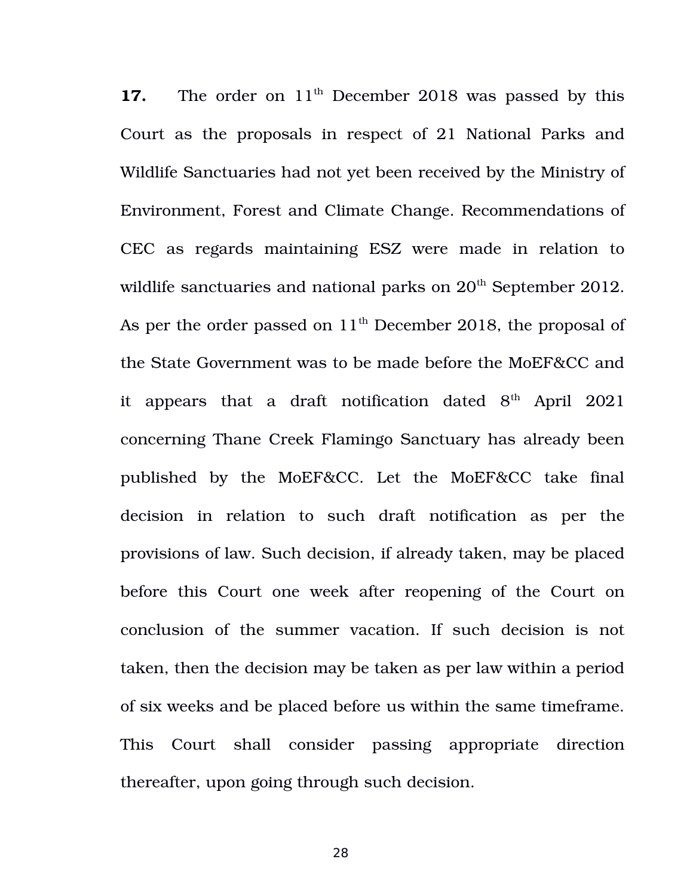**17.** The order on 11th December 2018 was passed by this Court as the proposals in respect of 21 National Parks and Wildlife Sanctuaries had not yet been received by the Ministry of Environment, Forest and Climate Change. Recommendations of CEC as regards maintaining ESZ were made in relation to wildlife sanctuaries and national parks on 20th September 2012. As per the order passed on 11th December 2018, the proposal of the State Government was to be made before the MoEF&CC and it appears that a draft notification dated 8th April 2021 concerning Thane Creek Flamingo Sanctuary has already been published by the MoEF&CC. Let the MoEF&CC take final decision in relation to such draft notification as per the provisions of law. Such decision, if already taken, may be placed before this Court one week after reopening of the Court on conclusion of the summer vacation. If such decision is not taken, then the decision may be taken as per law within a period of six weeks and be placed before us within the same timeframe. This Court shall consider passing appropriate direction thereafter, upon going through such decision.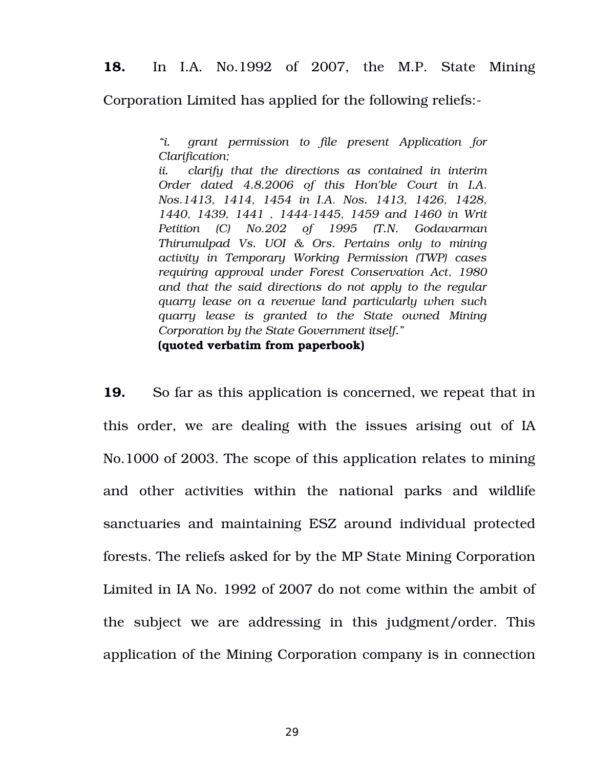**18.** In I.A. No.1992 of 2007, the M.P. State Mining Corporation Limited has applied for the following reliefs:-

> *"i. grant permission to file present Application for Clarification;*
> *ii. clarify that the directions as contained in interim Order dated 4.8.2006 of this Hon'ble Court in I.A. Nos.1413, 1414, 1454 in I.A. Nos. 1413, 1426, 1428, 1440, 1439, 1441 , 1444-1445, 1459 and 1460 in Writ Petition (C) No.202 of 1995 (T.N. Godavarman Thirumulpad Vs. UOI & Ors. Pertains only to mining activity in Temporary Working Permission (TWP) cases requiring approval under Forest Conservation Act, 1980 and that the said directions do not apply to the regular quarry lease on a revenue land particularly when such quarry lease is granted to the State owned Mining Corporation by the State Government itself."*
> **(quoted verbatim from paperbook)**

**19.** So far as this application is concerned, we repeat that in this order, we are dealing with the issues arising out of IA No.1000 of 2003. The scope of this application relates to mining and other activities within the national parks and wildlife sanctuaries and maintaining ESZ around individual protected forests. The reliefs asked for by the MP State Mining Corporation Limited in IA No. 1992 of 2007 do not come within the ambit of the subject we are addressing in this judgment/order. This application of the Mining Corporation company is in connection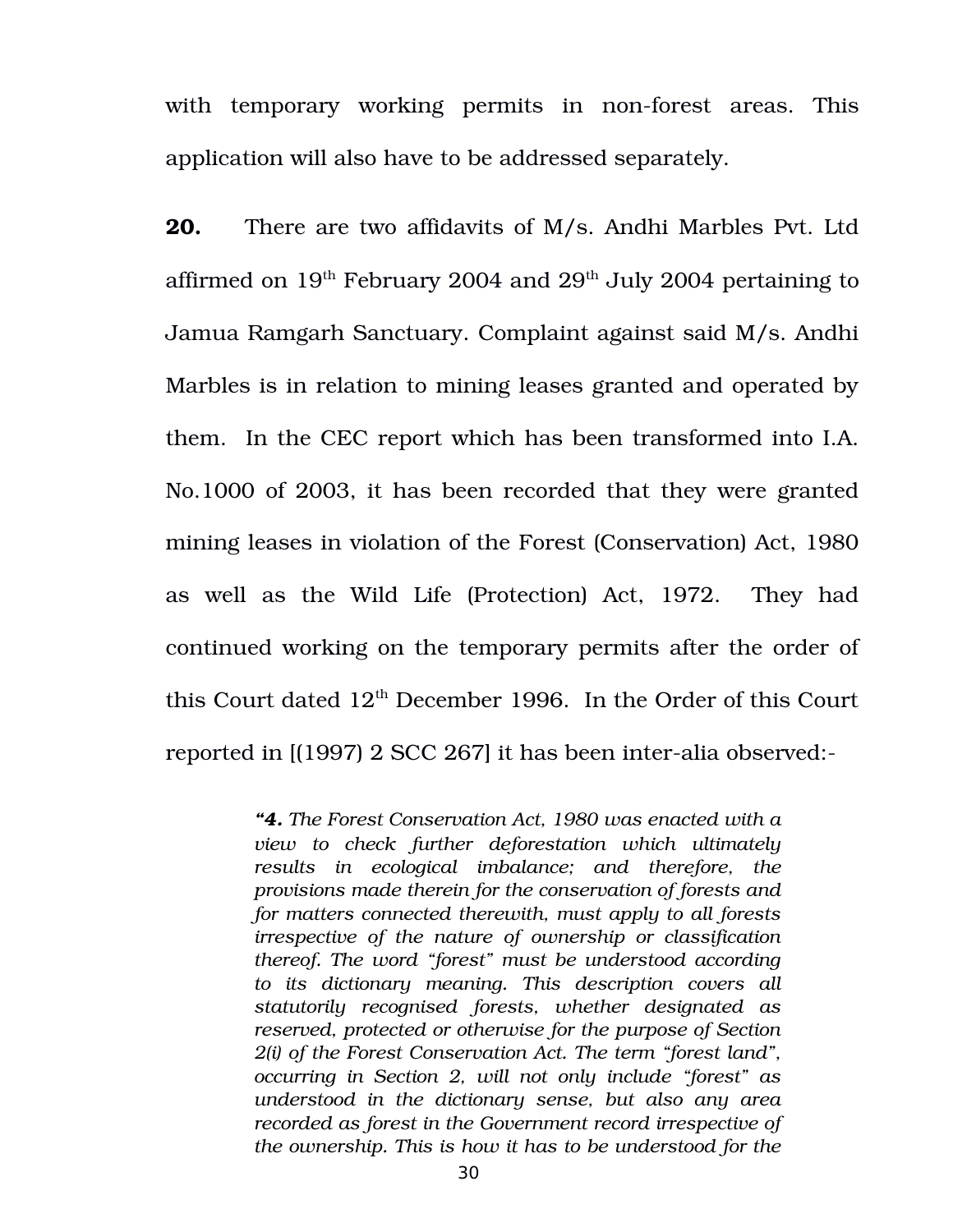with temporary working permits in non-forest areas. This application will also have to be addressed separately.

**20.** There are two affidavits of M/s. Andhi Marbles Pvt. Ltd affirmed on 19th February 2004 and 29th July 2004 pertaining to Jamua Ramgarh Sanctuary. Complaint against said M/s. Andhi Marbles is in relation to mining leases granted and operated by them. In the CEC report which has been transformed into I.A. No.1000 of 2003, it has been recorded that they were granted mining leases in violation of the Forest (Conservation) Act, 1980 as well as the Wild Life (Protection) Act, 1972. They had continued working on the temporary permits after the order of this Court dated 12th December 1996. In the Order of this Court reported in [(1997) 2 SCC 267] it has been inter-alia observed:-

> *“**4.** The Forest Conservation Act, 1980 was enacted with a view to check further deforestation which ultimately results in ecological imbalance; and therefore, the provisions made therein for the conservation of forests and for matters connected therewith, must apply to all forests irrespective of the nature of ownership or classification thereof. The word “forest” must be understood according to its dictionary meaning. This description covers all statutorily recognised forests, whether designated as reserved, protected or otherwise for the purpose of Section 2(i) of the Forest Conservation Act. The term “forest land”, occurring in Section 2, will not only include “forest” as understood in the dictionary sense, but also any area recorded as forest in the Government record irrespective of the ownership. This is how it has to be understood for the*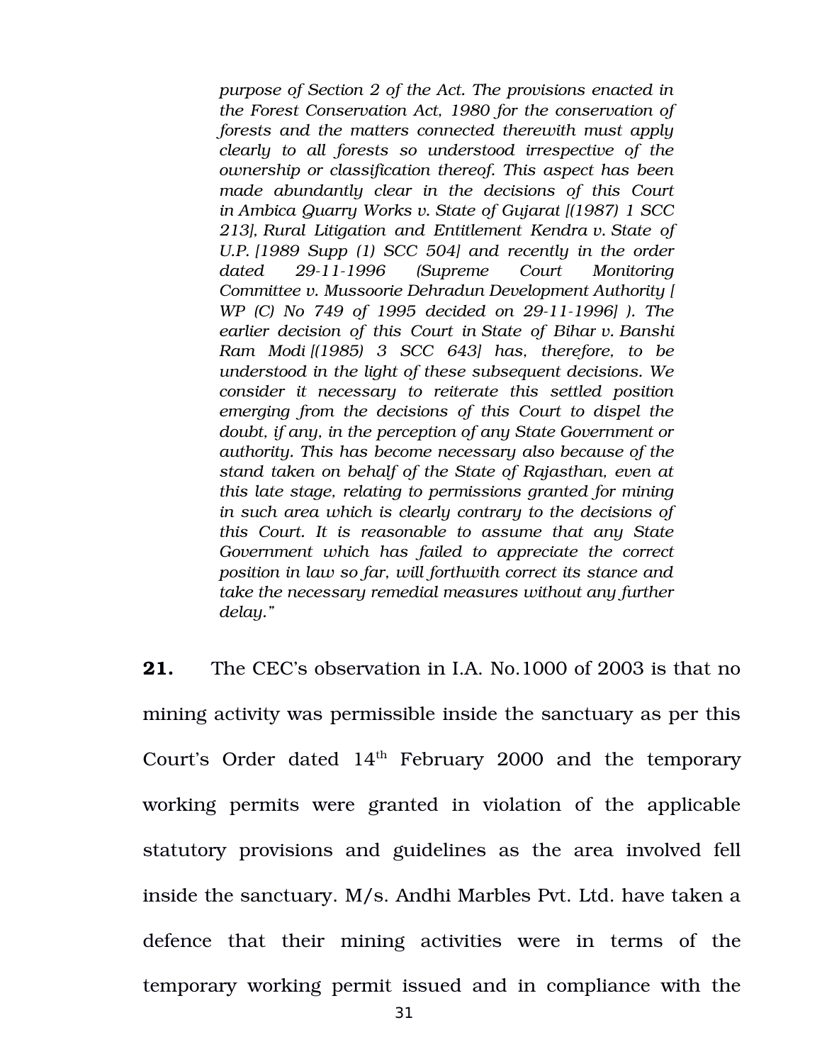*purpose of Section 2 of the Act. The provisions enacted in the Forest Conservation Act, 1980 for the conservation of forests and the matters connected therewith must apply clearly to all forests so understood irrespective of the ownership or classification thereof. This aspect has been made abundantly clear in the decisions of this Court in Ambica Quarry Works v. State of Gujarat [(1987) 1 SCC 213], Rural Litigation and Entitlement Kendra v. State of U.P. [1989 Supp (1) SCC 504] and recently in the order dated 29-11-1996 (Supreme Court Monitoring Committee v. Mussoorie Dehradun Development Authority [ WP (C) No 749 of 1995 decided on 29-11-1996] ). The earlier decision of this Court in State of Bihar v. Banshi Ram Modi [(1985) 3 SCC 643] has, therefore, to be understood in the light of these subsequent decisions. We consider it necessary to reiterate this settled position emerging from the decisions of this Court to dispel the doubt, if any, in the perception of any State Government or authority. This has become necessary also because of the stand taken on behalf of the State of Rajasthan, even at this late stage, relating to permissions granted for mining in such area which is clearly contrary to the decisions of this Court. It is reasonable to assume that any State Government which has failed to appreciate the correct position in law so far, will forthwith correct its stance and take the necessary remedial measures without any further delay."*

**21.** The CEC's observation in I.A. No.1000 of 2003 is that no mining activity was permissible inside the sanctuary as per this Court's Order dated 14th February 2000 and the temporary working permits were granted in violation of the applicable statutory provisions and guidelines as the area involved fell inside the sanctuary. M/s. Andhi Marbles Pvt. Ltd. have taken a defence that their mining activities were in terms of the temporary working permit issued and in compliance with the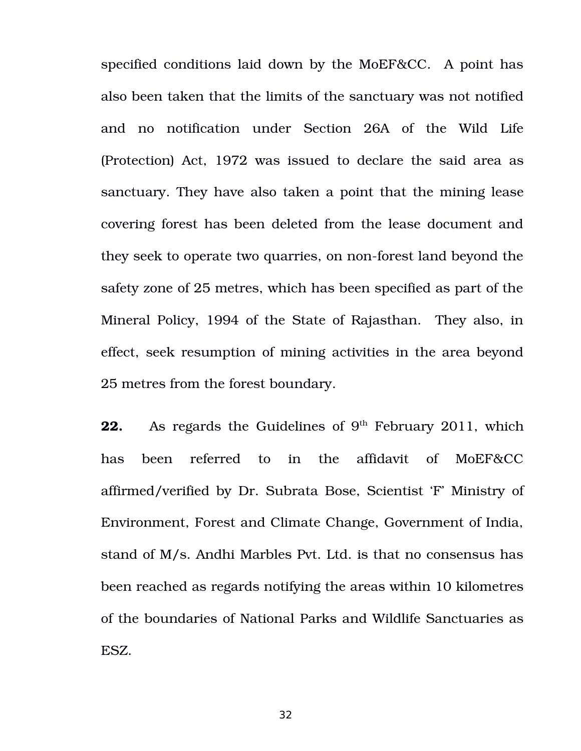specified conditions laid down by the MoEF&CC. A point has also been taken that the limits of the sanctuary was not notified and no notification under Section 26A of the Wild Life (Protection) Act, 1972 was issued to declare the said area as sanctuary. They have also taken a point that the mining lease covering forest has been deleted from the lease document and they seek to operate two quarries, on non-forest land beyond the safety zone of 25 metres, which has been specified as part of the Mineral Policy, 1994 of the State of Rajasthan. They also, in effect, seek resumption of mining activities in the area beyond 25 metres from the forest boundary.

**22.** As regards the Guidelines of 9th February 2011, which has been referred to in the affidavit of MoEF&CC affirmed/verified by Dr. Subrata Bose, Scientist 'F' Ministry of Environment, Forest and Climate Change, Government of India, stand of M/s. Andhi Marbles Pvt. Ltd. is that no consensus has been reached as regards notifying the areas within 10 kilometres of the boundaries of National Parks and Wildlife Sanctuaries as ESZ.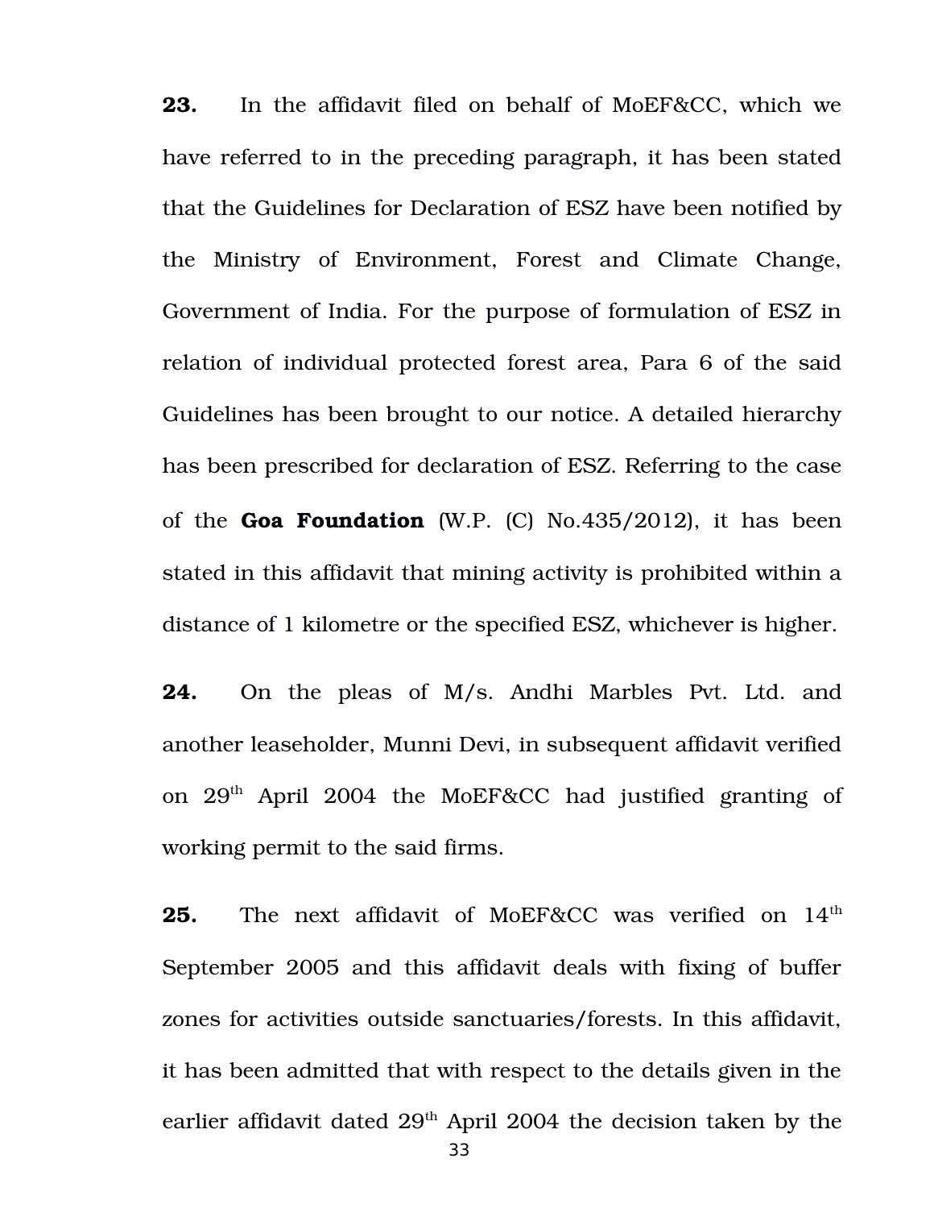**23.** In the affidavit filed on behalf of MoEF&CC, which we have referred to in the preceding paragraph, it has been stated that the Guidelines for Declaration of ESZ have been notified by the Ministry of Environment, Forest and Climate Change, Government of India. For the purpose of formulation of ESZ in relation of individual protected forest area, Para 6 of the said Guidelines has been brought to our notice. A detailed hierarchy has been prescribed for declaration of ESZ. Referring to the case of the **Goa Foundation** (W.P. (C) No.435/2012), it has been stated in this affidavit that mining activity is prohibited within a distance of 1 kilometre or the specified ESZ, whichever is higher.

**24.** On the pleas of M/s. Andhi Marbles Pvt. Ltd. and another leaseholder, Munni Devi, in subsequent affidavit verified on 29th April 2004 the MoEF&CC had justified granting of working permit to the said firms.

**25.** The next affidavit of MoEF&CC was verified on 14th September 2005 and this affidavit deals with fixing of buffer zones for activities outside sanctuaries/forests. In this affidavit, it has been admitted that with respect to the details given in the earlier affidavit dated 29th April 2004 the decision taken by the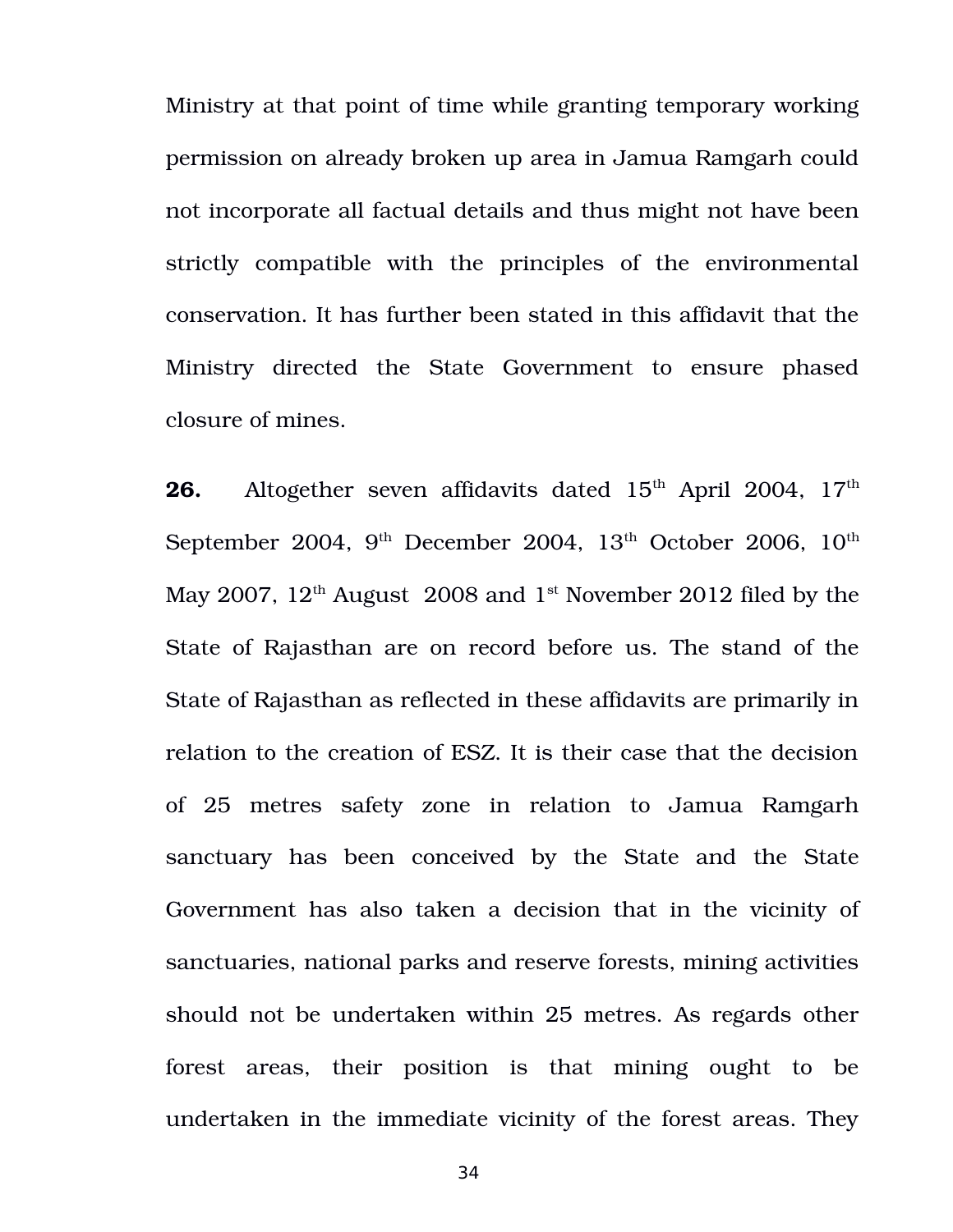Ministry at that point of time while granting temporary working permission on already broken up area in Jamua Ramgarh could not incorporate all factual details and thus might not have been strictly compatible with the principles of the environmental conservation. It has further been stated in this affidavit that the Ministry directed the State Government to ensure phased closure of mines.

**26.** Altogether seven affidavits dated 15th April 2004, 17th September 2004, 9th December 2004, 13th October 2006, 10th May 2007, 12th August 2008 and 1st November 2012 filed by the State of Rajasthan are on record before us. The stand of the State of Rajasthan as reflected in these affidavits are primarily in relation to the creation of ESZ. It is their case that the decision of 25 metres safety zone in relation to Jamua Ramgarh sanctuary has been conceived by the State and the State Government has also taken a decision that in the vicinity of sanctuaries, national parks and reserve forests, mining activities should not be undertaken within 25 metres. As regards other forest areas, their position is that mining ought to be undertaken in the immediate vicinity of the forest areas. They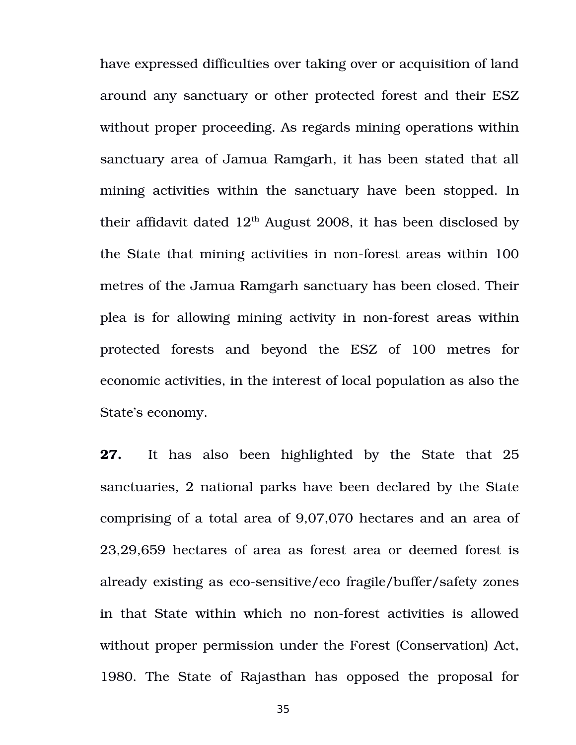have expressed difficulties over taking over or acquisition of land around any sanctuary or other protected forest and their ESZ without proper proceeding. As regards mining operations within sanctuary area of Jamua Ramgarh, it has been stated that all mining activities within the sanctuary have been stopped. In their affidavit dated 12th August 2008, it has been disclosed by the State that mining activities in non-forest areas within 100 metres of the Jamua Ramgarh sanctuary has been closed. Their plea is for allowing mining activity in non-forest areas within protected forests and beyond the ESZ of 100 metres for economic activities, in the interest of local population as also the State's economy.

**27.** It has also been highlighted by the State that 25 sanctuaries, 2 national parks have been declared by the State comprising of a total area of 9,07,070 hectares and an area of 23,29,659 hectares of area as forest area or deemed forest is already existing as eco-sensitive/eco fragile/buffer/safety zones in that State within which no non-forest activities is allowed without proper permission under the Forest (Conservation) Act, 1980. The State of Rajasthan has opposed the proposal for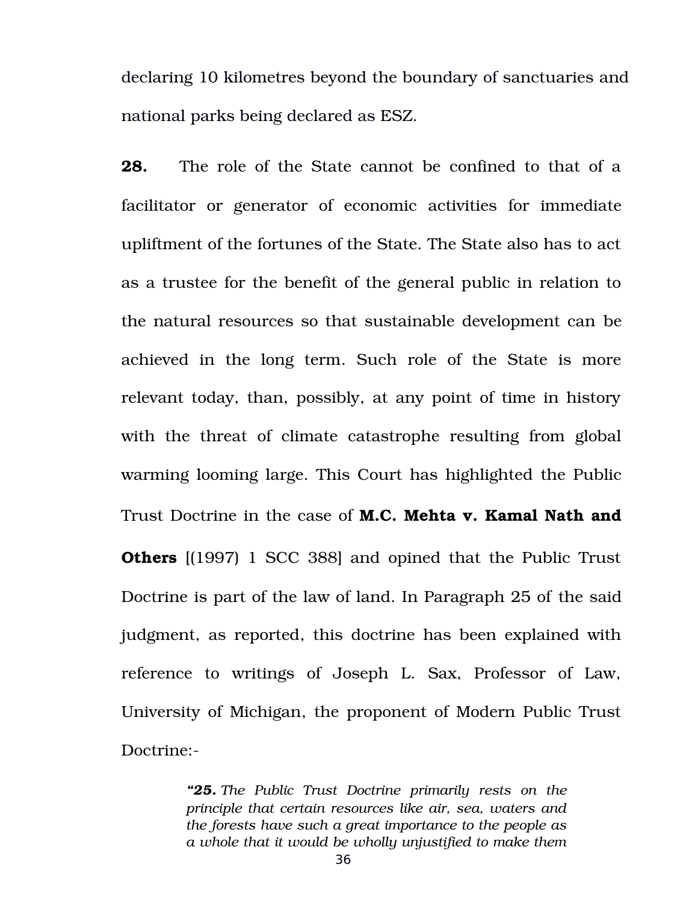declaring 10 kilometres beyond the boundary of sanctuaries and national parks being declared as ESZ.

**28.** The role of the State cannot be confined to that of a facilitator or generator of economic activities for immediate upliftment of the fortunes of the State. The State also has to act as a trustee for the benefit of the general public in relation to the natural resources so that sustainable development can be achieved in the long term. Such role of the State is more relevant today, than, possibly, at any point of time in history with the threat of climate catastrophe resulting from global warming looming large. This Court has highlighted the Public Trust Doctrine in the case of **M.C. Mehta v. Kamal Nath and Others** [(1997) 1 SCC 388] and opined that the Public Trust Doctrine is part of the law of land. In Paragraph 25 of the said judgment, as reported, this doctrine has been explained with reference to writings of Joseph L. Sax, Professor of Law, University of Michigan, the proponent of Modern Public Trust Doctrine:-

> ***"25.*** *The Public Trust Doctrine primarily rests on the principle that certain resources like air, sea, waters and the forests have such a great importance to the people as a whole that it would be wholly unjustified to make them*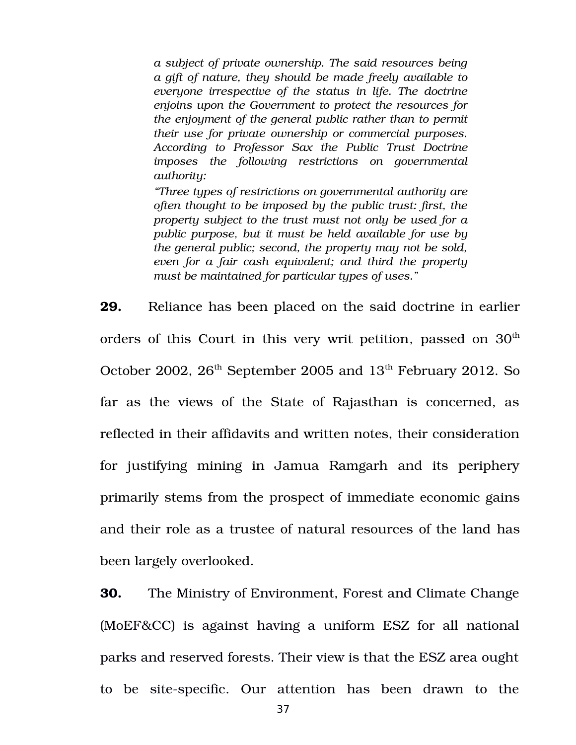> *a subject of private ownership. The said resources being a gift of nature, they should be made freely available to everyone irrespective of the status in life. The doctrine enjoins upon the Government to protect the resources for the enjoyment of the general public rather than to permit their use for private ownership or commercial purposes. According to Professor Sax the Public Trust Doctrine imposes the following restrictions on governmental authority:*
>
> *"Three types of restrictions on governmental authority are often thought to be imposed by the public trust: first, the property subject to the trust must not only be used for a public purpose, but it must be held available for use by the general public; second, the property may not be sold, even for a fair cash equivalent; and third the property must be maintained for particular types of uses."*

**29.** Reliance has been placed on the said doctrine in earlier orders of this Court in this very writ petition, passed on 30th October 2002, 26th September 2005 and 13th February 2012. So far as the views of the State of Rajasthan is concerned, as reflected in their affidavits and written notes, their consideration for justifying mining in Jamua Ramgarh and its periphery primarily stems from the prospect of immediate economic gains and their role as a trustee of natural resources of the land has been largely overlooked.

**30.** The Ministry of Environment, Forest and Climate Change (MoEF&CC) is against having a uniform ESZ for all national parks and reserved forests. Their view is that the ESZ area ought to be site-specific. Our attention has been drawn to the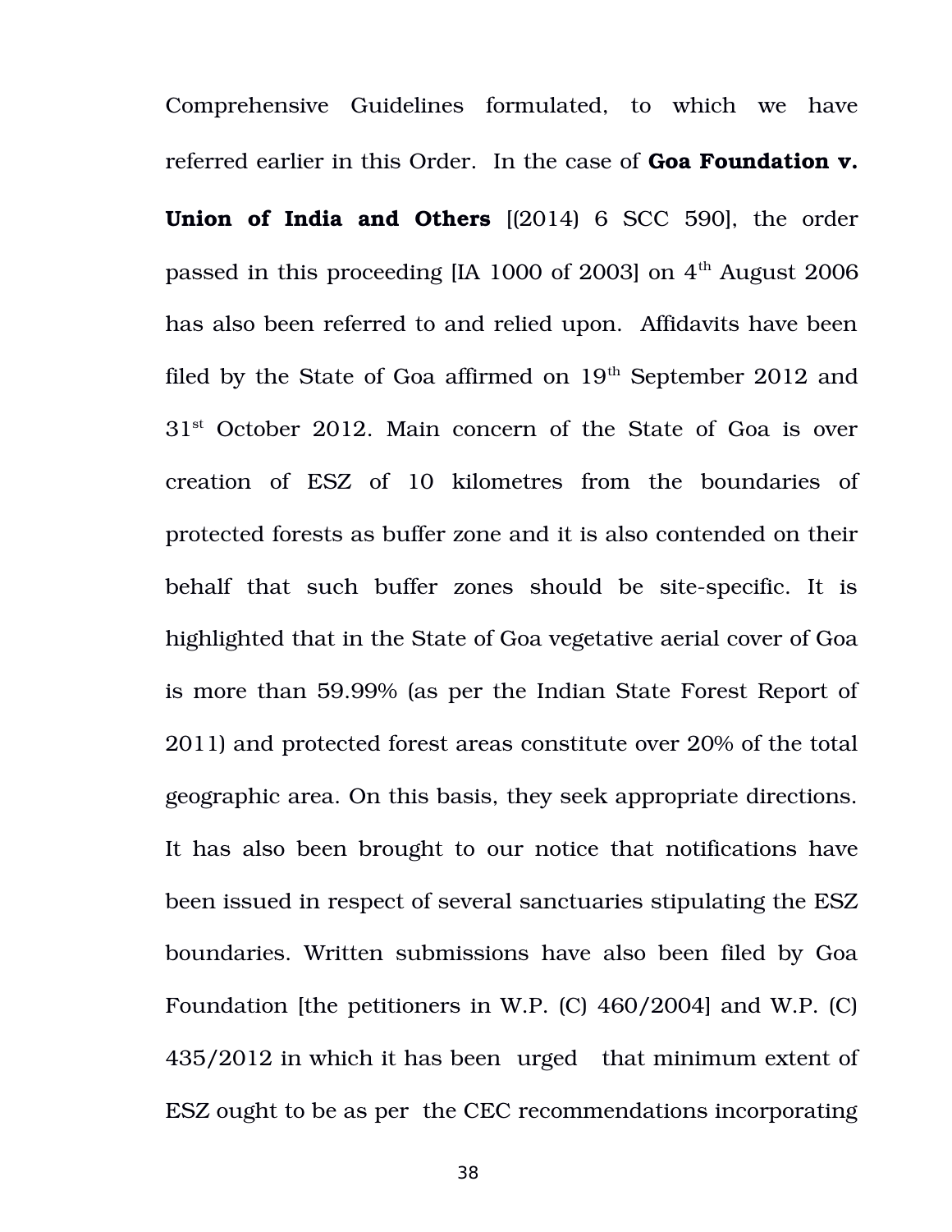Comprehensive Guidelines formulated, to which we have referred earlier in this Order. In the case of **Goa Foundation v. Union of India and Others** [(2014) 6 SCC 590], the order passed in this proceeding [IA 1000 of 2003] on 4th August 2006 has also been referred to and relied upon. Affidavits have been filed by the State of Goa affirmed on 19th September 2012 and 31st October 2012. Main concern of the State of Goa is over creation of ESZ of 10 kilometres from the boundaries of protected forests as buffer zone and it is also contended on their behalf that such buffer zones should be site-specific. It is highlighted that in the State of Goa vegetative aerial cover of Goa is more than 59.99% (as per the Indian State Forest Report of 2011) and protected forest areas constitute over 20% of the total geographic area. On this basis, they seek appropriate directions. It has also been brought to our notice that notifications have been issued in respect of several sanctuaries stipulating the ESZ boundaries. Written submissions have also been filed by Goa Foundation [the petitioners in W.P. (C) 460/2004] and W.P. (C) 435/2012 in which it has been urged that minimum extent of ESZ ought to be as per the CEC recommendations incorporating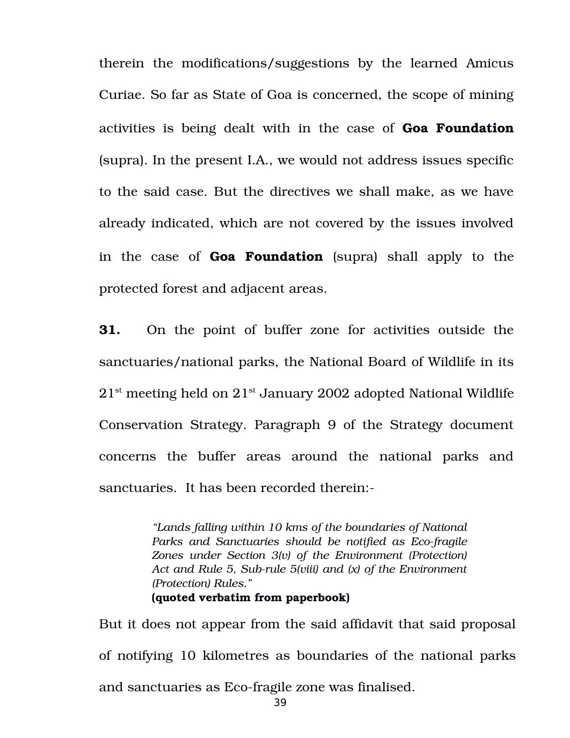therein the modifications/suggestions by the learned Amicus Curiae. So far as State of Goa is concerned, the scope of mining activities is being dealt with in the case of **Goa Foundation** (supra). In the present I.A., we would not address issues specific to the said case. But the directives we shall make, as we have already indicated, which are not covered by the issues involved in the case of **Goa Foundation** (supra) shall apply to the protected forest and adjacent areas.

**31.** On the point of buffer zone for activities outside the sanctuaries/national parks, the National Board of Wildlife in its 21st meeting held on 21st January 2002 adopted National Wildlife Conservation Strategy. Paragraph 9 of the Strategy document concerns the buffer areas around the national parks and sanctuaries. It has been recorded therein:-

> *"Lands falling within 10 kms of the boundaries of National Parks and Sanctuaries should be notified as Eco-fragile Zones under Section 3(v) of the Environment (Protection) Act and Rule 5, Sub-rule 5(viii) and (x) of the Environment (Protection) Rules."*
> **(quoted verbatim from paperbook)**

But it does not appear from the said affidavit that said proposal of notifying 10 kilometres as boundaries of the national parks and sanctuaries as Eco-fragile zone was finalised.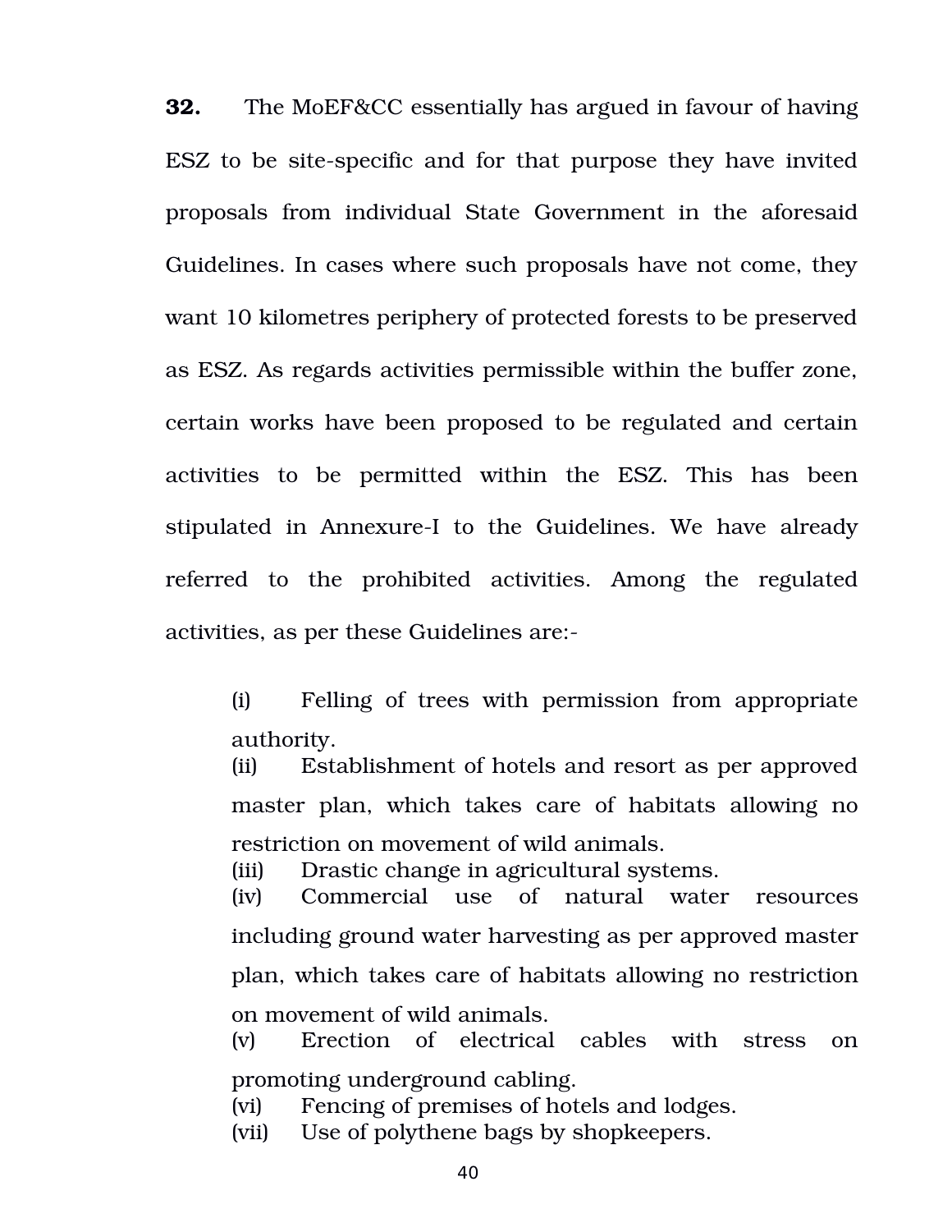**32.** The MoEF&CC essentially has argued in favour of having ESZ to be site-specific and for that purpose they have invited proposals from individual State Government in the aforesaid Guidelines. In cases where such proposals have not come, they want 10 kilometres periphery of protected forests to be preserved as ESZ. As regards activities permissible within the buffer zone, certain works have been proposed to be regulated and certain activities to be permitted within the ESZ. This has been stipulated in Annexure-I to the Guidelines. We have already referred to the prohibited activities. Among the regulated activities, as per these Guidelines are:-

> (i) Felling of trees with permission from appropriate authority.
> (ii) Establishment of hotels and resort as per approved master plan, which takes care of habitats allowing no restriction on movement of wild animals.
> (iii) Drastic change in agricultural systems.
> (iv) Commercial use of natural water resources including ground water harvesting as per approved master plan, which takes care of habitats allowing no restriction on movement of wild animals.
> (v) Erection of electrical cables with stress on promoting underground cabling.
> (vi) Fencing of premises of hotels and lodges.
> (vii) Use of polythene bags by shopkeepers.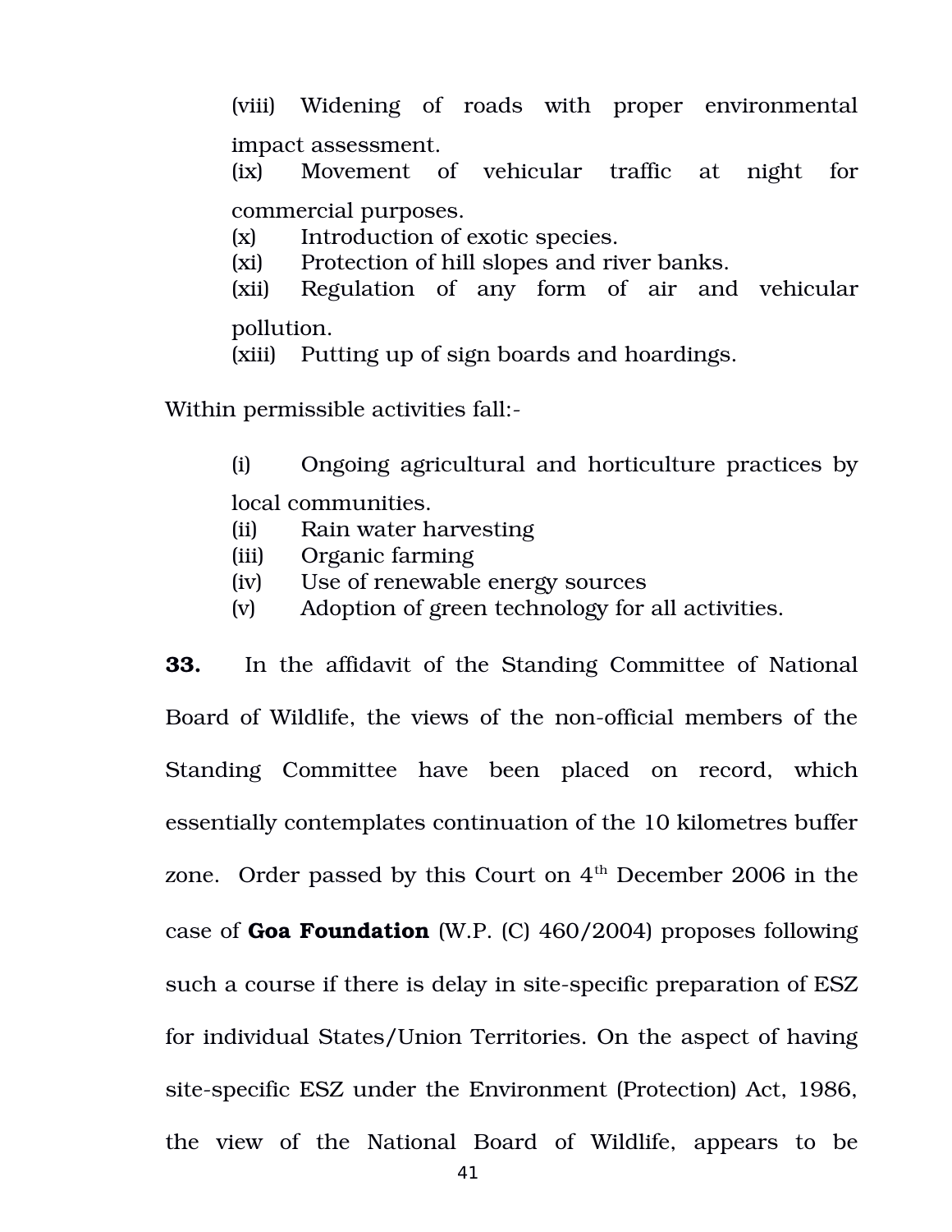(viii) Widening of roads with proper environmental impact assessment.

(ix) Movement of vehicular traffic at night for commercial purposes.

(x) Introduction of exotic species.

(xi) Protection of hill slopes and river banks.

(xii) Regulation of any form of air and vehicular pollution.

(xiii) Putting up of sign boards and hoardings.

Within permissible activities fall:-

(i) Ongoing agricultural and horticulture practices by local communities.

(ii) Rain water harvesting

(iii) Organic farming

(iv) Use of renewable energy sources

(v) Adoption of green technology for all activities.

**33.** In the affidavit of the Standing Committee of National Board of Wildlife, the views of the non-official members of the Standing Committee have been placed on record, which essentially contemplates continuation of the 10 kilometres buffer zone. Order passed by this Court on 4th December 2006 in the case of **Goa Foundation** (W.P. (C) 460/2004) proposes following such a course if there is delay in site-specific preparation of ESZ for individual States/Union Territories. On the aspect of having site-specific ESZ under the Environment (Protection) Act, 1986, the view of the National Board of Wildlife, appears to be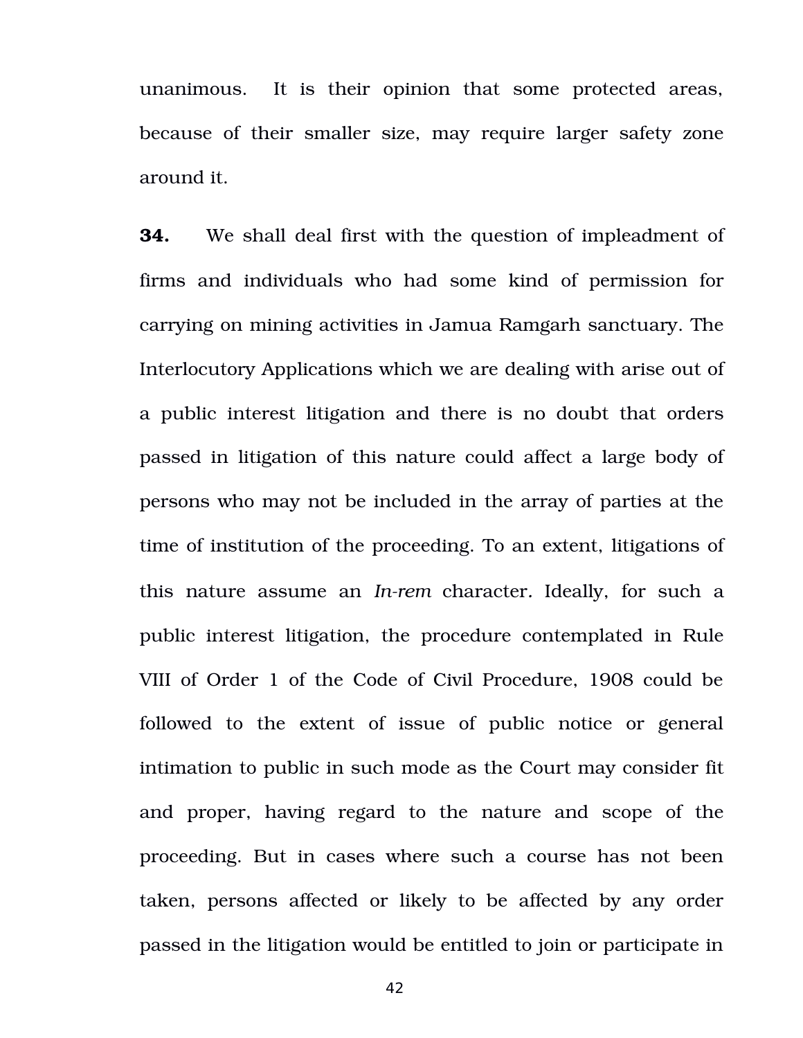unanimous. It is their opinion that some protected areas, because of their smaller size, may require larger safety zone around it.

**34.** We shall deal first with the question of impleadment of firms and individuals who had some kind of permission for carrying on mining activities in Jamua Ramgarh sanctuary. The Interlocutory Applications which we are dealing with arise out of a public interest litigation and there is no doubt that orders passed in litigation of this nature could affect a large body of persons who may not be included in the array of parties at the time of institution of the proceeding. To an extent, litigations of this nature assume an *In-rem* character. Ideally, for such a public interest litigation, the procedure contemplated in Rule VIII of Order 1 of the Code of Civil Procedure, 1908 could be followed to the extent of issue of public notice or general intimation to public in such mode as the Court may consider fit and proper, having regard to the nature and scope of the proceeding. But in cases where such a course has not been taken, persons affected or likely to be affected by any order passed in the litigation would be entitled to join or participate in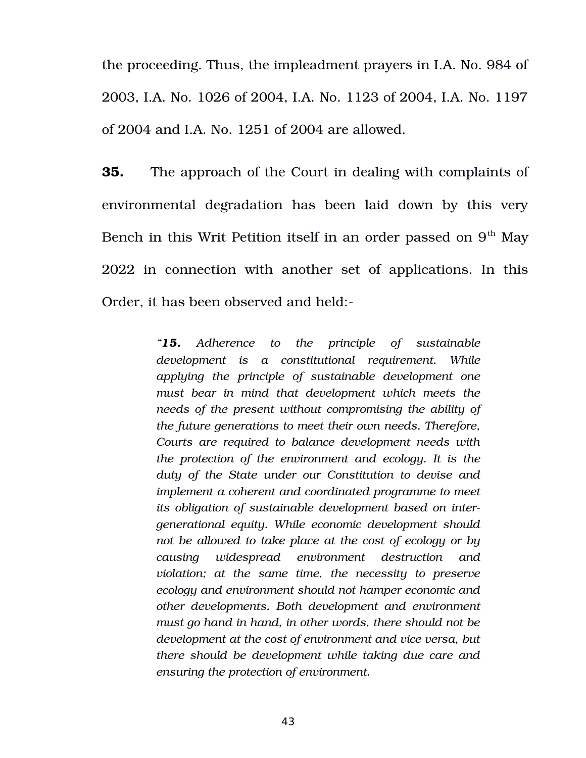the proceeding. Thus, the impleadment prayers in I.A. No. 984 of 2003, I.A. No. 1026 of 2004, I.A. No. 1123 of 2004, I.A. No. 1197 of 2004 and I.A. No. 1251 of 2004 are allowed.

**35.** The approach of the Court in dealing with complaints of environmental degradation has been laid down by this very Bench in this Writ Petition itself in an order passed on 9th May 2022 in connection with another set of applications. In this Order, it has been observed and held:-

> *"**15.** Adherence to the principle of sustainable development is a constitutional requirement. While applying the principle of sustainable development one must bear in mind that development which meets the needs of the present without compromising the ability of the future generations to meet their own needs. Therefore, Courts are required to balance development needs with the protection of the environment and ecology. It is the duty of the State under our Constitution to devise and implement a coherent and coordinated programme to meet its obligation of sustainable development based on inter-generational equity. While economic development should not be allowed to take place at the cost of ecology or by causing widespread environment destruction and violation; at the same time, the necessity to preserve ecology and environment should not hamper economic and other developments. Both development and environment must go hand in hand, in other words, there should not be development at the cost of environment and vice versa, but there should be development while taking due care and ensuring the protection of environment.*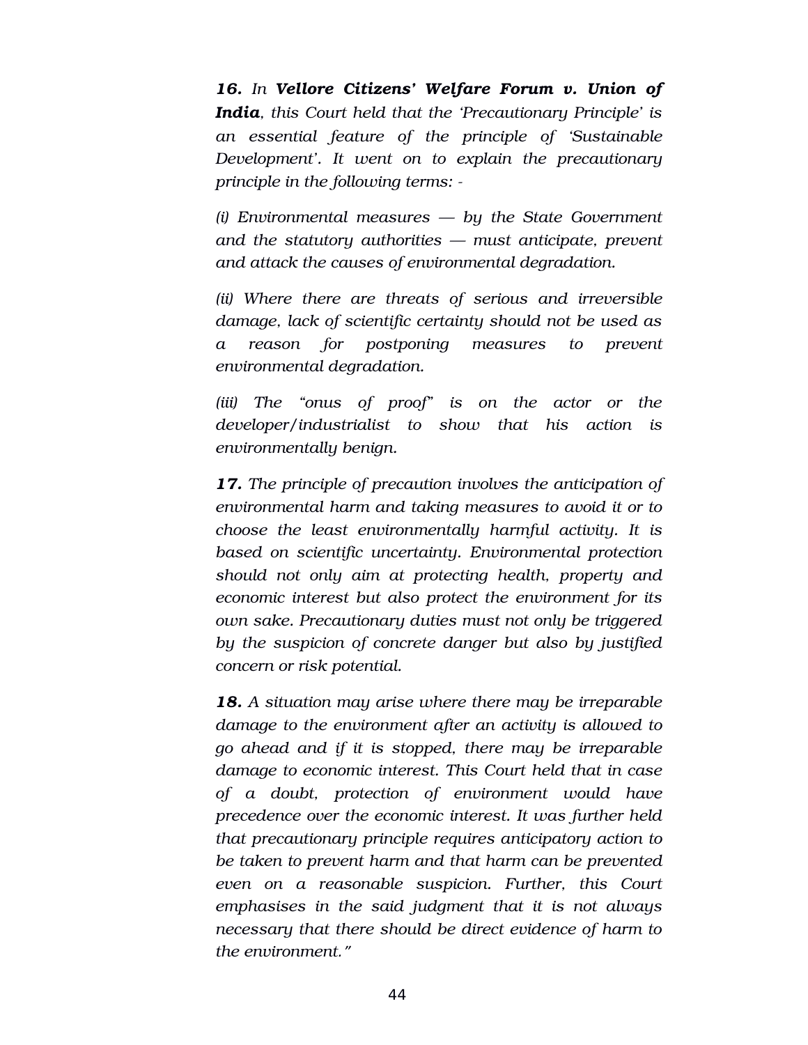***16.*** *In* ***Vellore Citizens' Welfare Forum v. Union of India****, this Court held that the 'Precautionary Principle' is an essential feature of the principle of 'Sustainable Development'. It went on to explain the precautionary principle in the following terms: -*

*(i) Environmental measures — by the State Government and the statutory authorities — must anticipate, prevent and attack the causes of environmental degradation.*

*(ii) Where there are threats of serious and irreversible damage, lack of scientific certainty should not be used as a reason for postponing measures to prevent environmental degradation.*

*(iii) The "onus of proof" is on the actor or the developer/industrialist to show that his action is environmentally benign.*

***17.*** *The principle of precaution involves the anticipation of environmental harm and taking measures to avoid it or to choose the least environmentally harmful activity. It is based on scientific uncertainty. Environmental protection should not only aim at protecting health, property and economic interest but also protect the environment for its own sake. Precautionary duties must not only be triggered by the suspicion of concrete danger but also by justified concern or risk potential.*

***18.*** *A situation may arise where there may be irreparable damage to the environment after an activity is allowed to go ahead and if it is stopped, there may be irreparable damage to economic interest. This Court held that in case of a doubt, protection of environment would have precedence over the economic interest. It was further held that precautionary principle requires anticipatory action to be taken to prevent harm and that harm can be prevented even on a reasonable suspicion. Further, this Court emphasises in the said judgment that it is not always necessary that there should be direct evidence of harm to the environment."*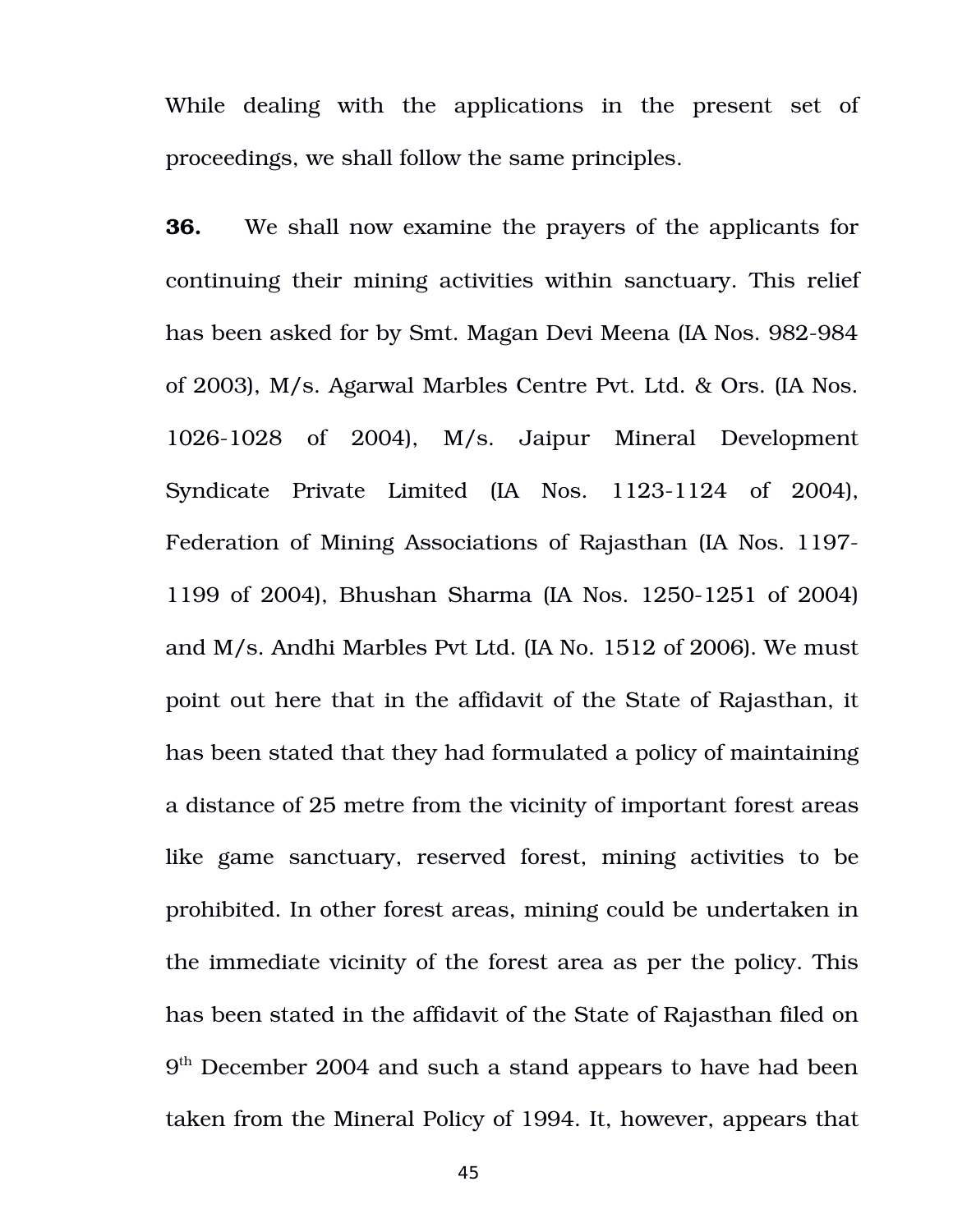While dealing with the applications in the present set of proceedings, we shall follow the same principles.

**36.** We shall now examine the prayers of the applicants for continuing their mining activities within sanctuary. This relief has been asked for by Smt. Magan Devi Meena (IA Nos. 982-984 of 2003), M/s. Agarwal Marbles Centre Pvt. Ltd. & Ors. (IA Nos. 1026-1028 of 2004), M/s. Jaipur Mineral Development Syndicate Private Limited (IA Nos. 1123-1124 of 2004), Federation of Mining Associations of Rajasthan (IA Nos. 1197-1199 of 2004), Bhushan Sharma (IA Nos. 1250-1251 of 2004) and M/s. Andhi Marbles Pvt Ltd. (IA No. 1512 of 2006). We must point out here that in the affidavit of the State of Rajasthan, it has been stated that they had formulated a policy of maintaining a distance of 25 metre from the vicinity of important forest areas like game sanctuary, reserved forest, mining activities to be prohibited. In other forest areas, mining could be undertaken in the immediate vicinity of the forest area as per the policy. This has been stated in the affidavit of the State of Rajasthan filed on 9th December 2004 and such a stand appears to have had been taken from the Mineral Policy of 1994. It, however, appears that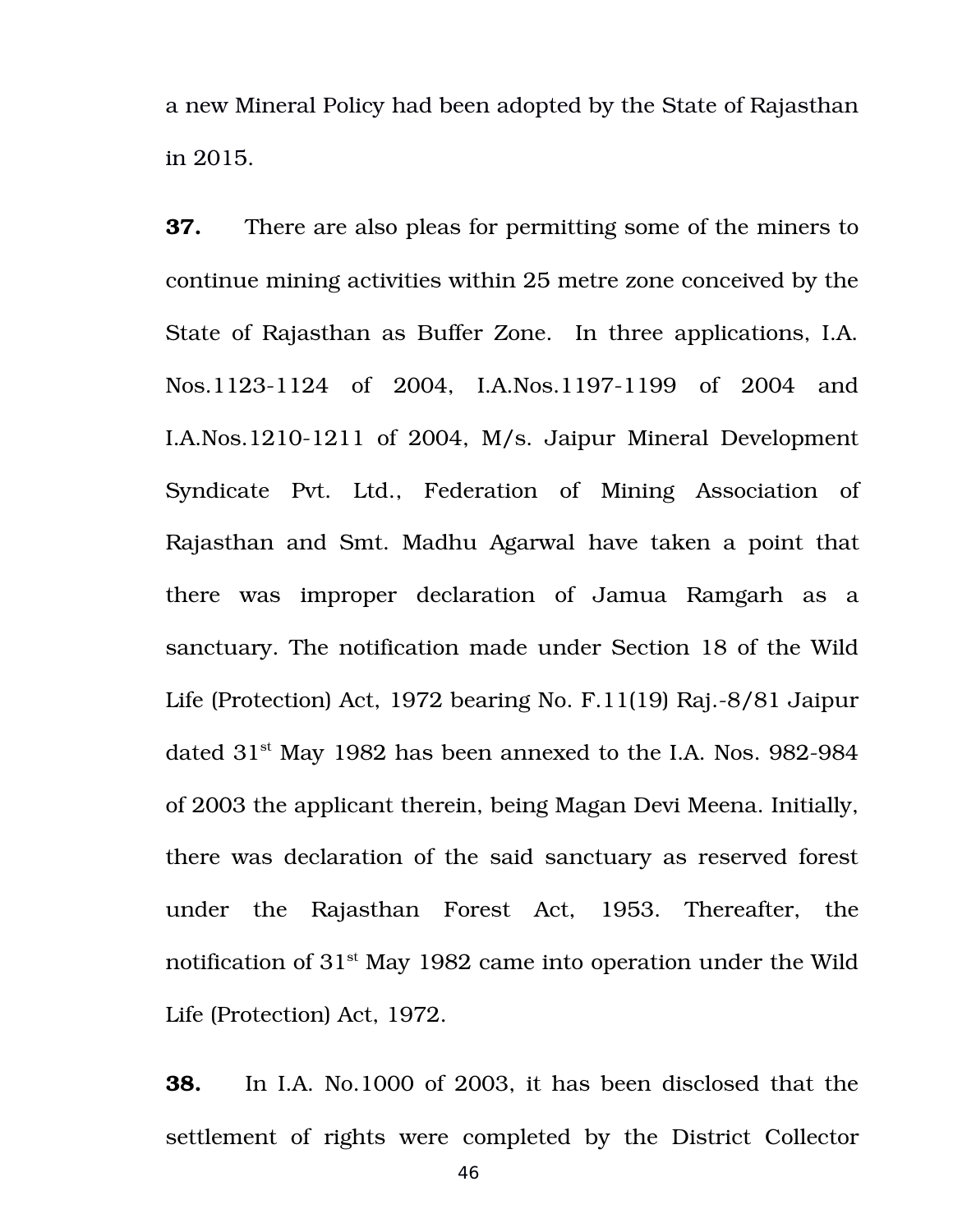a new Mineral Policy had been adopted by the State of Rajasthan in 2015.

**37.** There are also pleas for permitting some of the miners to continue mining activities within 25 metre zone conceived by the State of Rajasthan as Buffer Zone. In three applications, I.A. Nos.1123-1124 of 2004, I.A.Nos.1197-1199 of 2004 and I.A.Nos.1210-1211 of 2004, M/s. Jaipur Mineral Development Syndicate Pvt. Ltd., Federation of Mining Association of Rajasthan and Smt. Madhu Agarwal have taken a point that there was improper declaration of Jamua Ramgarh as a sanctuary. The notification made under Section 18 of the Wild Life (Protection) Act, 1972 bearing No. F.11(19) Raj.-8/81 Jaipur dated 31st May 1982 has been annexed to the I.A. Nos. 982-984 of 2003 the applicant therein, being Magan Devi Meena. Initially, there was declaration of the said sanctuary as reserved forest under the Rajasthan Forest Act, 1953. Thereafter, the notification of 31st May 1982 came into operation under the Wild Life (Protection) Act, 1972.

**38.** In I.A. No.1000 of 2003, it has been disclosed that the settlement of rights were completed by the District Collector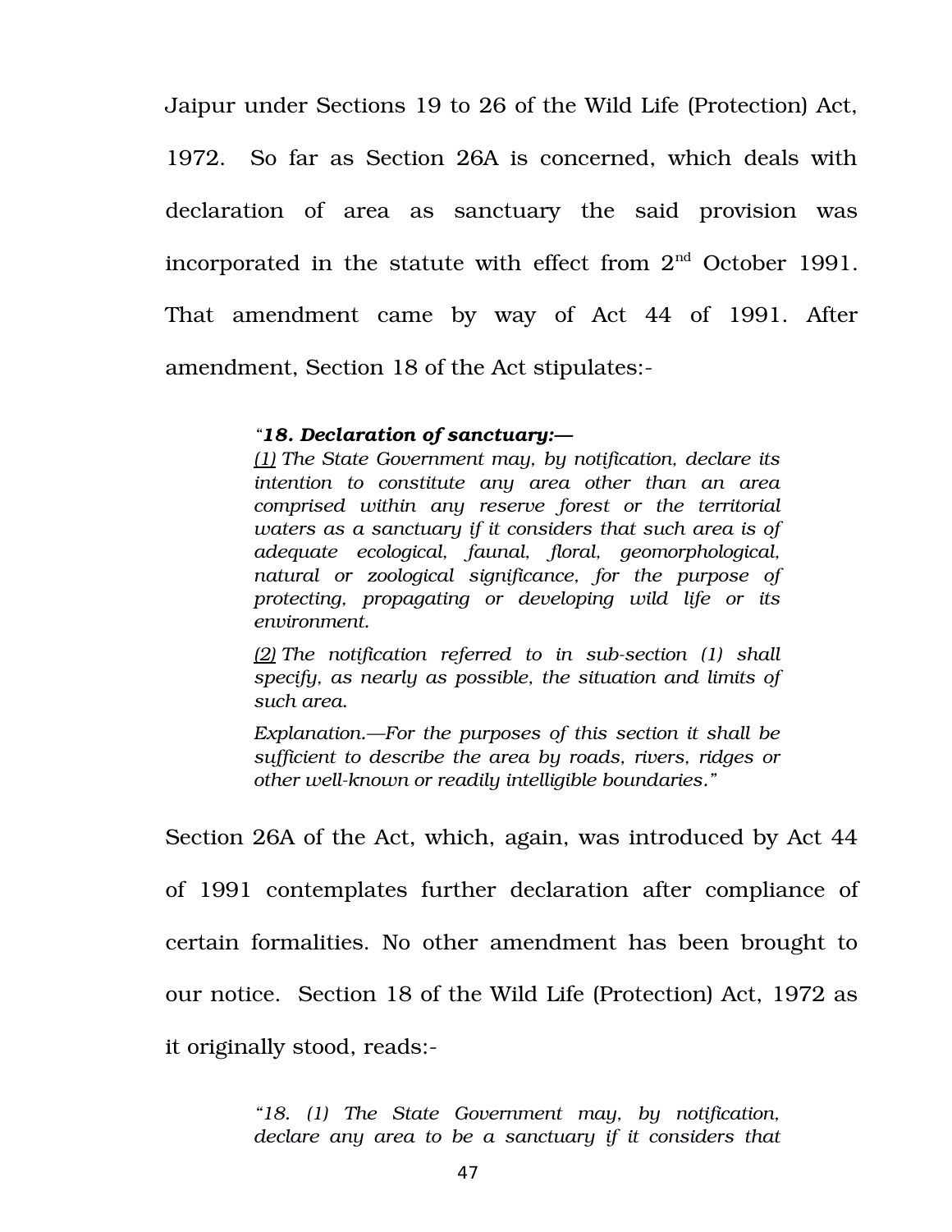Jaipur under Sections 19 to 26 of the Wild Life (Protection) Act, 1972. So far as Section 26A is concerned, which deals with declaration of area as sanctuary the said provision was incorporated in the statute with effect from 2nd October 1991. That amendment came by way of Act 44 of 1991. After amendment, Section 18 of the Act stipulates:-

> *"**18. Declaration of sanctuary:—***
>
> *(1) The State Government may, by notification, declare its intention to constitute any area other than an area comprised within any reserve forest or the territorial waters as a sanctuary if it considers that such area is of adequate ecological, faunal, floral, geomorphological, natural or zoological significance, for the purpose of protecting, propagating or developing wild life or its environment.*
>
> *(2) The notification referred to in sub-section (1) shall specify, as nearly as possible, the situation and limits of such area.*
>
> *Explanation.—For the purposes of this section it shall be sufficient to describe the area by roads, rivers, ridges or other well-known or readily intelligible boundaries."*

Section 26A of the Act, which, again, was introduced by Act 44 of 1991 contemplates further declaration after compliance of certain formalities. No other amendment has been brought to our notice. Section 18 of the Wild Life (Protection) Act, 1972 as it originally stood, reads:-

> *"18. (1) The State Government may, by notification, declare any area to be a sanctuary if it considers that*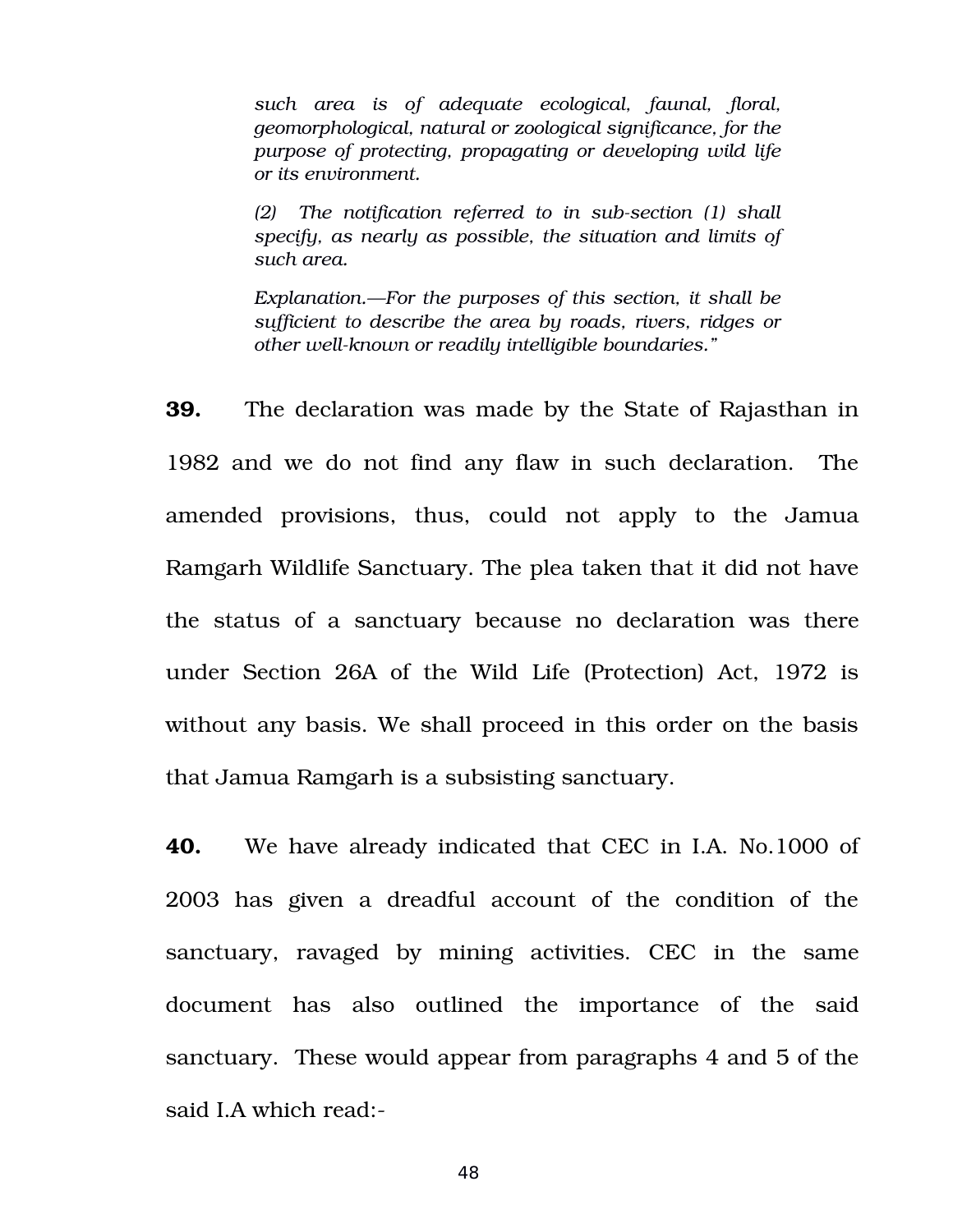*such area is of adequate ecological, faunal, floral, geomorphological, natural or zoological significance, for the purpose of protecting, propagating or developing wild life or its environment.*

*(2) The notification referred to in sub-section (1) shall specify, as nearly as possible, the situation and limits of such area.*

*Explanation.—For the purposes of this section, it shall be sufficient to describe the area by roads, rivers, ridges or other well-known or readily intelligible boundaries."*

**39.** The declaration was made by the State of Rajasthan in 1982 and we do not find any flaw in such declaration. The amended provisions, thus, could not apply to the Jamua Ramgarh Wildlife Sanctuary. The plea taken that it did not have the status of a sanctuary because no declaration was there under Section 26A of the Wild Life (Protection) Act, 1972 is without any basis. We shall proceed in this order on the basis that Jamua Ramgarh is a subsisting sanctuary.

**40.** We have already indicated that CEC in I.A. No.1000 of 2003 has given a dreadful account of the condition of the sanctuary, ravaged by mining activities. CEC in the same document has also outlined the importance of the said sanctuary. These would appear from paragraphs 4 and 5 of the said I.A which read:-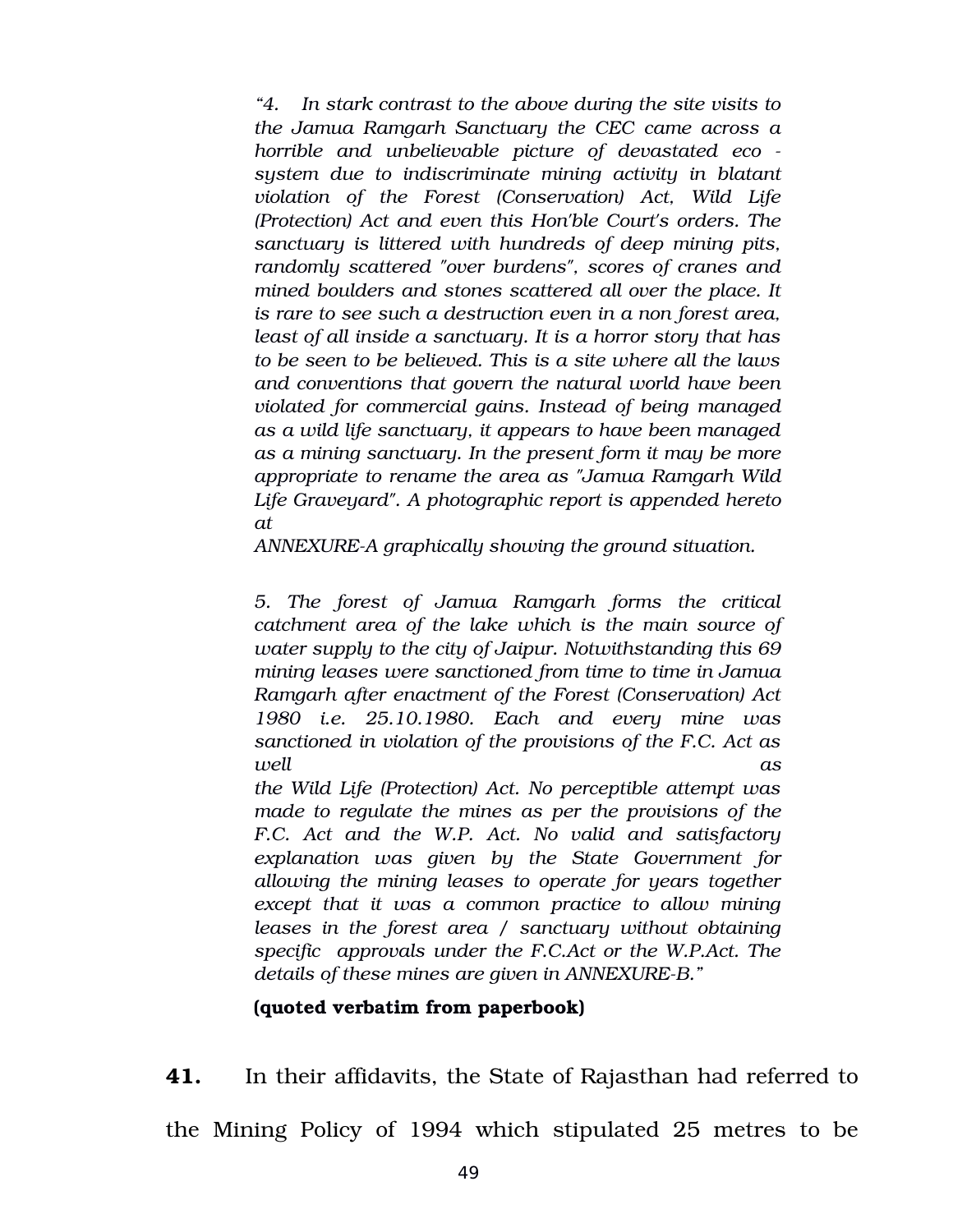*“4. In stark contrast to the above during the site visits to the Jamua Ramgarh Sanctuary the CEC came across a horrible and unbelievable picture of devastated eco - system due to indiscriminate mining activity in blatant violation of the Forest (Conservation) Act, Wild Life (Protection) Act and even this Hon'ble Court's orders. The sanctuary is littered with hundreds of deep mining pits, randomly scattered "over burdens", scores of cranes and mined boulders and stones scattered all over the place. It is rare to see such a destruction even in a non forest area, least of all inside a sanctuary. It is a horror story that has to be seen to be believed. This is a site where all the laws and conventions that govern the natural world have been violated for commercial gains. Instead of being managed as a wild life sanctuary, it appears to have been managed as a mining sanctuary. In the present form it may be more appropriate to rename the area as "Jamua Ramgarh Wild Life Graveyard". A photographic report is appended hereto at ANNEXURE-A graphically showing the ground situation.*

*5. The forest of Jamua Ramgarh forms the critical catchment area of the lake which is the main source of water supply to the city of Jaipur. Notwithstanding this 69 mining leases were sanctioned from time to time in Jamua Ramgarh after enactment of the Forest (Conservation) Act 1980 i.e. 25.10.1980. Each and every mine was sanctioned in violation of the provisions of the F.C. Act as well as the Wild Life (Protection) Act. No perceptible attempt was made to regulate the mines as per the provisions of the F.C. Act and the W.P. Act. No valid and satisfactory explanation was given by the State Government for allowing the mining leases to operate for years together except that it was a common practice to allow mining leases in the forest area / sanctuary without obtaining specific approvals under the F.C.Act or the W.P.Act. The details of these mines are given in ANNEXURE-B.”*

**(quoted verbatim from paperbook)**

**41.** In their affidavits, the State of Rajasthan had referred to the Mining Policy of 1994 which stipulated 25 metres to be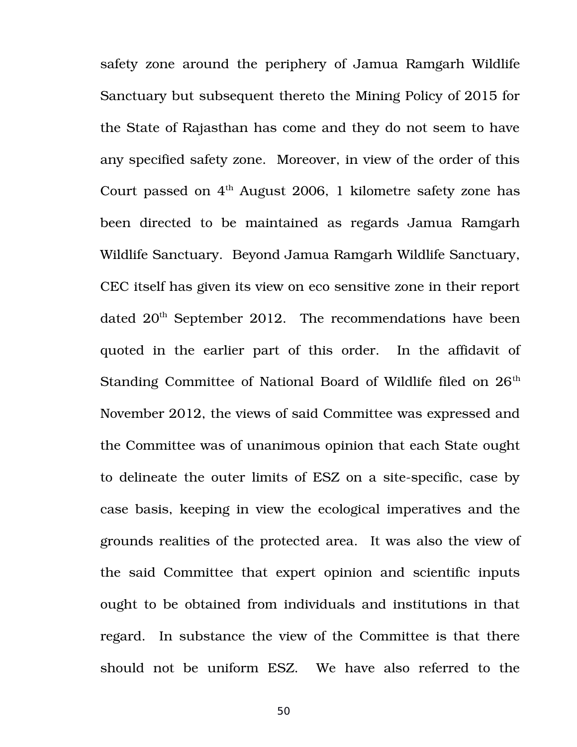safety zone around the periphery of Jamua Ramgarh Wildlife Sanctuary but subsequent thereto the Mining Policy of 2015 for the State of Rajasthan has come and they do not seem to have any specified safety zone. Moreover, in view of the order of this Court passed on 4th August 2006, 1 kilometre safety zone has been directed to be maintained as regards Jamua Ramgarh Wildlife Sanctuary. Beyond Jamua Ramgarh Wildlife Sanctuary, CEC itself has given its view on eco sensitive zone in their report dated 20th September 2012. The recommendations have been quoted in the earlier part of this order. In the affidavit of Standing Committee of National Board of Wildlife filed on 26th November 2012, the views of said Committee was expressed and the Committee was of unanimous opinion that each State ought to delineate the outer limits of ESZ on a site-specific, case by case basis, keeping in view the ecological imperatives and the grounds realities of the protected area. It was also the view of the said Committee that expert opinion and scientific inputs ought to be obtained from individuals and institutions in that regard. In substance the view of the Committee is that there should not be uniform ESZ. We have also referred to the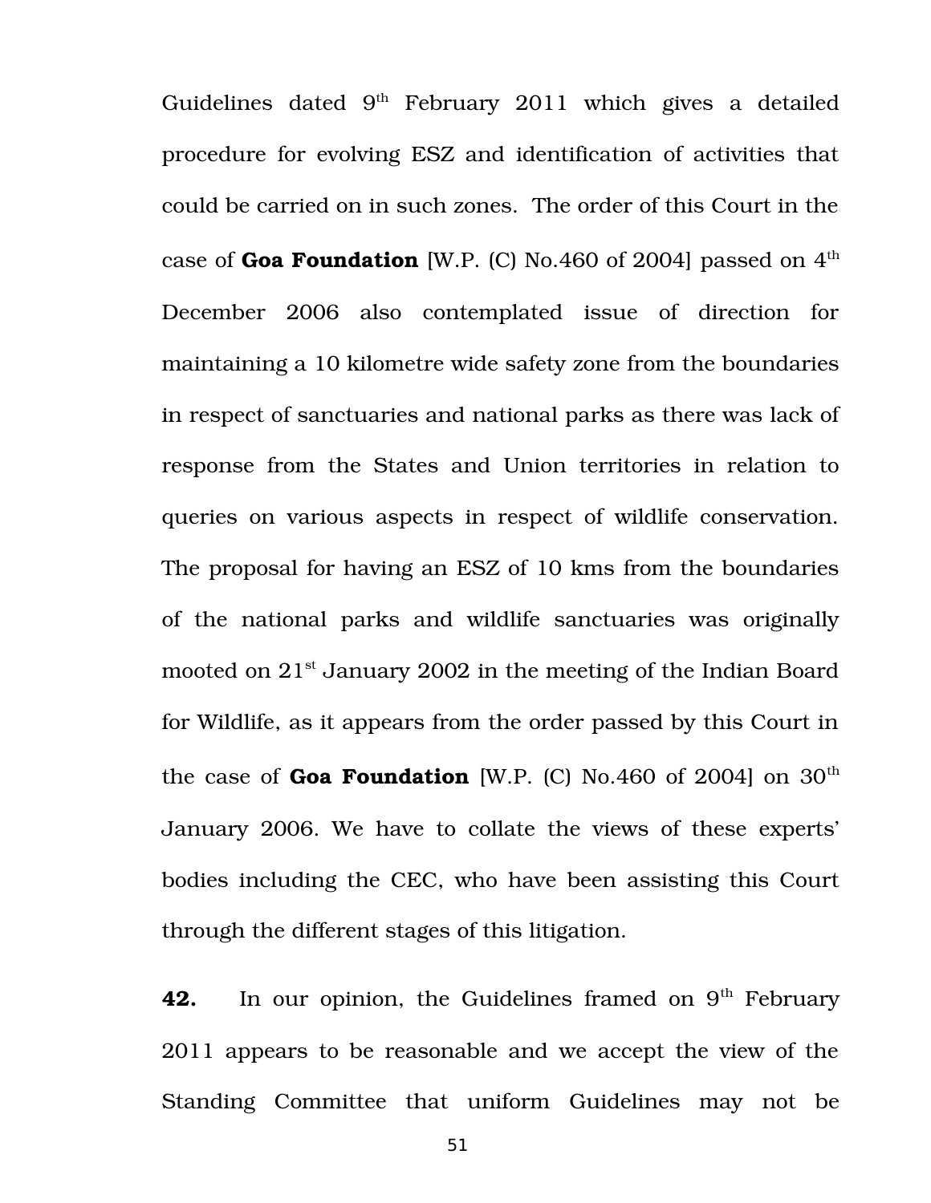Guidelines dated 9th February 2011 which gives a detailed procedure for evolving ESZ and identification of activities that could be carried on in such zones. The order of this Court in the case of **Goa Foundation** [W.P. (C) No.460 of 2004] passed on 4th December 2006 also contemplated issue of direction for maintaining a 10 kilometre wide safety zone from the boundaries in respect of sanctuaries and national parks as there was lack of response from the States and Union territories in relation to queries on various aspects in respect of wildlife conservation. The proposal for having an ESZ of 10 kms from the boundaries of the national parks and wildlife sanctuaries was originally mooted on 21st January 2002 in the meeting of the Indian Board for Wildlife, as it appears from the order passed by this Court in the case of **Goa Foundation** [W.P. (C) No.460 of 2004] on 30th January 2006. We have to collate the views of these experts' bodies including the CEC, who have been assisting this Court through the different stages of this litigation.

**42.** In our opinion, the Guidelines framed on 9th February 2011 appears to be reasonable and we accept the view of the Standing Committee that uniform Guidelines may not be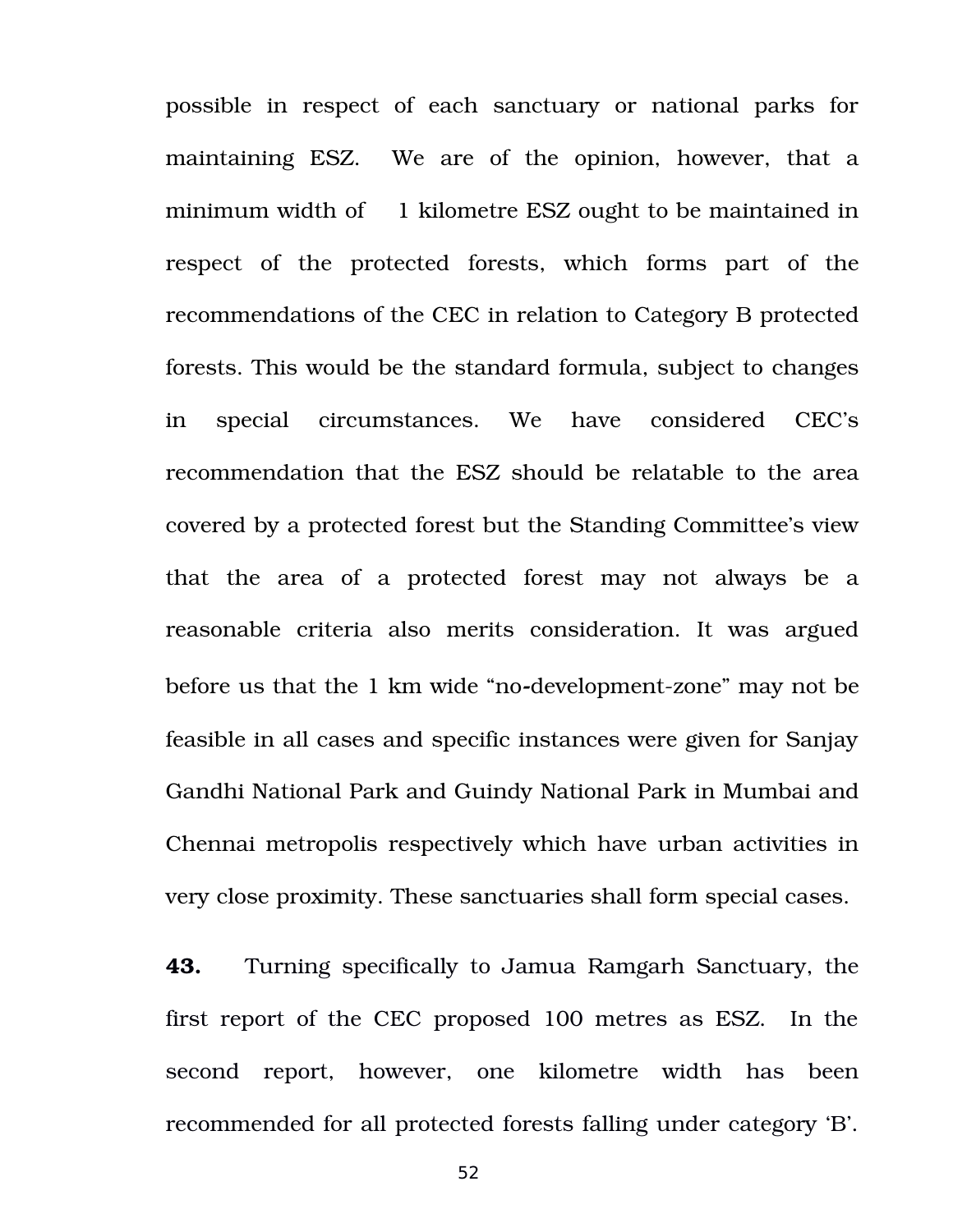possible in respect of each sanctuary or national parks for maintaining ESZ. We are of the opinion, however, that a minimum width of 1 kilometre ESZ ought to be maintained in respect of the protected forests, which forms part of the recommendations of the CEC in relation to Category B protected forests. This would be the standard formula, subject to changes in special circumstances. We have considered CEC's recommendation that the ESZ should be relatable to the area covered by a protected forest but the Standing Committee's view that the area of a protected forest may not always be a reasonable criteria also merits consideration. It was argued before us that the 1 km wide "no-development-zone" may not be feasible in all cases and specific instances were given for Sanjay Gandhi National Park and Guindy National Park in Mumbai and Chennai metropolis respectively which have urban activities in very close proximity. These sanctuaries shall form special cases.

**43.** Turning specifically to Jamua Ramgarh Sanctuary, the first report of the CEC proposed 100 metres as ESZ. In the second report, however, one kilometre width has been recommended for all protected forests falling under category 'B'.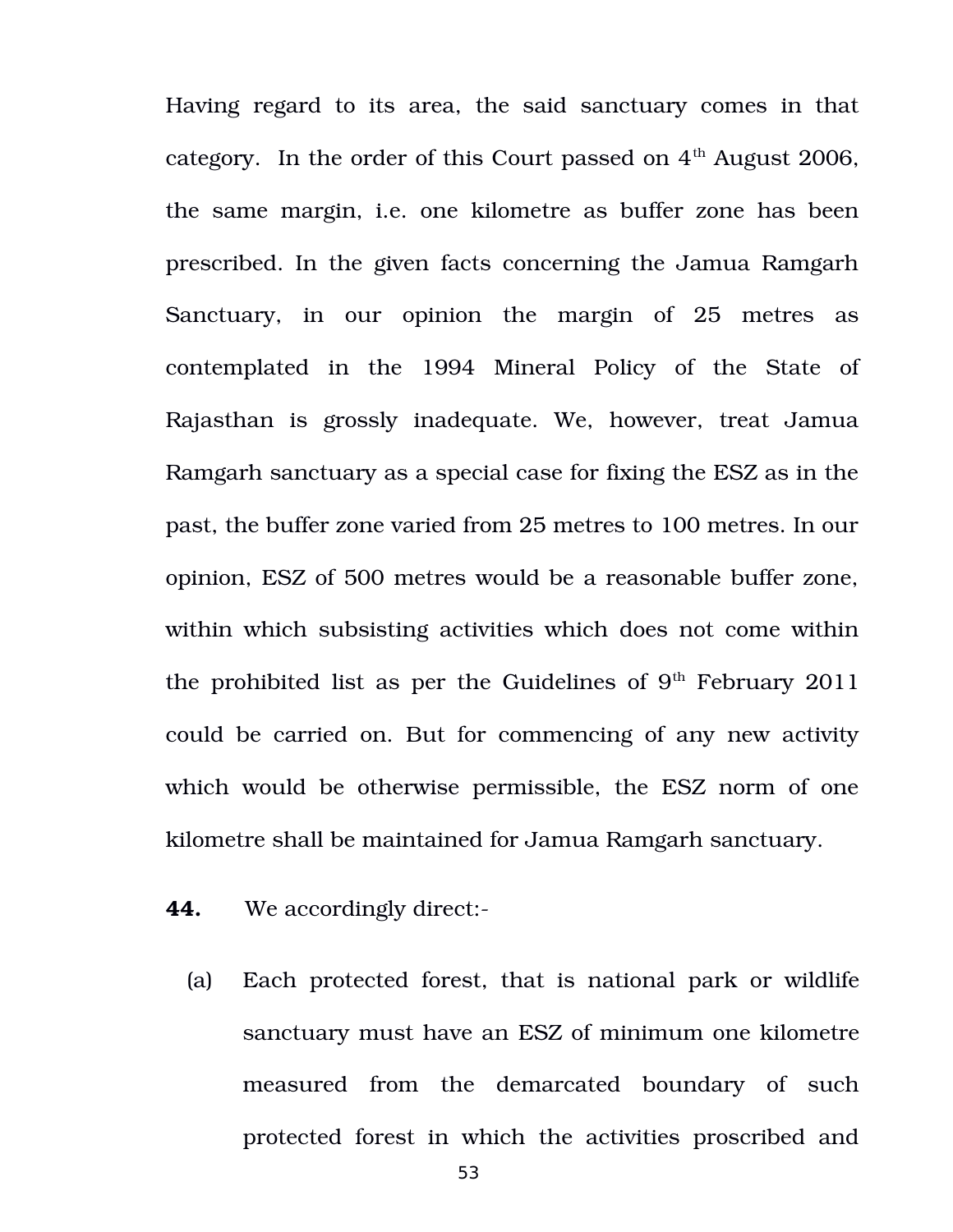Having regard to its area, the said sanctuary comes in that category. In the order of this Court passed on 4th August 2006, the same margin, i.e. one kilometre as buffer zone has been prescribed. In the given facts concerning the Jamua Ramgarh Sanctuary, in our opinion the margin of 25 metres as contemplated in the 1994 Mineral Policy of the State of Rajasthan is grossly inadequate. We, however, treat Jamua Ramgarh sanctuary as a special case for fixing the ESZ as in the past, the buffer zone varied from 25 metres to 100 metres. In our opinion, ESZ of 500 metres would be a reasonable buffer zone, within which subsisting activities which does not come within the prohibited list as per the Guidelines of 9th February 2011 could be carried on. But for commencing of any new activity which would be otherwise permissible, the ESZ norm of one kilometre shall be maintained for Jamua Ramgarh sanctuary.

**44.** We accordingly direct:-

(a) Each protected forest, that is national park or wildlife sanctuary must have an ESZ of minimum one kilometre measured from the demarcated boundary of such protected forest in which the activities proscribed and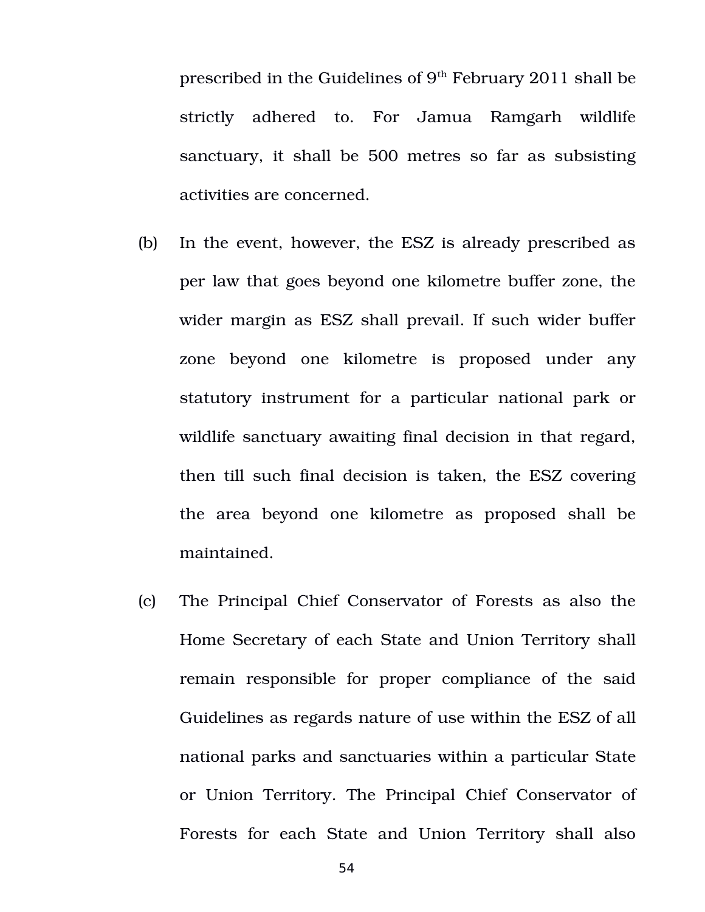prescribed in the Guidelines of 9th February 2011 shall be strictly adhered to. For Jamua Ramgarh wildlife sanctuary, it shall be 500 metres so far as subsisting activities are concerned.

(b) In the event, however, the ESZ is already prescribed as per law that goes beyond one kilometre buffer zone, the wider margin as ESZ shall prevail. If such wider buffer zone beyond one kilometre is proposed under any statutory instrument for a particular national park or wildlife sanctuary awaiting final decision in that regard, then till such final decision is taken, the ESZ covering the area beyond one kilometre as proposed shall be maintained.

(c) The Principal Chief Conservator of Forests as also the Home Secretary of each State and Union Territory shall remain responsible for proper compliance of the said Guidelines as regards nature of use within the ESZ of all national parks and sanctuaries within a particular State or Union Territory. The Principal Chief Conservator of Forests for each State and Union Territory shall also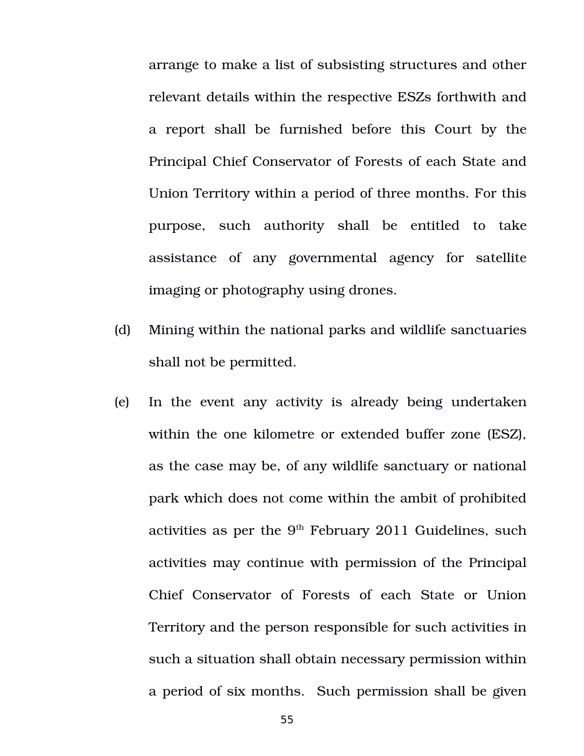arrange to make a list of subsisting structures and other relevant details within the respective ESZs forthwith and a report shall be furnished before this Court by the Principal Chief Conservator of Forests of each State and Union Territory within a period of three months. For this purpose, such authority shall be entitled to take assistance of any governmental agency for satellite imaging or photography using drones.

(d) Mining within the national parks and wildlife sanctuaries shall not be permitted.

(e) In the event any activity is already being undertaken within the one kilometre or extended buffer zone (ESZ), as the case may be, of any wildlife sanctuary or national park which does not come within the ambit of prohibited activities as per the 9th February 2011 Guidelines, such activities may continue with permission of the Principal Chief Conservator of Forests of each State or Union Territory and the person responsible for such activities in such a situation shall obtain necessary permission within a period of six months. Such permission shall be given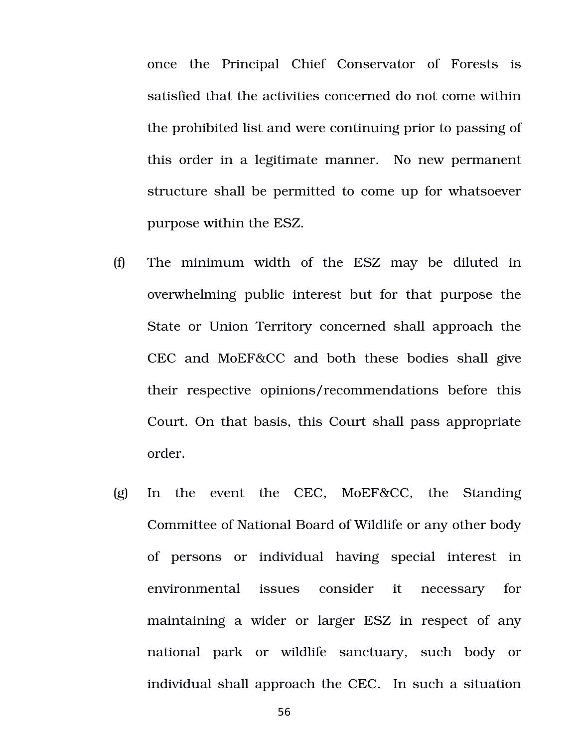once the Principal Chief Conservator of Forests is satisfied that the activities concerned do not come within the prohibited list and were continuing prior to passing of this order in a legitimate manner. No new permanent structure shall be permitted to come up for whatsoever purpose within the ESZ.

(f) The minimum width of the ESZ may be diluted in overwhelming public interest but for that purpose the State or Union Territory concerned shall approach the CEC and MoEF&CC and both these bodies shall give their respective opinions/recommendations before this Court. On that basis, this Court shall pass appropriate order.

(g) In the event the CEC, MoEF&CC, the Standing Committee of National Board of Wildlife or any other body of persons or individual having special interest in environmental issues consider it necessary for maintaining a wider or larger ESZ in respect of any national park or wildlife sanctuary, such body or individual shall approach the CEC. In such a situation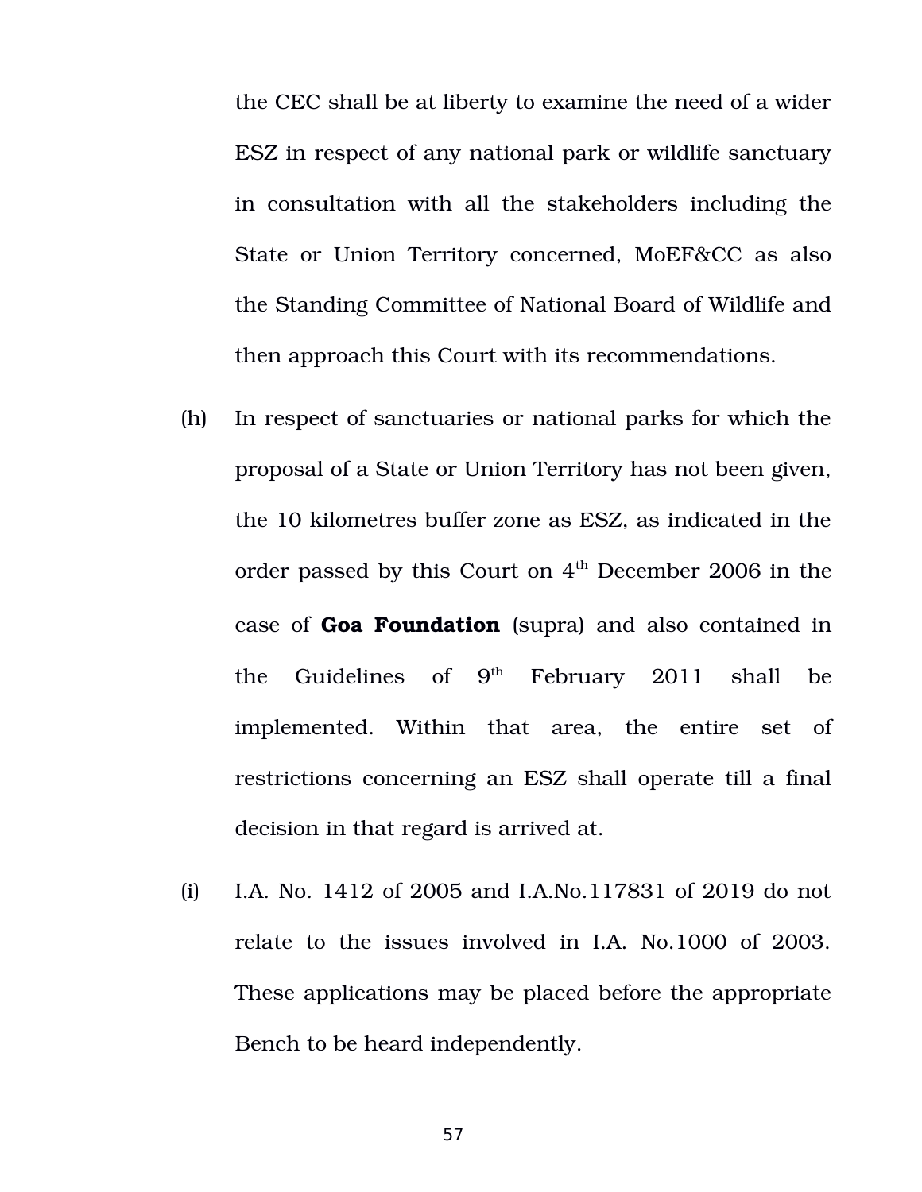the CEC shall be at liberty to examine the need of a wider ESZ in respect of any national park or wildlife sanctuary in consultation with all the stakeholders including the State or Union Territory concerned, MoEF&CC as also the Standing Committee of National Board of Wildlife and then approach this Court with its recommendations.

(h) In respect of sanctuaries or national parks for which the proposal of a State or Union Territory has not been given, the 10 kilometres buffer zone as ESZ, as indicated in the order passed by this Court on 4th December 2006 in the case of **Goa Foundation** (supra) and also contained in the Guidelines of 9th February 2011 shall be implemented. Within that area, the entire set of restrictions concerning an ESZ shall operate till a final decision in that regard is arrived at.

(i) I.A. No. 1412 of 2005 and I.A.No.117831 of 2019 do not relate to the issues involved in I.A. No.1000 of 2003. These applications may be placed before the appropriate Bench to be heard independently.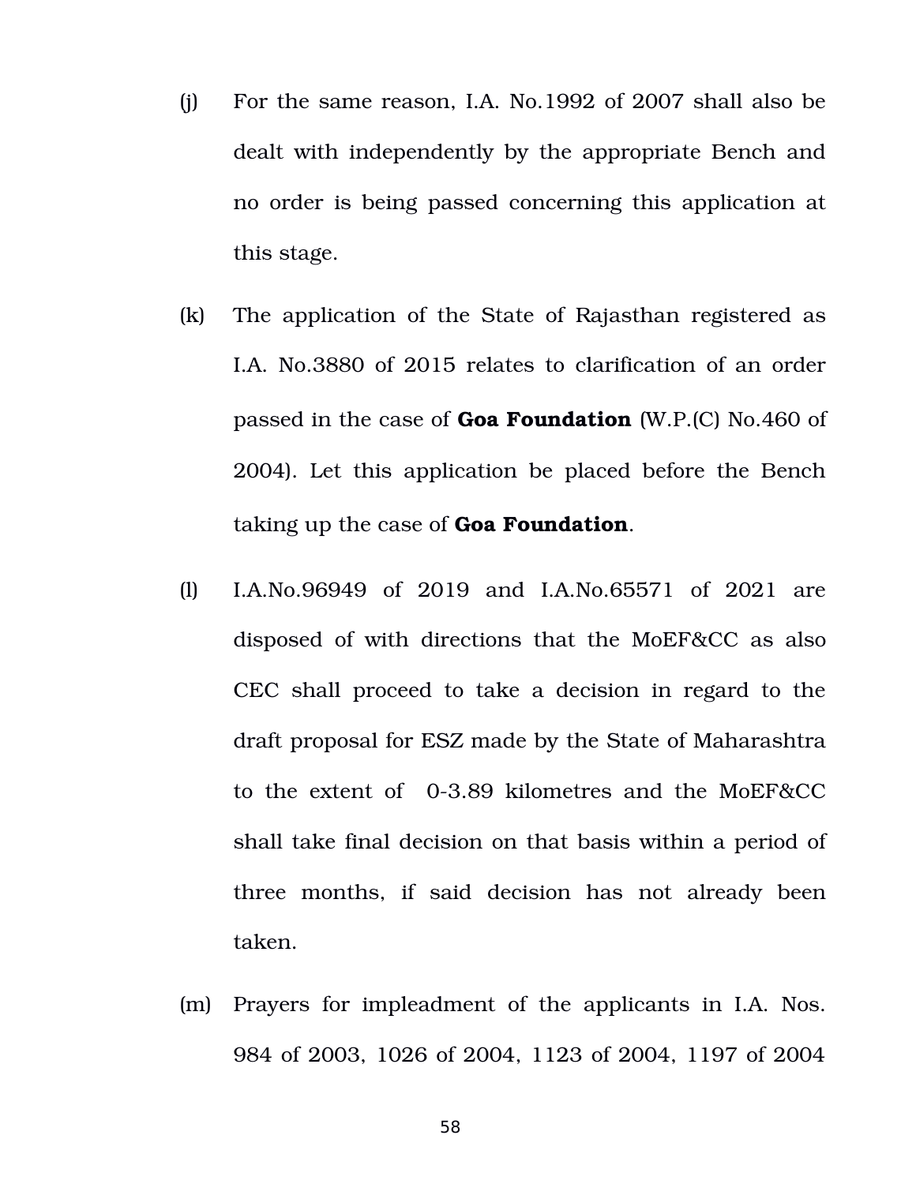(j) For the same reason, I.A. No.1992 of 2007 shall also be dealt with independently by the appropriate Bench and no order is being passed concerning this application at this stage.

(k) The application of the State of Rajasthan registered as I.A. No.3880 of 2015 relates to clarification of an order passed in the case of **Goa Foundation** (W.P.(C) No.460 of 2004). Let this application be placed before the Bench taking up the case of **Goa Foundation**.

(l) I.A.No.96949 of 2019 and I.A.No.65571 of 2021 are disposed of with directions that the MoEF&CC as also CEC shall proceed to take a decision in regard to the draft proposal for ESZ made by the State of Maharashtra to the extent of 0-3.89 kilometres and the MoEF&CC shall take final decision on that basis within a period of three months, if said decision has not already been taken.

(m) Prayers for impleadment of the applicants in I.A. Nos. 984 of 2003, 1026 of 2004, 1123 of 2004, 1197 of 2004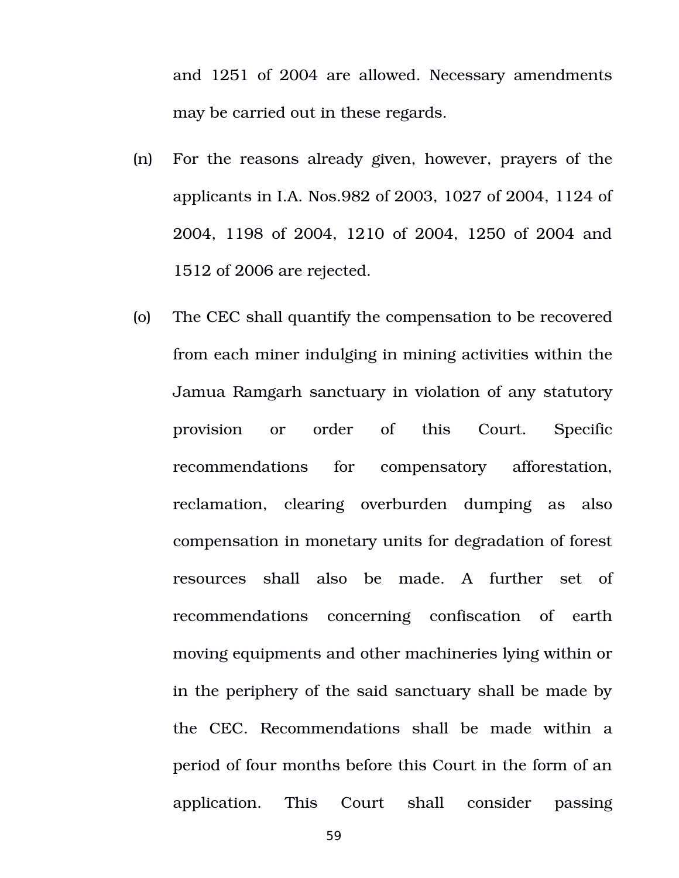and 1251 of 2004 are allowed. Necessary amendments may be carried out in these regards.

(n) For the reasons already given, however, prayers of the applicants in I.A. Nos.982 of 2003, 1027 of 2004, 1124 of 2004, 1198 of 2004, 1210 of 2004, 1250 of 2004 and 1512 of 2006 are rejected.

(o) The CEC shall quantify the compensation to be recovered from each miner indulging in mining activities within the Jamua Ramgarh sanctuary in violation of any statutory provision or order of this Court. Specific recommendations for compensatory afforestation, reclamation, clearing overburden dumping as also compensation in monetary units for degradation of forest resources shall also be made. A further set of recommendations concerning confiscation of earth moving equipments and other machineries lying within or in the periphery of the said sanctuary shall be made by the CEC. Recommendations shall be made within a period of four months before this Court in the form of an application. This Court shall consider passing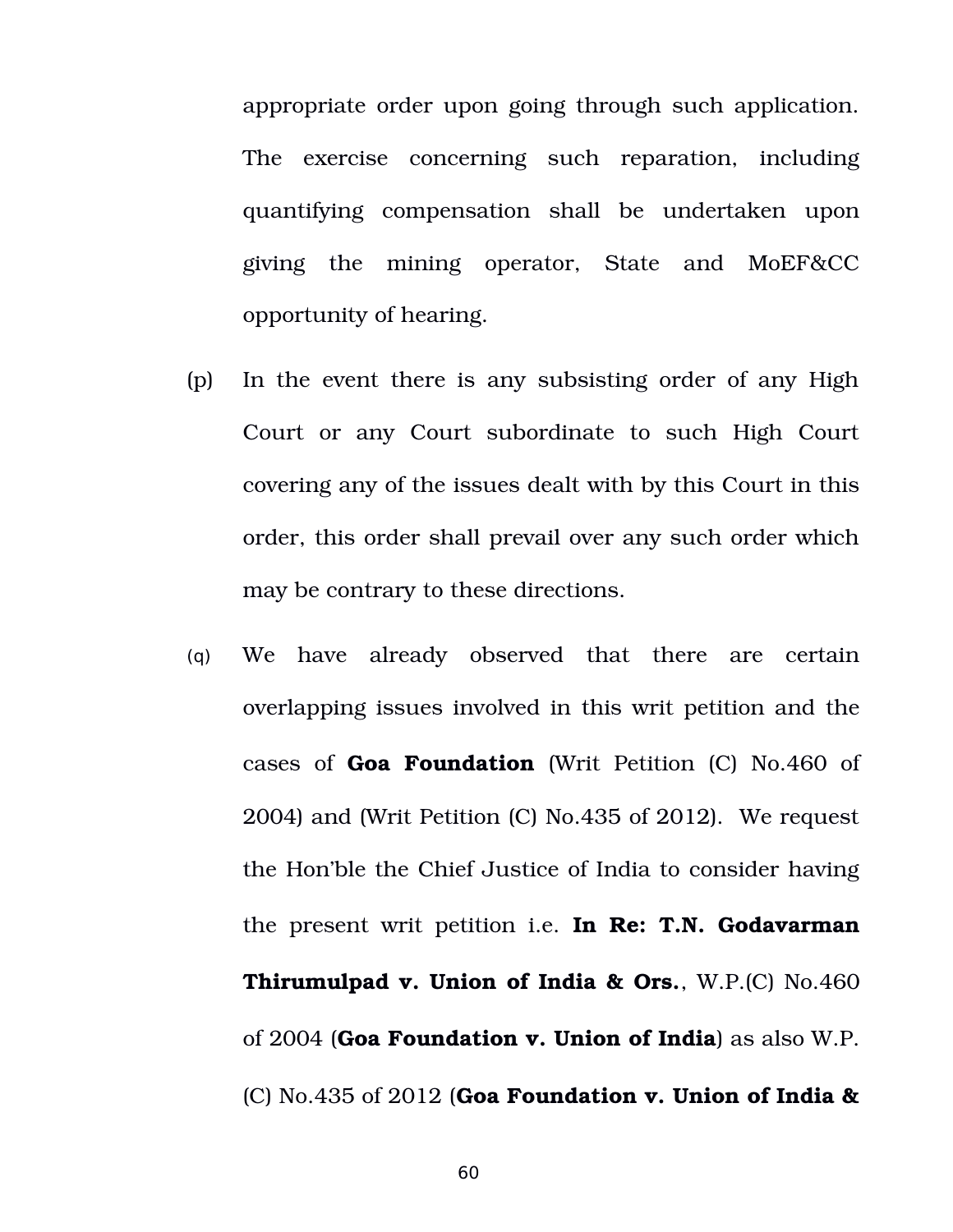appropriate order upon going through such application. The exercise concerning such reparation, including quantifying compensation shall be undertaken upon giving the mining operator, State and MoEF&CC opportunity of hearing.

(p) In the event there is any subsisting order of any High Court or any Court subordinate to such High Court covering any of the issues dealt with by this Court in this order, this order shall prevail over any such order which may be contrary to these directions.

(q) We have already observed that there are certain overlapping issues involved in this writ petition and the cases of **Goa Foundation** (Writ Petition (C) No.460 of 2004) and (Writ Petition (C) No.435 of 2012). We request the Hon'ble the Chief Justice of India to consider having the present writ petition i.e. **In Re: T.N. Godavarman Thirumulpad v. Union of India & Ors.**, W.P.(C) No.460 of 2004 (**Goa Foundation v. Union of India**) as also W.P.(C) No.435 of 2012 (**Goa Foundation v. Union of India &**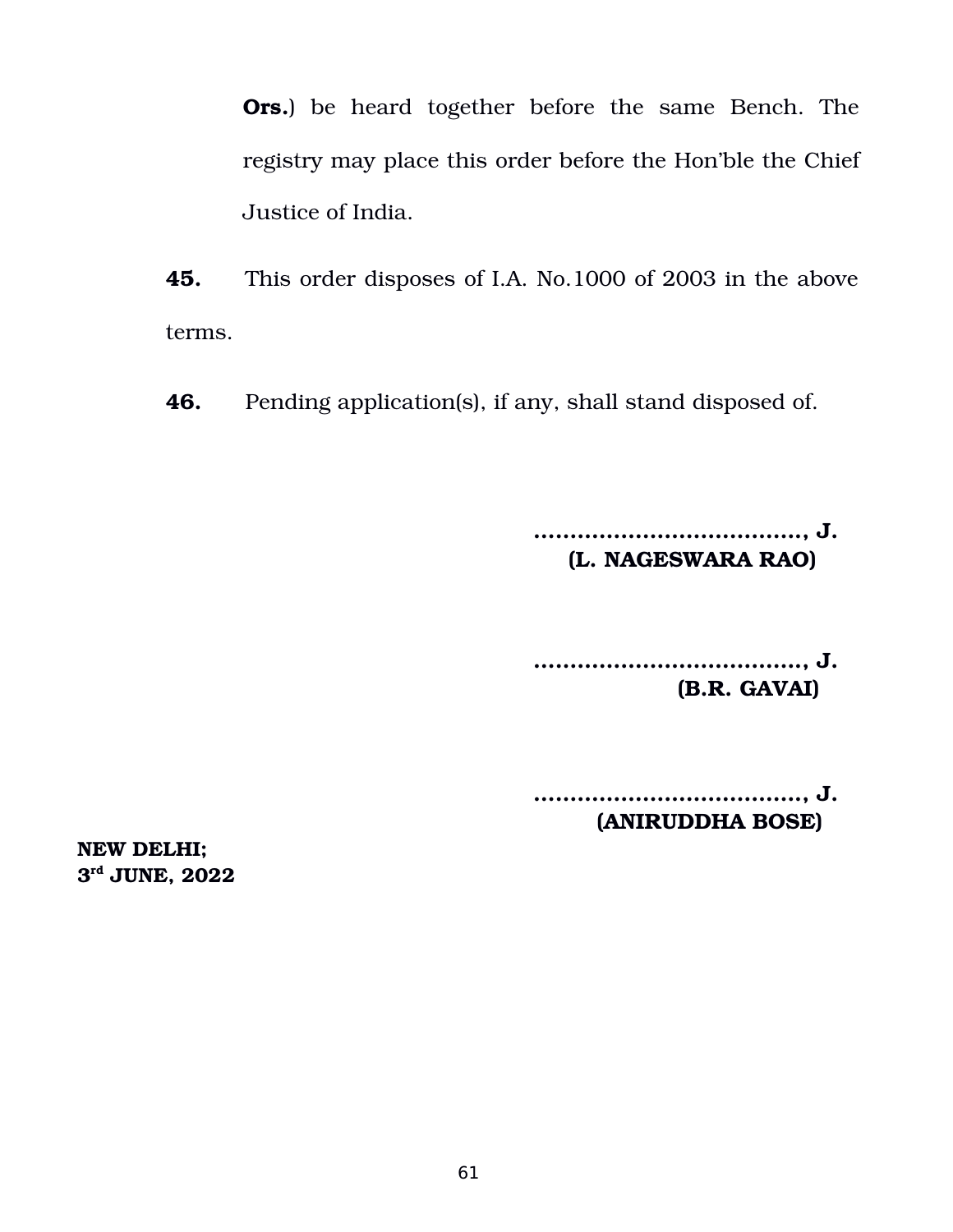**Ors.**) be heard together before the same Bench. The registry may place this order before the Hon'ble the Chief Justice of India.

**45.** This order disposes of I.A. No.1000 of 2003 in the above terms.

**46.** Pending application(s), if any, shall stand disposed of.

**……………………………., J.**
**(L. NAGESWARA RAO)**

**……………………………., J.**
**(B.R. GAVAI)**

**……………………………., J.**
**(ANIRUDDHA BOSE)**

**NEW DELHI;**
**3rd JUNE, 2022**